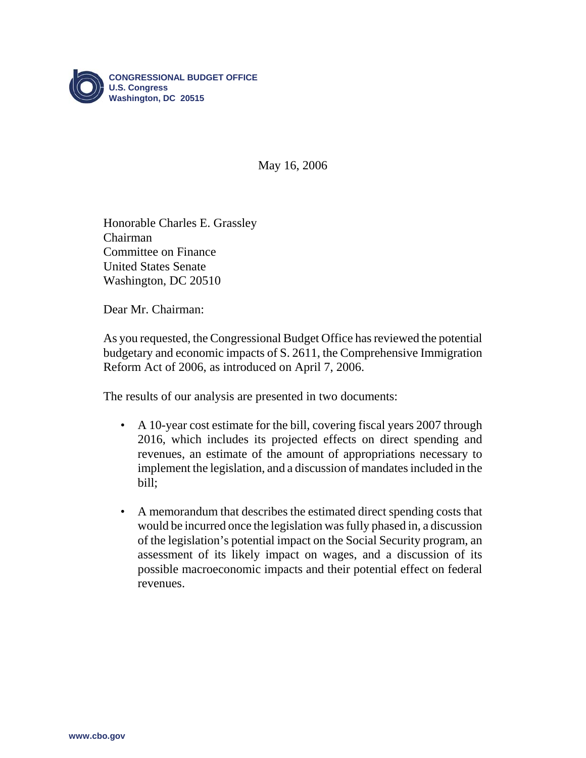**CONGRESSIONAL BUDGET OFFICE**
**U.S. Congress**
**Washington, DC 20515**

May 16, 2006

Honorable Charles E. Grassley
Chairman
Committee on Finance
United States Senate
Washington, DC 20510

Dear Mr. Chairman:

As you requested, the Congressional Budget Office has reviewed the potential budgetary and economic impacts of S. 2611, the Comprehensive Immigration Reform Act of 2006, as introduced on April 7, 2006.

The results of our analysis are presented in two documents:

- A 10-year cost estimate for the bill, covering fiscal years 2007 through 2016, which includes its projected effects on direct spending and revenues, an estimate of the amount of appropriations necessary to implement the legislation, and a discussion of mandates included in the bill;

- A memorandum that describes the estimated direct spending costs that would be incurred once the legislation was fully phased in, a discussion of the legislation's potential impact on the Social Security program, an assessment of its likely impact on wages, and a discussion of its possible macroeconomic impacts and their potential effect on federal revenues.

www.cbo.gov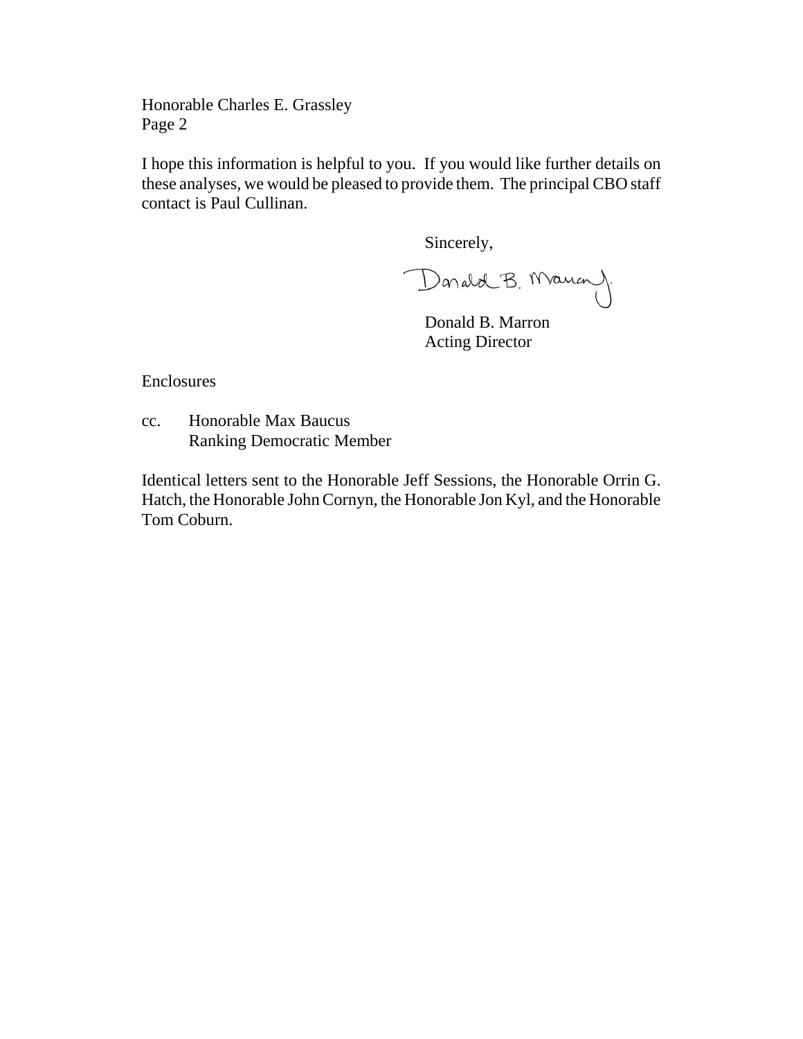Honorable Charles E. Grassley
Page 2

I hope this information is helpful to you. If you would like further details on these analyses, we would be pleased to provide them. The principal CBO staff contact is Paul Cullinan.

Sincerely,

Donald B. Marron

Donald B. Marron
Acting Director

Enclosures

cc. Honorable Max Baucus
Ranking Democratic Member

Identical letters sent to the Honorable Jeff Sessions, the Honorable Orrin G. Hatch, the Honorable John Cornyn, the Honorable Jon Kyl, and the Honorable Tom Coburn.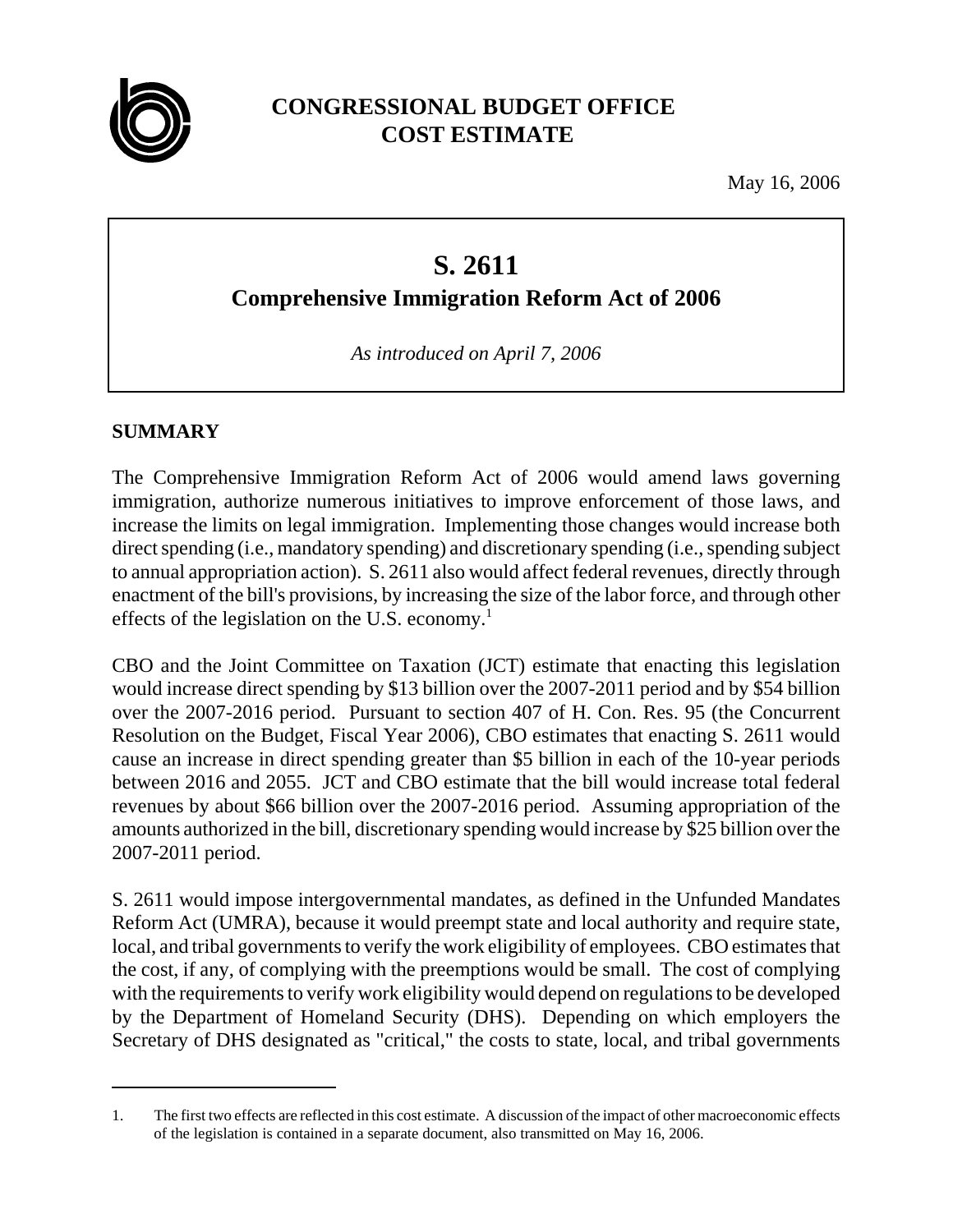**CONGRESSIONAL BUDGET OFFICE**
**COST ESTIMATE**

May 16, 2006

# S. 2611

## Comprehensive Immigration Reform Act of 2006

*As introduced on April 7, 2006*

### SUMMARY

The Comprehensive Immigration Reform Act of 2006 would amend laws governing immigration, authorize numerous initiatives to improve enforcement of those laws, and increase the limits on legal immigration. Implementing those changes would increase both direct spending (i.e., mandatory spending) and discretionary spending (i.e., spending subject to annual appropriation action). S. 2611 also would affect federal revenues, directly through enactment of the bill's provisions, by increasing the size of the labor force, and through other effects of the legislation on the U.S. economy.[1]

CBO and the Joint Committee on Taxation (JCT) estimate that enacting this legislation would increase direct spending by $13 billion over the 2007-2011 period and by $54 billion over the 2007-2016 period. Pursuant to section 407 of H. Con. Res. 95 (the Concurrent Resolution on the Budget, Fiscal Year 2006), CBO estimates that enacting S. 2611 would cause an increase in direct spending greater than $5 billion in each of the 10-year periods between 2016 and 2055. JCT and CBO estimate that the bill would increase total federal revenues by about $66 billion over the 2007-2016 period. Assuming appropriation of the amounts authorized in the bill, discretionary spending would increase by $25 billion over the 2007-2011 period.

S. 2611 would impose intergovernmental mandates, as defined in the Unfunded Mandates Reform Act (UMRA), because it would preempt state and local authority and require state, local, and tribal governments to verify the work eligibility of employees. CBO estimates that the cost, if any, of complying with the preemptions would be small. The cost of complying with the requirements to verify work eligibility would depend on regulations to be developed by the Department of Homeland Security (DHS). Depending on which employers the Secretary of DHS designated as "critical," the costs to state, local, and tribal governments

---

1. The first two effects are reflected in this cost estimate. A discussion of the impact of other macroeconomic effects of the legislation is contained in a separate document, also transmitted on May 16, 2006.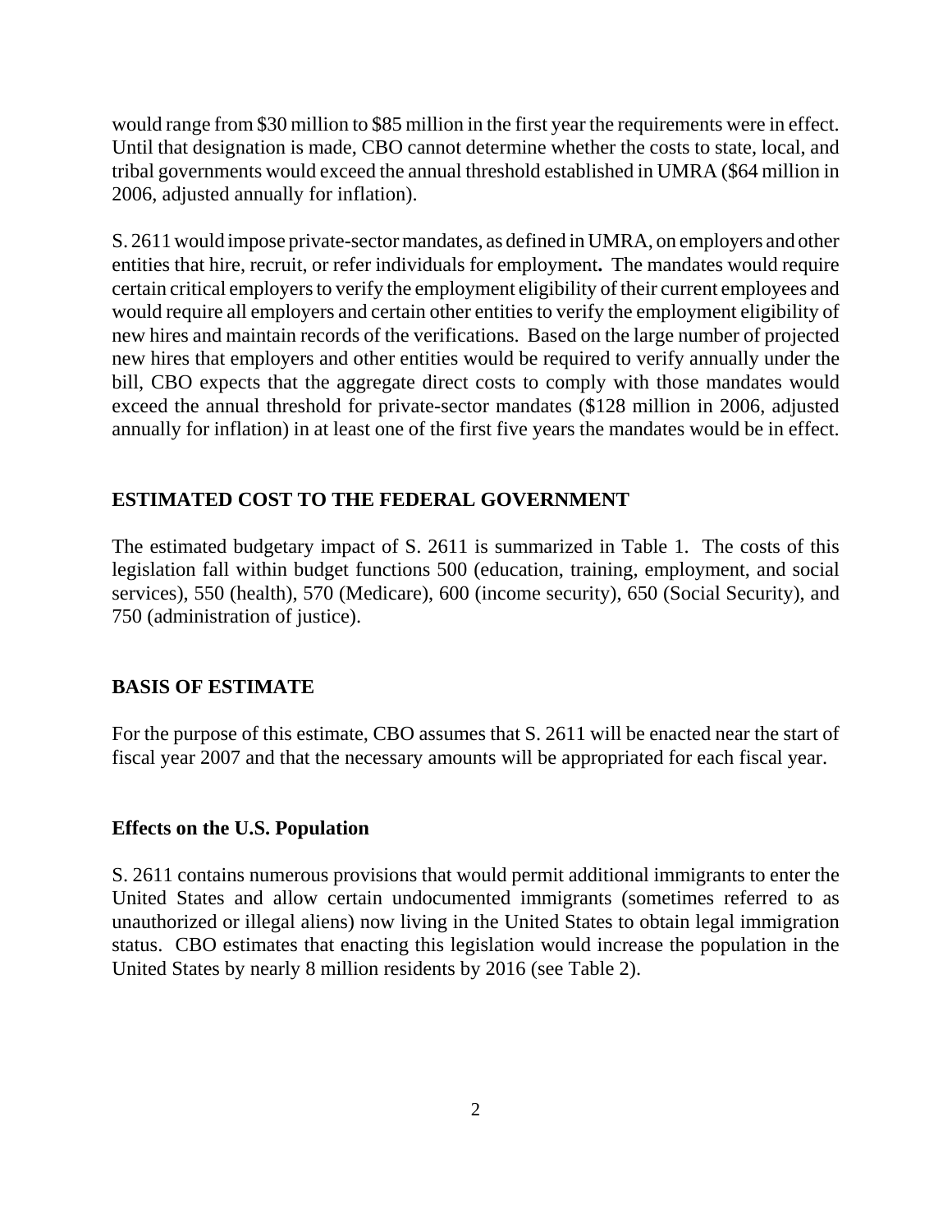would range from $30 million to $85 million in the first year the requirements were in effect. Until that designation is made, CBO cannot determine whether the costs to state, local, and tribal governments would exceed the annual threshold established in UMRA ($64 million in 2006, adjusted annually for inflation).

S. 2611 would impose private-sector mandates, as defined in UMRA, on employers and other entities that hire, recruit, or refer individuals for employment**.** The mandates would require certain critical employers to verify the employment eligibility of their current employees and would require all employers and certain other entities to verify the employment eligibility of new hires and maintain records of the verifications. Based on the large number of projected new hires that employers and other entities would be required to verify annually under the bill, CBO expects that the aggregate direct costs to comply with those mandates would exceed the annual threshold for private-sector mandates ($128 million in 2006, adjusted annually for inflation) in at least one of the first five years the mandates would be in effect.

## ESTIMATED COST TO THE FEDERAL GOVERNMENT

The estimated budgetary impact of S. 2611 is summarized in Table 1. The costs of this legislation fall within budget functions 500 (education, training, employment, and social services), 550 (health), 570 (Medicare), 600 (income security), 650 (Social Security), and 750 (administration of justice).

## BASIS OF ESTIMATE

For the purpose of this estimate, CBO assumes that S. 2611 will be enacted near the start of fiscal year 2007 and that the necessary amounts will be appropriated for each fiscal year.

### Effects on the U.S. Population

S. 2611 contains numerous provisions that would permit additional immigrants to enter the United States and allow certain undocumented immigrants (sometimes referred to as unauthorized or illegal aliens) now living in the United States to obtain legal immigration status. CBO estimates that enacting this legislation would increase the population in the United States by nearly 8 million residents by 2016 (see Table 2).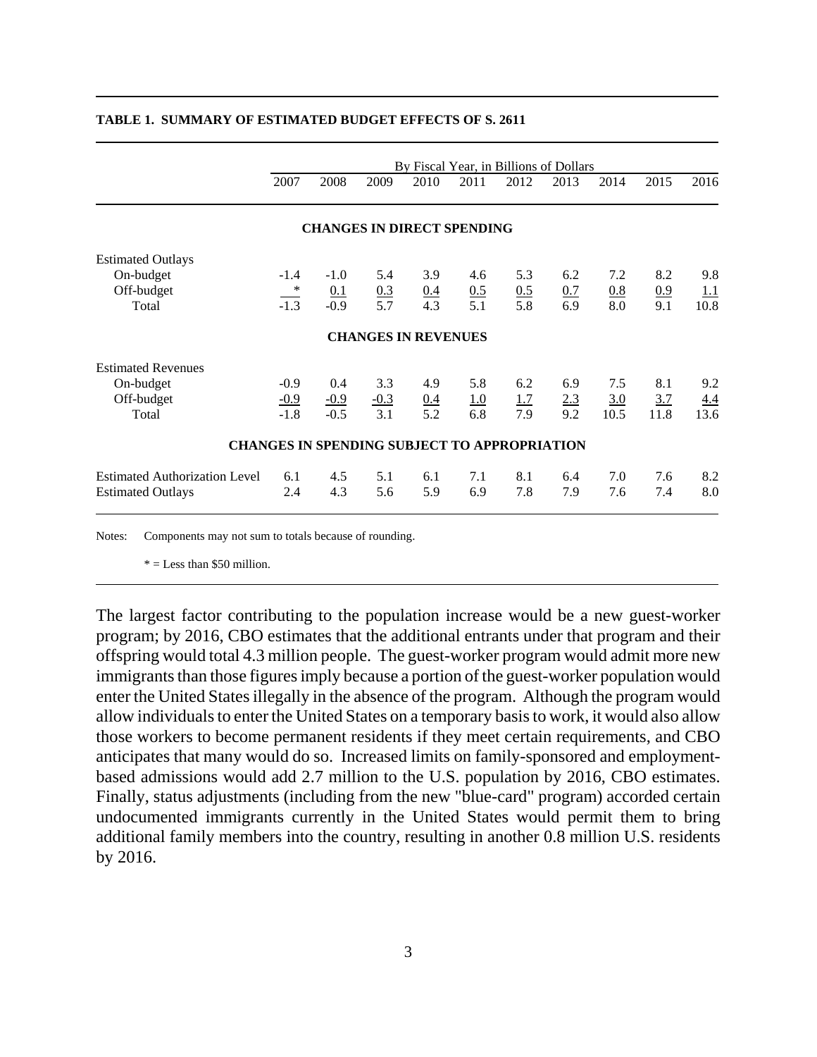**TABLE 1. SUMMARY OF ESTIMATED BUDGET EFFECTS OF S. 2611**

| | By Fiscal Year, in Billions of Dollars | | | | | | | | | |
|---|---|---|---|---|---|---|---|---|---|---|
| | 2007 | 2008 | 2009 | 2010 | 2011 | 2012 | 2013 | 2014 | 2015 | 2016 |
| **CHANGES IN DIRECT SPENDING** | | | | | | | | | | |
| Estimated Outlays | | | | | | | | | | |
| On-budget | -1.4 | -1.0 | 5.4 | 3.9 | 4.6 | 5.3 | 6.2 | 7.2 | 8.2 | 9.8 |
| Off-budget | * | 0.1 | 0.3 | 0.4 | 0.5 | 0.5 | 0.7 | 0.8 | 0.9 | 1.1 |
| Total | -1.3 | -0.9 | 5.7 | 4.3 | 5.1 | 5.8 | 6.9 | 8.0 | 9.1 | 10.8 |
| **CHANGES IN REVENUES** | | | | | | | | | | |
| Estimated Revenues | | | | | | | | | | |
| On-budget | -0.9 | 0.4 | 3.3 | 4.9 | 5.8 | 6.2 | 6.9 | 7.5 | 8.1 | 9.2 |
| Off-budget | -0.9 | -0.9 | -0.3 | 0.4 | 1.0 | 1.7 | 2.3 | 3.0 | 3.7 | 4.4 |
| Total | -1.8 | -0.5 | 3.1 | 5.2 | 6.8 | 7.9 | 9.2 | 10.5 | 11.8 | 13.6 |
| **CHANGES IN SPENDING SUBJECT TO APPROPRIATION** | | | | | | | | | | |
| Estimated Authorization Level | 6.1 | 4.5 | 5.1 | 6.1 | 7.1 | 8.1 | 6.4 | 7.0 | 7.6 | 8.2 |
| Estimated Outlays | 2.4 | 4.3 | 5.6 | 5.9 | 6.9 | 7.8 | 7.9 | 7.6 | 7.4 | 8.0 |

Notes: Components may not sum to totals because of rounding.

* = Less than $50 million.

The largest factor contributing to the population increase would be a new guest-worker program; by 2016, CBO estimates that the additional entrants under that program and their offspring would total 4.3 million people. The guest-worker program would admit more new immigrants than those figures imply because a portion of the guest-worker population would enter the United States illegally in the absence of the program. Although the program would allow individuals to enter the United States on a temporary basis to work, it would also allow those workers to become permanent residents if they meet certain requirements, and CBO anticipates that many would do so. Increased limits on family-sponsored and employment-based admissions would add 2.7 million to the U.S. population by 2016, CBO estimates. Finally, status adjustments (including from the new "blue-card" program) accorded certain undocumented immigrants currently in the United States would permit them to bring additional family members into the country, resulting in another 0.8 million U.S. residents by 2016.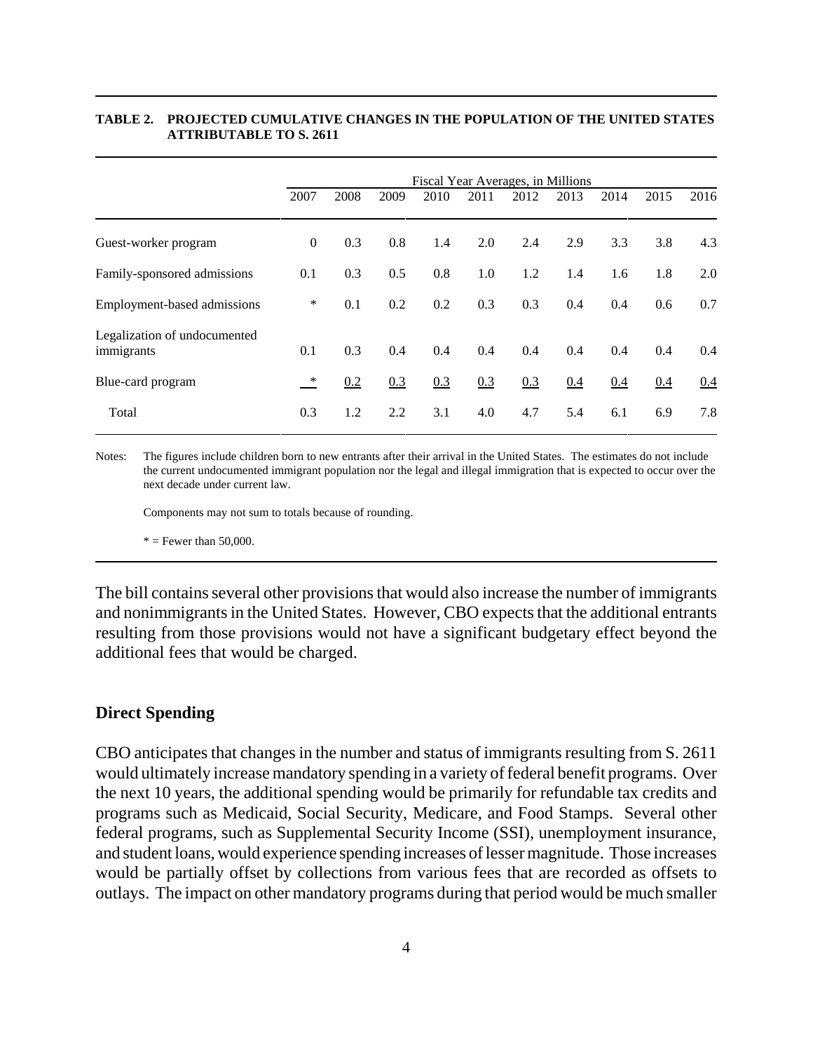**TABLE 2. PROJECTED CUMULATIVE CHANGES IN THE POPULATION OF THE UNITED STATES ATTRIBUTABLE TO S. 2611**

| | Fiscal Year Averages, in Millions | | | | | | | | | |
|---|---|---|---|---|---|---|---|---|---|---|
| | 2007 | 2008 | 2009 | 2010 | 2011 | 2012 | 2013 | 2014 | 2015 | 2016 |
| Guest-worker program | 0 | 0.3 | 0.8 | 1.4 | 2.0 | 2.4 | 2.9 | 3.3 | 3.8 | 4.3 |
| Family-sponsored admissions | 0.1 | 0.3 | 0.5 | 0.8 | 1.0 | 1.2 | 1.4 | 1.6 | 1.8 | 2.0 |
| Employment-based admissions | * | 0.1 | 0.2 | 0.2 | 0.3 | 0.3 | 0.4 | 0.4 | 0.6 | 0.7 |
| Legalization of undocumented immigrants | 0.1 | 0.3 | 0.4 | 0.4 | 0.4 | 0.4 | 0.4 | 0.4 | 0.4 | 0.4 |
| Blue-card program | * | 0.2 | 0.3 | 0.3 | 0.3 | 0.3 | 0.4 | 0.4 | 0.4 | 0.4 |
| Total | 0.3 | 1.2 | 2.2 | 3.1 | 4.0 | 4.7 | 5.4 | 6.1 | 6.9 | 7.8 |

Notes: The figures include children born to new entrants after their arrival in the United States. The estimates do not include the current undocumented immigrant population nor the legal and illegal immigration that is expected to occur over the next decade under current law.

Components may not sum to totals because of rounding.

* = Fewer than 50,000.

The bill contains several other provisions that would also increase the number of immigrants and nonimmigrants in the United States. However, CBO expects that the additional entrants resulting from those provisions would not have a significant budgetary effect beyond the additional fees that would be charged.

### Direct Spending

CBO anticipates that changes in the number and status of immigrants resulting from S. 2611 would ultimately increase mandatory spending in a variety of federal benefit programs. Over the next 10 years, the additional spending would be primarily for refundable tax credits and programs such as Medicaid, Social Security, Medicare, and Food Stamps. Several other federal programs, such as Supplemental Security Income (SSI), unemployment insurance, and student loans, would experience spending increases of lesser magnitude. Those increases would be partially offset by collections from various fees that are recorded as offsets to outlays. The impact on other mandatory programs during that period would be much smaller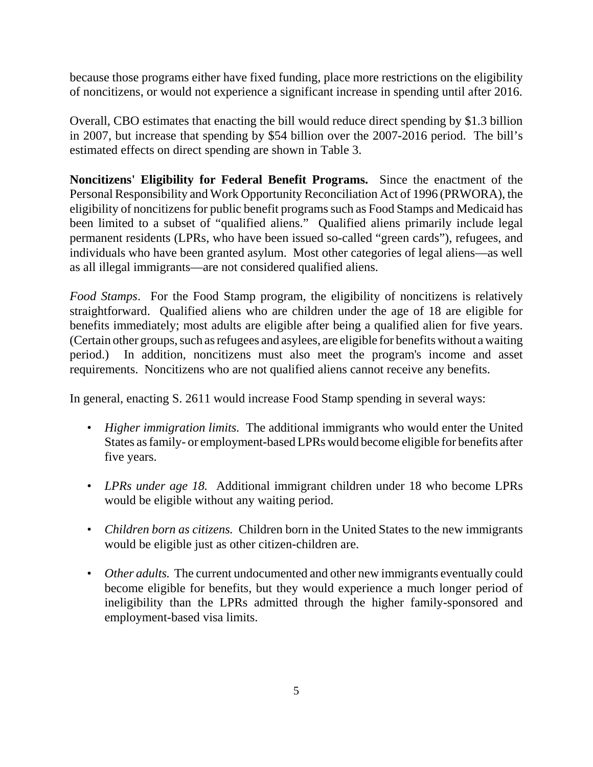because those programs either have fixed funding, place more restrictions on the eligibility of noncitizens, or would not experience a significant increase in spending until after 2016.

Overall, CBO estimates that enacting the bill would reduce direct spending by $1.3 billion in 2007, but increase that spending by $54 billion over the 2007-2016 period. The bill's estimated effects on direct spending are shown in Table 3.

**Noncitizens' Eligibility for Federal Benefit Programs.** Since the enactment of the Personal Responsibility and Work Opportunity Reconciliation Act of 1996 (PRWORA), the eligibility of noncitizens for public benefit programs such as Food Stamps and Medicaid has been limited to a subset of "qualified aliens." Qualified aliens primarily include legal permanent residents (LPRs, who have been issued so-called "green cards"), refugees, and individuals who have been granted asylum. Most other categories of legal aliens—as well as all illegal immigrants—are not considered qualified aliens.

*Food Stamps*. For the Food Stamp program, the eligibility of noncitizens is relatively straightforward. Qualified aliens who are children under the age of 18 are eligible for benefits immediately; most adults are eligible after being a qualified alien for five years. (Certain other groups, such as refugees and asylees, are eligible for benefits without a waiting period.) In addition, noncitizens must also meet the program's income and asset requirements. Noncitizens who are not qualified aliens cannot receive any benefits.

In general, enacting S. 2611 would increase Food Stamp spending in several ways:

- *Higher immigration limits.* The additional immigrants who would enter the United States as family- or employment-based LPRs would become eligible for benefits after five years.
- *LPRs under age 18.* Additional immigrant children under 18 who become LPRs would be eligible without any waiting period.
- *Children born as citizens.* Children born in the United States to the new immigrants would be eligible just as other citizen-children are.
- *Other adults.* The current undocumented and other new immigrants eventually could become eligible for benefits, but they would experience a much longer period of ineligibility than the LPRs admitted through the higher family-sponsored and employment-based visa limits.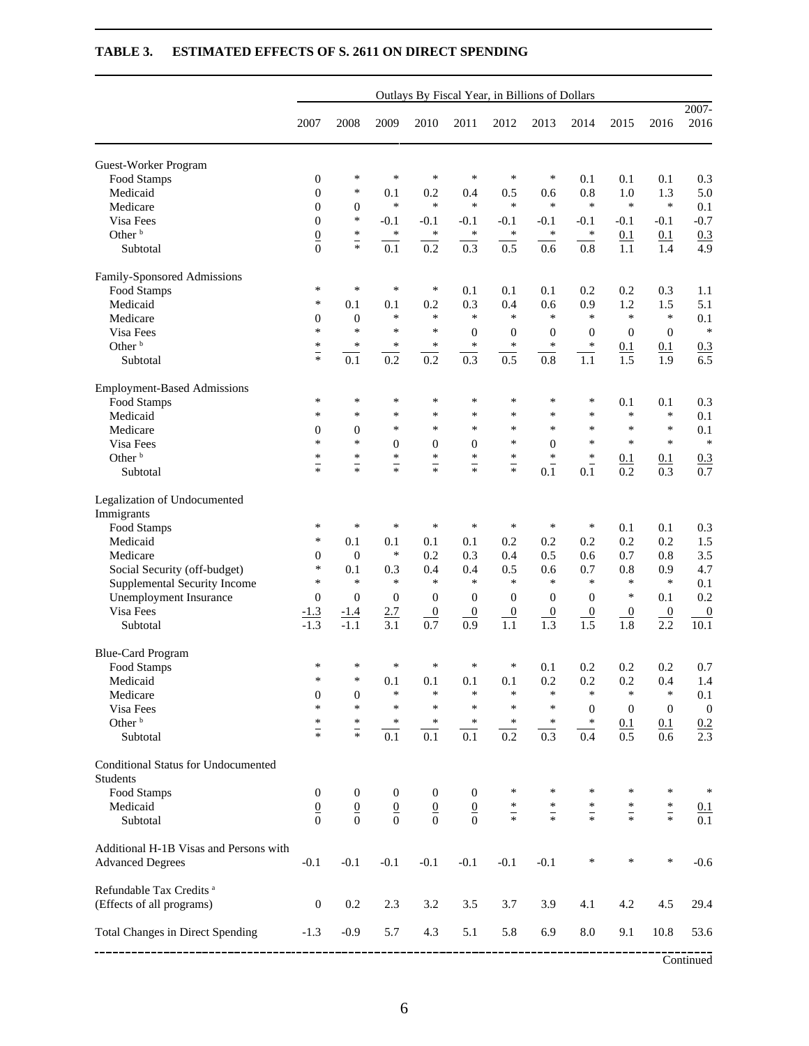**TABLE 3. ESTIMATED EFFECTS OF S. 2611 ON DIRECT SPENDING**

| | Outlays By Fiscal Year, in Billions of Dollars | | | | | | | | | | |
|---|---|---|---|---|---|---|---|---|---|---|---|
| | 2007 | 2008 | 2009 | 2010 | 2011 | 2012 | 2013 | 2014 | 2015 | 2016 | 2007-2016 |
| **Guest-Worker Program** | | | | | | | | | | | |
| Food Stamps | 0 | * | * | * | * | * | * | 0.1 | 0.1 | 0.1 | 0.3 |
| Medicaid | 0 | * | 0.1 | 0.2 | 0.4 | 0.5 | 0.6 | 0.8 | 1.0 | 1.3 | 5.0 |
| Medicare | 0 | 0 | * | * | * | * | * | * | * | * | 0.1 |
| Visa Fees | 0 | * | -0.1 | -0.1 | -0.1 | -0.1 | -0.1 | -0.1 | -0.1 | -0.1 | -0.7 |
| Other [b] | 0 | * | * | * | * | * | * | * | 0.1 | 0.1 | 0.3 |
| Subtotal | 0 | * | 0.1 | 0.2 | 0.3 | 0.5 | 0.6 | 0.8 | 1.1 | 1.4 | 4.9 |
| **Family-Sponsored Admissions** | | | | | | | | | | | |
| Food Stamps | * | * | * | * | 0.1 | 0.1 | 0.1 | 0.2 | 0.2 | 0.3 | 1.1 |
| Medicaid | * | 0.1 | 0.1 | 0.2 | 0.3 | 0.4 | 0.6 | 0.9 | 1.2 | 1.5 | 5.1 |
| Medicare | 0 | 0 | * | * | * | * | * | * | * | * | 0.1 |
| Visa Fees | * | * | * | * | 0 | 0 | 0 | 0 | 0 | 0 | * |
| Other [b] | * | * | * | * | * | * | * | * | 0.1 | 0.1 | 0.3 |
| Subtotal | * | 0.1 | 0.2 | 0.2 | 0.3 | 0.5 | 0.8 | 1.1 | 1.5 | 1.9 | 6.5 |
| **Employment-Based Admissions** | | | | | | | | | | | |
| Food Stamps | * | * | * | * | * | * | * | * | 0.1 | 0.1 | 0.3 |
| Medicaid | * | * | * | * | * | * | * | * | * | * | 0.1 |
| Medicare | 0 | 0 | * | * | * | * | * | * | * | * | 0.1 |
| Visa Fees | * | * | 0 | 0 | 0 | * | 0 | * | * | * | * |
| Other [b] | * | * | * | * | * | * | * | * | 0.1 | 0.1 | 0.3 |
| Subtotal | * | * | * | * | * | * | 0.1 | 0.1 | 0.2 | 0.3 | 0.7 |
| **Legalization of Undocumented Immigrants** | | | | | | | | | | | |
| Food Stamps | * | * | * | * | * | * | * | * | 0.1 | 0.1 | 0.3 |
| Medicaid | * | 0.1 | 0.1 | 0.1 | 0.1 | 0.2 | 0.2 | 0.2 | 0.2 | 0.2 | 1.5 |
| Medicare | 0 | 0 | * | 0.2 | 0.3 | 0.4 | 0.5 | 0.6 | 0.7 | 0.8 | 3.5 |
| Social Security (off-budget) | * | 0.1 | 0.3 | 0.4 | 0.4 | 0.5 | 0.6 | 0.7 | 0.8 | 0.9 | 4.7 |
| Supplemental Security Income | * | * | * | * | * | * | * | * | * | * | 0.1 |
| Unemployment Insurance | 0 | 0 | 0 | 0 | 0 | 0 | 0 | 0 | * | 0.1 | 0.2 |
| Visa Fees | -1.3 | -1.4 | 2.7 | 0 | 0 | 0 | 0 | 0 | 0 | 0 | 0 |
| Subtotal | -1.3 | -1.1 | 3.1 | 0.7 | 0.9 | 1.1 | 1.3 | 1.5 | 1.8 | 2.2 | 10.1 |
| **Blue-Card Program** | | | | | | | | | | | |
| Food Stamps | * | * | * | * | * | * | 0.1 | 0.2 | 0.2 | 0.2 | 0.7 |
| Medicaid | * | * | 0.1 | 0.1 | 0.1 | 0.1 | 0.2 | 0.2 | 0.2 | 0.4 | 1.4 |
| Medicare | 0 | 0 | * | * | * | * | * | * | * | * | 0.1 |
| Visa Fees | * | * | * | * | * | * | * | 0 | 0 | 0 | 0 |
| Other [b] | * | * | * | * | * | * | * | * | 0.1 | 0.1 | 0.2 |
| Subtotal | * | * | 0.1 | 0.1 | 0.1 | 0.2 | 0.3 | 0.4 | 0.5 | 0.6 | 2.3 |
| **Conditional Status for Undocumented Students** | | | | | | | | | | | |
| Food Stamps | 0 | 0 | 0 | 0 | 0 | * | * | * | * | * | * |
| Medicaid | 0 | 0 | 0 | 0 | 0 | * | * | * | * | * | 0.1 |
| Subtotal | 0 | 0 | 0 | 0 | 0 | * | * | * | * | * | 0.1 |
| **Additional H-1B Visas and Persons with Advanced Degrees** | -0.1 | -0.1 | -0.1 | -0.1 | -0.1 | -0.1 | -0.1 | * | * | * | -0.6 |
| **Refundable Tax Credits [a] (Effects of all programs)** | 0 | 0.2 | 2.3 | 3.2 | 3.5 | 3.7 | 3.9 | 4.1 | 4.2 | 4.5 | 29.4 |
| **Total Changes in Direct Spending** | -1.3 | -0.9 | 5.7 | 4.3 | 5.1 | 5.8 | 6.9 | 8.0 | 9.1 | 10.8 | 53.6 |

Continued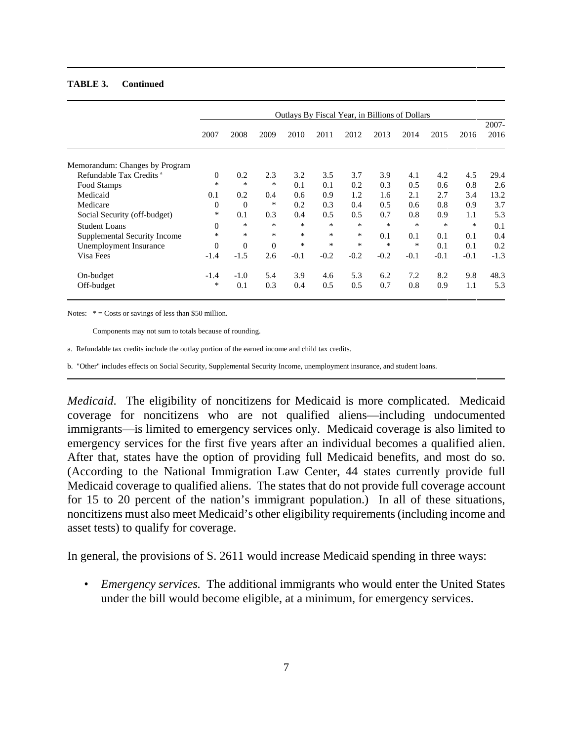**TABLE 3. Continued**

| | Outlays By Fiscal Year, in Billions of Dollars | | | | | | | | | | |
|---|---|---|---|---|---|---|---|---|---|---|---|
| | 2007 | 2008 | 2009 | 2010 | 2011 | 2012 | 2013 | 2014 | 2015 | 2016 | 2007-2016 |
| Memorandum: Changes by Program | | | | | | | | | | | |
| Refundable Tax Credits [a] | 0 | 0.2 | 2.3 | 3.2 | 3.5 | 3.7 | 3.9 | 4.1 | 4.2 | 4.5 | 29.4 |
| Food Stamps | * | * | * | 0.1 | 0.1 | 0.2 | 0.3 | 0.5 | 0.6 | 0.8 | 2.6 |
| Medicaid | 0.1 | 0.2 | 0.4 | 0.6 | 0.9 | 1.2 | 1.6 | 2.1 | 2.7 | 3.4 | 13.2 |
| Medicare | 0 | 0 | * | 0.2 | 0.3 | 0.4 | 0.5 | 0.6 | 0.8 | 0.9 | 3.7 |
| Social Security (off-budget) | * | 0.1 | 0.3 | 0.4 | 0.5 | 0.5 | 0.7 | 0.8 | 0.9 | 1.1 | 5.3 |
| Student Loans | 0 | * | * | * | * | * | * | * | * | * | 0.1 |
| Supplemental Security Income | * | * | * | * | * | * | 0.1 | 0.1 | 0.1 | 0.1 | 0.4 |
| Unemployment Insurance | 0 | 0 | 0 | * | * | * | * | * | 0.1 | 0.1 | 0.2 |
| Visa Fees | -1.4 | -1.5 | 2.6 | -0.1 | -0.2 | -0.2 | -0.2 | -0.1 | -0.1 | -0.1 | -1.3 |
| On-budget | -1.4 | -1.0 | 5.4 | 3.9 | 4.6 | 5.3 | 6.2 | 7.2 | 8.2 | 9.8 | 48.3 |
| Off-budget | * | 0.1 | 0.3 | 0.4 | 0.5 | 0.5 | 0.7 | 0.8 | 0.9 | 1.1 | 5.3 |

Notes: * = Costs or savings of less than $50 million.

Components may not sum to totals because of rounding.

a. Refundable tax credits include the outlay portion of the earned income and child tax credits.

b. "Other" includes effects on Social Security, Supplemental Security Income, unemployment insurance, and student loans.

*Medicaid*. The eligibility of noncitizens for Medicaid is more complicated. Medicaid coverage for noncitizens who are not qualified aliens—including undocumented immigrants—is limited to emergency services only. Medicaid coverage is also limited to emergency services for the first five years after an individual becomes a qualified alien. After that, states have the option of providing full Medicaid benefits, and most do so. (According to the National Immigration Law Center, 44 states currently provide full Medicaid coverage to qualified aliens. The states that do not provide full coverage account for 15 to 20 percent of the nation's immigrant population.) In all of these situations, noncitizens must also meet Medicaid's other eligibility requirements (including income and asset tests) to qualify for coverage.

In general, the provisions of S. 2611 would increase Medicaid spending in three ways:

- *Emergency services.* The additional immigrants who would enter the United States under the bill would become eligible, at a minimum, for emergency services.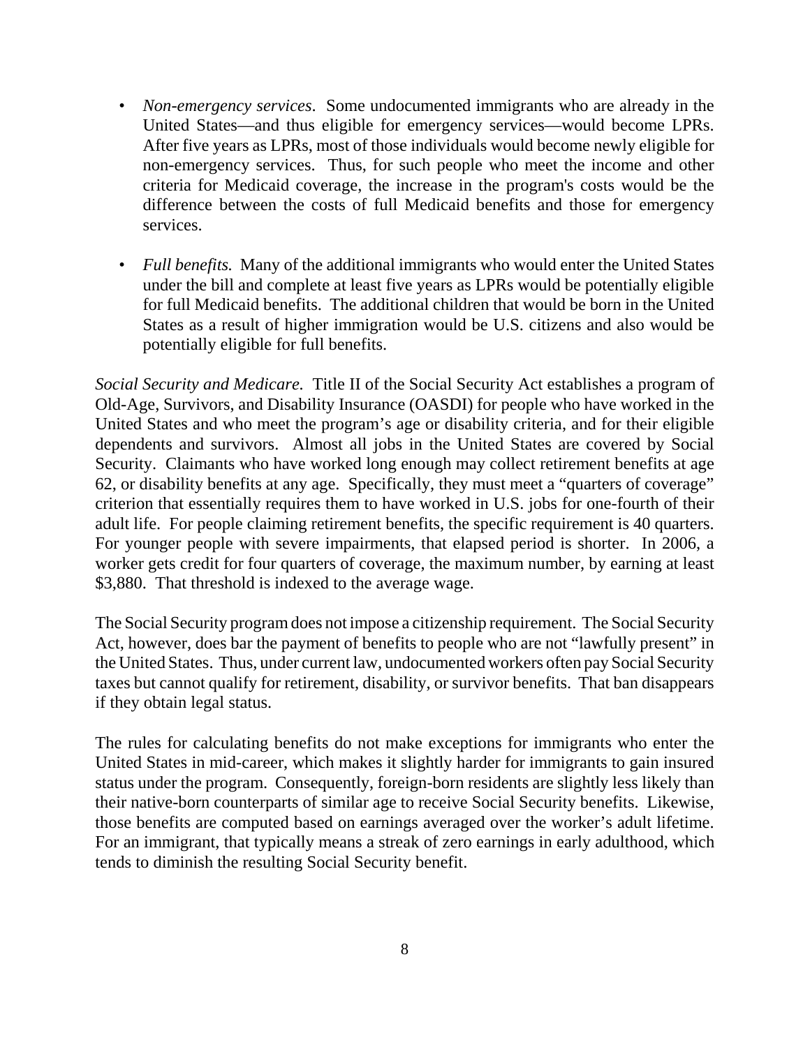- *Non-emergency services*. Some undocumented immigrants who are already in the United States—and thus eligible for emergency services—would become LPRs. After five years as LPRs, most of those individuals would become newly eligible for non-emergency services. Thus, for such people who meet the income and other criteria for Medicaid coverage, the increase in the program's costs would be the difference between the costs of full Medicaid benefits and those for emergency services.

- *Full benefits.* Many of the additional immigrants who would enter the United States under the bill and complete at least five years as LPRs would be potentially eligible for full Medicaid benefits. The additional children that would be born in the United States as a result of higher immigration would be U.S. citizens and also would be potentially eligible for full benefits.

*Social Security and Medicare.* Title II of the Social Security Act establishes a program of Old-Age, Survivors, and Disability Insurance (OASDI) for people who have worked in the United States and who meet the program's age or disability criteria, and for their eligible dependents and survivors. Almost all jobs in the United States are covered by Social Security. Claimants who have worked long enough may collect retirement benefits at age 62, or disability benefits at any age. Specifically, they must meet a "quarters of coverage" criterion that essentially requires them to have worked in U.S. jobs for one-fourth of their adult life. For people claiming retirement benefits, the specific requirement is 40 quarters. For younger people with severe impairments, that elapsed period is shorter. In 2006, a worker gets credit for four quarters of coverage, the maximum number, by earning at least $3,880. That threshold is indexed to the average wage.

The Social Security program does not impose a citizenship requirement. The Social Security Act, however, does bar the payment of benefits to people who are not "lawfully present" in the United States. Thus, under current law, undocumented workers often pay Social Security taxes but cannot qualify for retirement, disability, or survivor benefits. That ban disappears if they obtain legal status.

The rules for calculating benefits do not make exceptions for immigrants who enter the United States in mid-career, which makes it slightly harder for immigrants to gain insured status under the program. Consequently, foreign-born residents are slightly less likely than their native-born counterparts of similar age to receive Social Security benefits. Likewise, those benefits are computed based on earnings averaged over the worker's adult lifetime. For an immigrant, that typically means a streak of zero earnings in early adulthood, which tends to diminish the resulting Social Security benefit.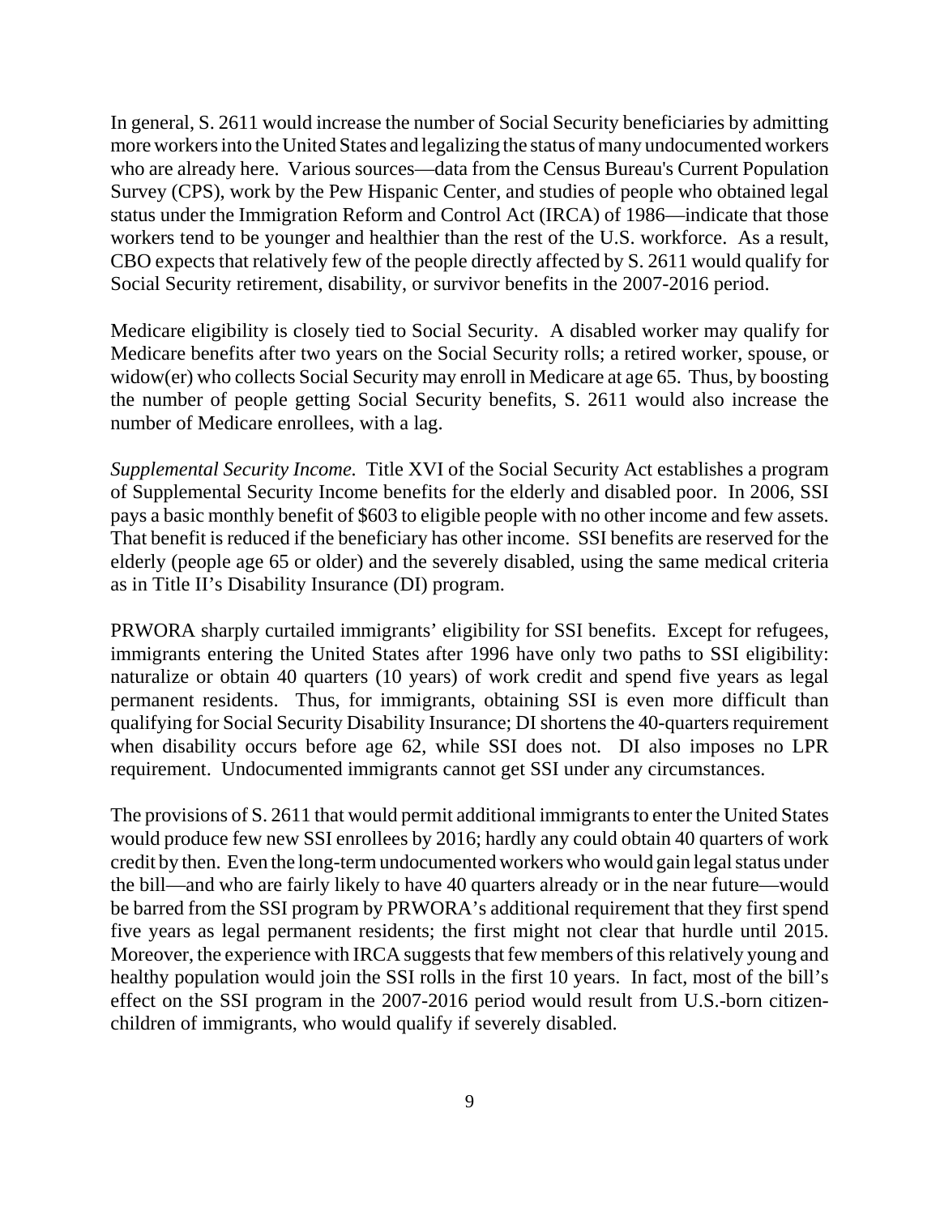In general, S. 2611 would increase the number of Social Security beneficiaries by admitting more workers into the United States and legalizing the status of many undocumented workers who are already here. Various sources—data from the Census Bureau's Current Population Survey (CPS), work by the Pew Hispanic Center, and studies of people who obtained legal status under the Immigration Reform and Control Act (IRCA) of 1986—indicate that those workers tend to be younger and healthier than the rest of the U.S. workforce. As a result, CBO expects that relatively few of the people directly affected by S. 2611 would qualify for Social Security retirement, disability, or survivor benefits in the 2007-2016 period.

Medicare eligibility is closely tied to Social Security. A disabled worker may qualify for Medicare benefits after two years on the Social Security rolls; a retired worker, spouse, or widow(er) who collects Social Security may enroll in Medicare at age 65. Thus, by boosting the number of people getting Social Security benefits, S. 2611 would also increase the number of Medicare enrollees, with a lag.

*Supplemental Security Income.* Title XVI of the Social Security Act establishes a program of Supplemental Security Income benefits for the elderly and disabled poor. In 2006, SSI pays a basic monthly benefit of $603 to eligible people with no other income and few assets. That benefit is reduced if the beneficiary has other income. SSI benefits are reserved for the elderly (people age 65 or older) and the severely disabled, using the same medical criteria as in Title II's Disability Insurance (DI) program.

PRWORA sharply curtailed immigrants' eligibility for SSI benefits. Except for refugees, immigrants entering the United States after 1996 have only two paths to SSI eligibility: naturalize or obtain 40 quarters (10 years) of work credit and spend five years as legal permanent residents. Thus, for immigrants, obtaining SSI is even more difficult than qualifying for Social Security Disability Insurance; DI shortens the 40-quarters requirement when disability occurs before age 62, while SSI does not. DI also imposes no LPR requirement. Undocumented immigrants cannot get SSI under any circumstances.

The provisions of S. 2611 that would permit additional immigrants to enter the United States would produce few new SSI enrollees by 2016; hardly any could obtain 40 quarters of work credit by then. Even the long-term undocumented workers who would gain legal status under the bill—and who are fairly likely to have 40 quarters already or in the near future—would be barred from the SSI program by PRWORA's additional requirement that they first spend five years as legal permanent residents; the first might not clear that hurdle until 2015. Moreover, the experience with IRCA suggests that few members of this relatively young and healthy population would join the SSI rolls in the first 10 years. In fact, most of the bill's effect on the SSI program in the 2007-2016 period would result from U.S.-born citizen-children of immigrants, who would qualify if severely disabled.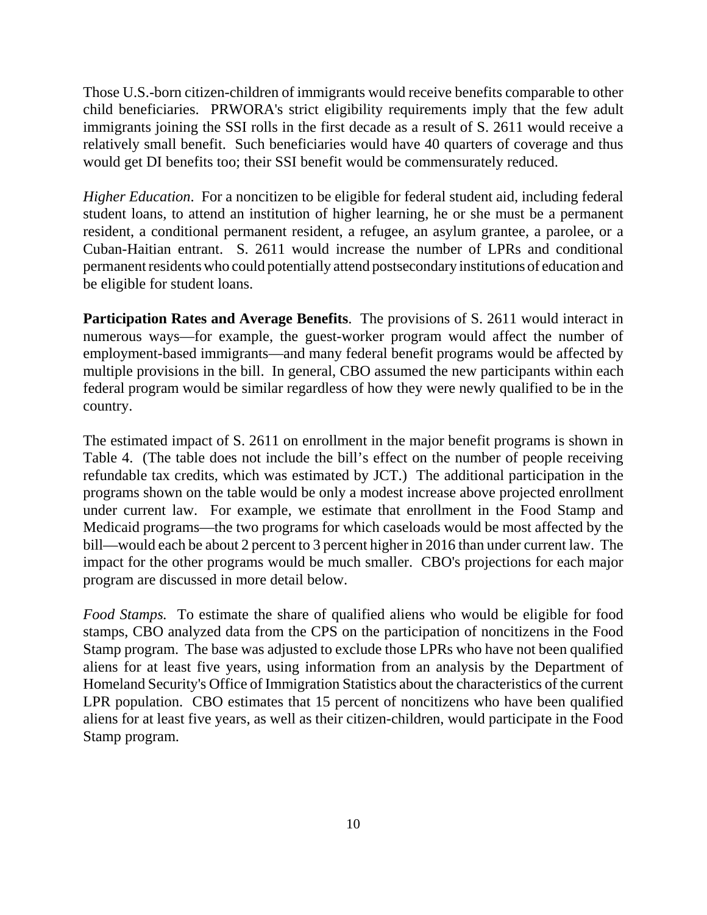Those U.S.-born citizen-children of immigrants would receive benefits comparable to other child beneficiaries. PRWORA's strict eligibility requirements imply that the few adult immigrants joining the SSI rolls in the first decade as a result of S. 2611 would receive a relatively small benefit. Such beneficiaries would have 40 quarters of coverage and thus would get DI benefits too; their SSI benefit would be commensurately reduced.

*Higher Education*. For a noncitizen to be eligible for federal student aid, including federal student loans, to attend an institution of higher learning, he or she must be a permanent resident, a conditional permanent resident, a refugee, an asylum grantee, a parolee, or a Cuban-Haitian entrant. S. 2611 would increase the number of LPRs and conditional permanent residents who could potentially attend postsecondary institutions of education and be eligible for student loans.

**Participation Rates and Average Benefits**. The provisions of S. 2611 would interact in numerous ways—for example, the guest-worker program would affect the number of employment-based immigrants—and many federal benefit programs would be affected by multiple provisions in the bill. In general, CBO assumed the new participants within each federal program would be similar regardless of how they were newly qualified to be in the country.

The estimated impact of S. 2611 on enrollment in the major benefit programs is shown in Table 4. (The table does not include the bill's effect on the number of people receiving refundable tax credits, which was estimated by JCT.) The additional participation in the programs shown on the table would be only a modest increase above projected enrollment under current law. For example, we estimate that enrollment in the Food Stamp and Medicaid programs—the two programs for which caseloads would be most affected by the bill—would each be about 2 percent to 3 percent higher in 2016 than under current law. The impact for the other programs would be much smaller. CBO's projections for each major program are discussed in more detail below.

*Food Stamps.* To estimate the share of qualified aliens who would be eligible for food stamps, CBO analyzed data from the CPS on the participation of noncitizens in the Food Stamp program. The base was adjusted to exclude those LPRs who have not been qualified aliens for at least five years, using information from an analysis by the Department of Homeland Security's Office of Immigration Statistics about the characteristics of the current LPR population. CBO estimates that 15 percent of noncitizens who have been qualified aliens for at least five years, as well as their citizen-children, would participate in the Food Stamp program.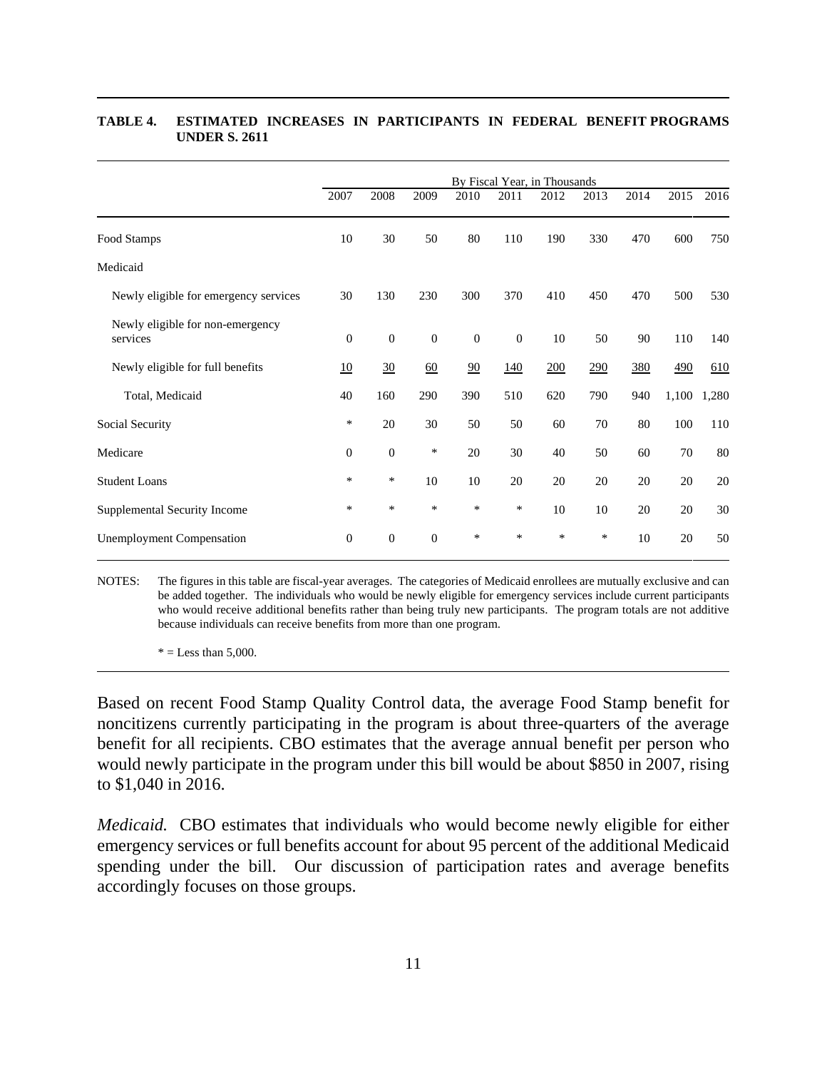**TABLE 4. ESTIMATED INCREASES IN PARTICIPANTS IN FEDERAL BENEFIT PROGRAMS UNDER S. 2611**

| | By Fiscal Year, in Thousands | | | | | | | | | |
|---|---|---|---|---|---|---|---|---|---|---|
| | 2007 | 2008 | 2009 | 2010 | 2011 | 2012 | 2013 | 2014 | 2015 | 2016 |
| Food Stamps | 10 | 30 | 50 | 80 | 110 | 190 | 330 | 470 | 600 | 750 |
| Medicaid | | | | | | | | | | |
| Newly eligible for emergency services | 30 | 130 | 230 | 300 | 370 | 410 | 450 | 470 | 500 | 530 |
| Newly eligible for non-emergency services | 0 | 0 | 0 | 0 | 0 | 10 | 50 | 90 | 110 | 140 |
| Newly eligible for full benefits | 10 | 30 | 60 | 90 | 140 | 200 | 290 | 380 | 490 | 610 |
| Total, Medicaid | 40 | 160 | 290 | 390 | 510 | 620 | 790 | 940 | 1,100 | 1,280 |
| Social Security | * | 20 | 30 | 50 | 50 | 60 | 70 | 80 | 100 | 110 |
| Medicare | 0 | 0 | * | 20 | 30 | 40 | 50 | 60 | 70 | 80 |
| Student Loans | * | * | 10 | 10 | 20 | 20 | 20 | 20 | 20 | 20 |
| Supplemental Security Income | * | * | * | * | * | 10 | 10 | 20 | 20 | 30 |
| Unemployment Compensation | 0 | 0 | 0 | * | * | * | * | 10 | 20 | 50 |

NOTES: The figures in this table are fiscal-year averages. The categories of Medicaid enrollees are mutually exclusive and can be added together. The individuals who would be newly eligible for emergency services include current participants who would receive additional benefits rather than being truly new participants. The program totals are not additive because individuals can receive benefits from more than one program.

* = Less than 5,000.

Based on recent Food Stamp Quality Control data, the average Food Stamp benefit for noncitizens currently participating in the program is about three-quarters of the average benefit for all recipients. CBO estimates that the average annual benefit per person who would newly participate in the program under this bill would be about $850 in 2007, rising to $1,040 in 2016.

*Medicaid.* CBO estimates that individuals who would become newly eligible for either emergency services or full benefits account for about 95 percent of the additional Medicaid spending under the bill. Our discussion of participation rates and average benefits accordingly focuses on those groups.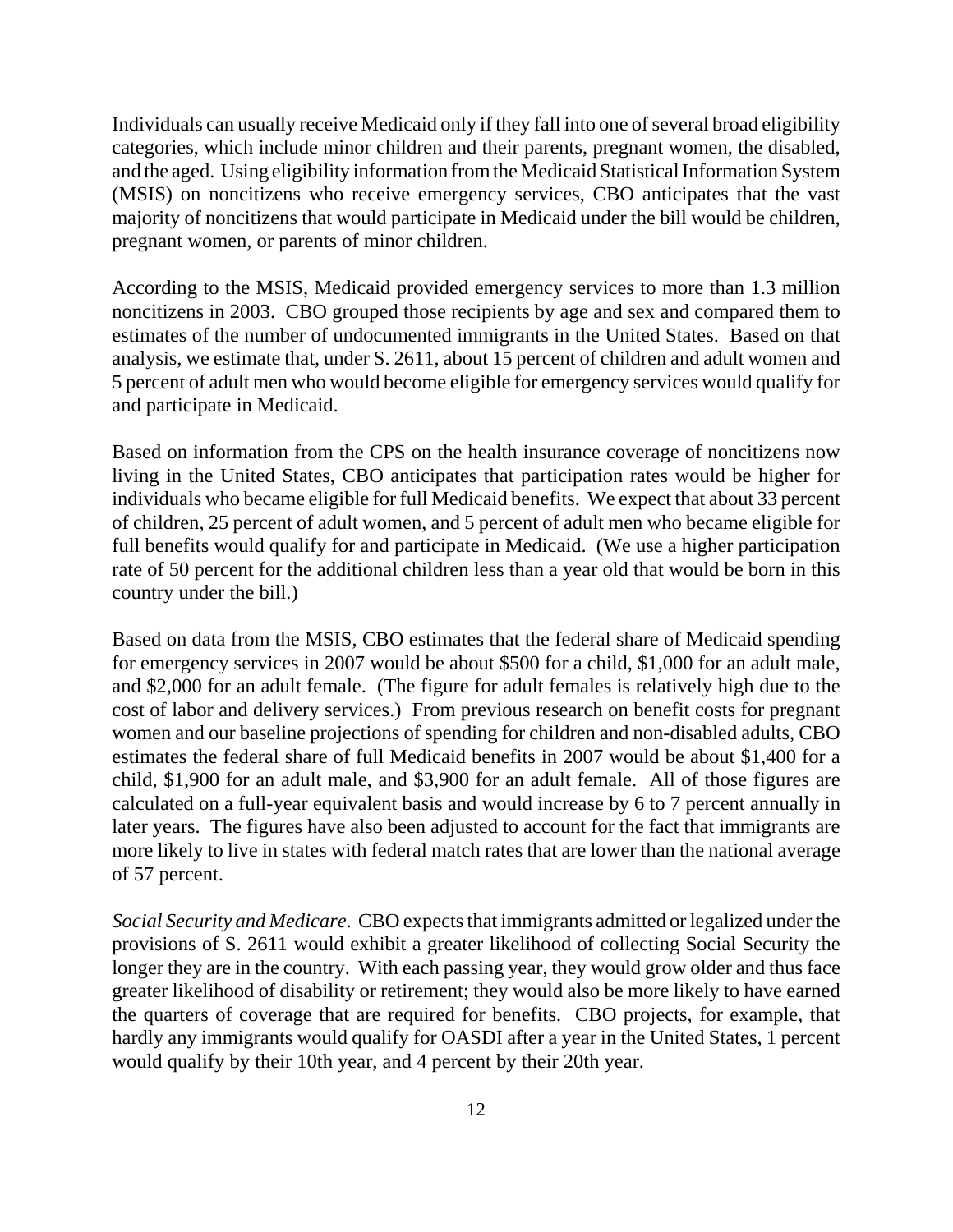Individuals can usually receive Medicaid only if they fall into one of several broad eligibility categories, which include minor children and their parents, pregnant women, the disabled, and the aged. Using eligibility information from the Medicaid Statistical Information System (MSIS) on noncitizens who receive emergency services, CBO anticipates that the vast majority of noncitizens that would participate in Medicaid under the bill would be children, pregnant women, or parents of minor children.

According to the MSIS, Medicaid provided emergency services to more than 1.3 million noncitizens in 2003. CBO grouped those recipients by age and sex and compared them to estimates of the number of undocumented immigrants in the United States. Based on that analysis, we estimate that, under S. 2611, about 15 percent of children and adult women and 5 percent of adult men who would become eligible for emergency services would qualify for and participate in Medicaid.

Based on information from the CPS on the health insurance coverage of noncitizens now living in the United States, CBO anticipates that participation rates would be higher for individuals who became eligible for full Medicaid benefits. We expect that about 33 percent of children, 25 percent of adult women, and 5 percent of adult men who became eligible for full benefits would qualify for and participate in Medicaid. (We use a higher participation rate of 50 percent for the additional children less than a year old that would be born in this country under the bill.)

Based on data from the MSIS, CBO estimates that the federal share of Medicaid spending for emergency services in 2007 would be about $500 for a child, $1,000 for an adult male, and $2,000 for an adult female. (The figure for adult females is relatively high due to the cost of labor and delivery services.) From previous research on benefit costs for pregnant women and our baseline projections of spending for children and non-disabled adults, CBO estimates the federal share of full Medicaid benefits in 2007 would be about $1,400 for a child, $1,900 for an adult male, and $3,900 for an adult female. All of those figures are calculated on a full-year equivalent basis and would increase by 6 to 7 percent annually in later years. The figures have also been adjusted to account for the fact that immigrants are more likely to live in states with federal match rates that are lower than the national average of 57 percent.

*Social Security and Medicare*. CBO expects that immigrants admitted or legalized under the provisions of S. 2611 would exhibit a greater likelihood of collecting Social Security the longer they are in the country. With each passing year, they would grow older and thus face greater likelihood of disability or retirement; they would also be more likely to have earned the quarters of coverage that are required for benefits. CBO projects, for example, that hardly any immigrants would qualify for OASDI after a year in the United States, 1 percent would qualify by their 10th year, and 4 percent by their 20th year.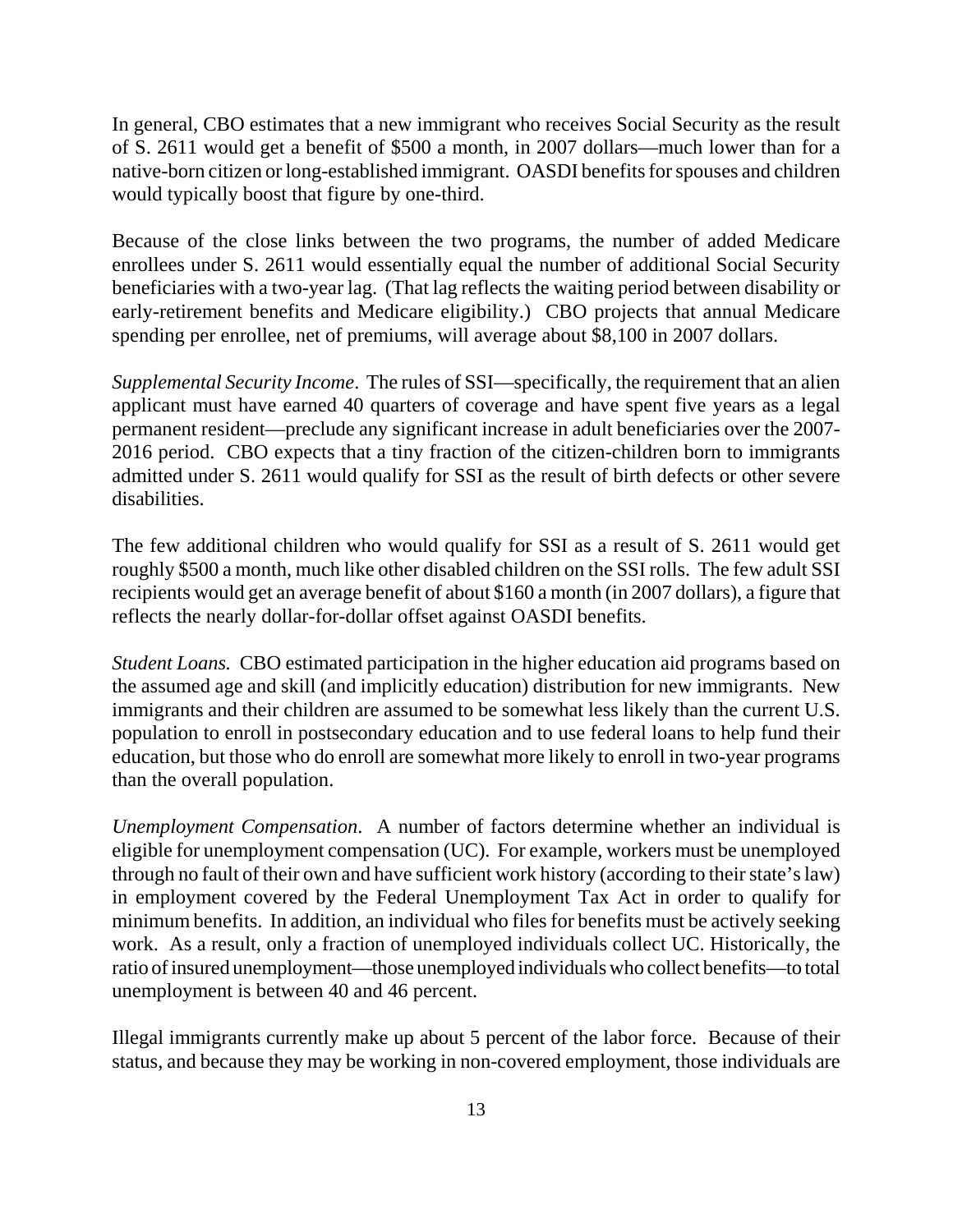In general, CBO estimates that a new immigrant who receives Social Security as the result of S. 2611 would get a benefit of $500 a month, in 2007 dollars—much lower than for a native-born citizen or long-established immigrant. OASDI benefits for spouses and children would typically boost that figure by one-third.

Because of the close links between the two programs, the number of added Medicare enrollees under S. 2611 would essentially equal the number of additional Social Security beneficiaries with a two-year lag. (That lag reflects the waiting period between disability or early-retirement benefits and Medicare eligibility.) CBO projects that annual Medicare spending per enrollee, net of premiums, will average about $8,100 in 2007 dollars.

*Supplemental Security Income*. The rules of SSI—specifically, the requirement that an alien applicant must have earned 40 quarters of coverage and have spent five years as a legal permanent resident—preclude any significant increase in adult beneficiaries over the 2007-2016 period. CBO expects that a tiny fraction of the citizen-children born to immigrants admitted under S. 2611 would qualify for SSI as the result of birth defects or other severe disabilities.

The few additional children who would qualify for SSI as a result of S. 2611 would get roughly $500 a month, much like other disabled children on the SSI rolls. The few adult SSI recipients would get an average benefit of about $160 a month (in 2007 dollars), a figure that reflects the nearly dollar-for-dollar offset against OASDI benefits.

*Student Loans.* CBO estimated participation in the higher education aid programs based on the assumed age and skill (and implicitly education) distribution for new immigrants. New immigrants and their children are assumed to be somewhat less likely than the current U.S. population to enroll in postsecondary education and to use federal loans to help fund their education, but those who do enroll are somewhat more likely to enroll in two-year programs than the overall population.

*Unemployment Compensation*. A number of factors determine whether an individual is eligible for unemployment compensation (UC). For example, workers must be unemployed through no fault of their own and have sufficient work history (according to their state's law) in employment covered by the Federal Unemployment Tax Act in order to qualify for minimum benefits. In addition, an individual who files for benefits must be actively seeking work. As a result, only a fraction of unemployed individuals collect UC. Historically, the ratio of insured unemployment—those unemployed individuals who collect benefits—to total unemployment is between 40 and 46 percent.

Illegal immigrants currently make up about 5 percent of the labor force. Because of their status, and because they may be working in non-covered employment, those individuals are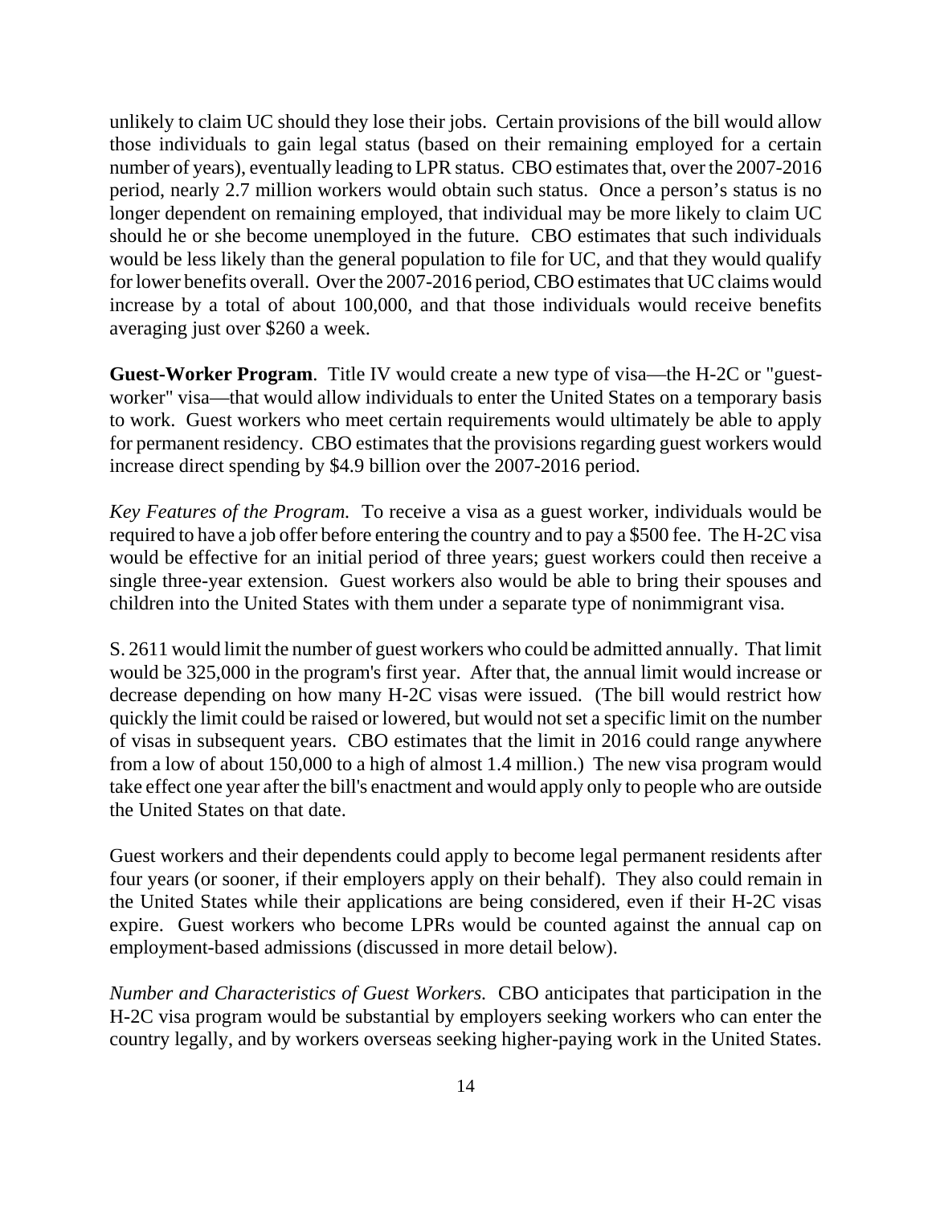unlikely to claim UC should they lose their jobs. Certain provisions of the bill would allow those individuals to gain legal status (based on their remaining employed for a certain number of years), eventually leading to LPR status. CBO estimates that, over the 2007-2016 period, nearly 2.7 million workers would obtain such status. Once a person's status is no longer dependent on remaining employed, that individual may be more likely to claim UC should he or she become unemployed in the future. CBO estimates that such individuals would be less likely than the general population to file for UC, and that they would qualify for lower benefits overall. Over the 2007-2016 period, CBO estimates that UC claims would increase by a total of about 100,000, and that those individuals would receive benefits averaging just over $260 a week.

**Guest-Worker Program**. Title IV would create a new type of visa—the H-2C or "guest-worker" visa—that would allow individuals to enter the United States on a temporary basis to work. Guest workers who meet certain requirements would ultimately be able to apply for permanent residency. CBO estimates that the provisions regarding guest workers would increase direct spending by $4.9 billion over the 2007-2016 period.

*Key Features of the Program.* To receive a visa as a guest worker, individuals would be required to have a job offer before entering the country and to pay a $500 fee. The H-2C visa would be effective for an initial period of three years; guest workers could then receive a single three-year extension. Guest workers also would be able to bring their spouses and children into the United States with them under a separate type of nonimmigrant visa.

S. 2611 would limit the number of guest workers who could be admitted annually. That limit would be 325,000 in the program's first year. After that, the annual limit would increase or decrease depending on how many H-2C visas were issued. (The bill would restrict how quickly the limit could be raised or lowered, but would not set a specific limit on the number of visas in subsequent years. CBO estimates that the limit in 2016 could range anywhere from a low of about 150,000 to a high of almost 1.4 million.) The new visa program would take effect one year after the bill's enactment and would apply only to people who are outside the United States on that date.

Guest workers and their dependents could apply to become legal permanent residents after four years (or sooner, if their employers apply on their behalf). They also could remain in the United States while their applications are being considered, even if their H-2C visas expire. Guest workers who become LPRs would be counted against the annual cap on employment-based admissions (discussed in more detail below).

*Number and Characteristics of Guest Workers.* CBO anticipates that participation in the H-2C visa program would be substantial by employers seeking workers who can enter the country legally, and by workers overseas seeking higher-paying work in the United States.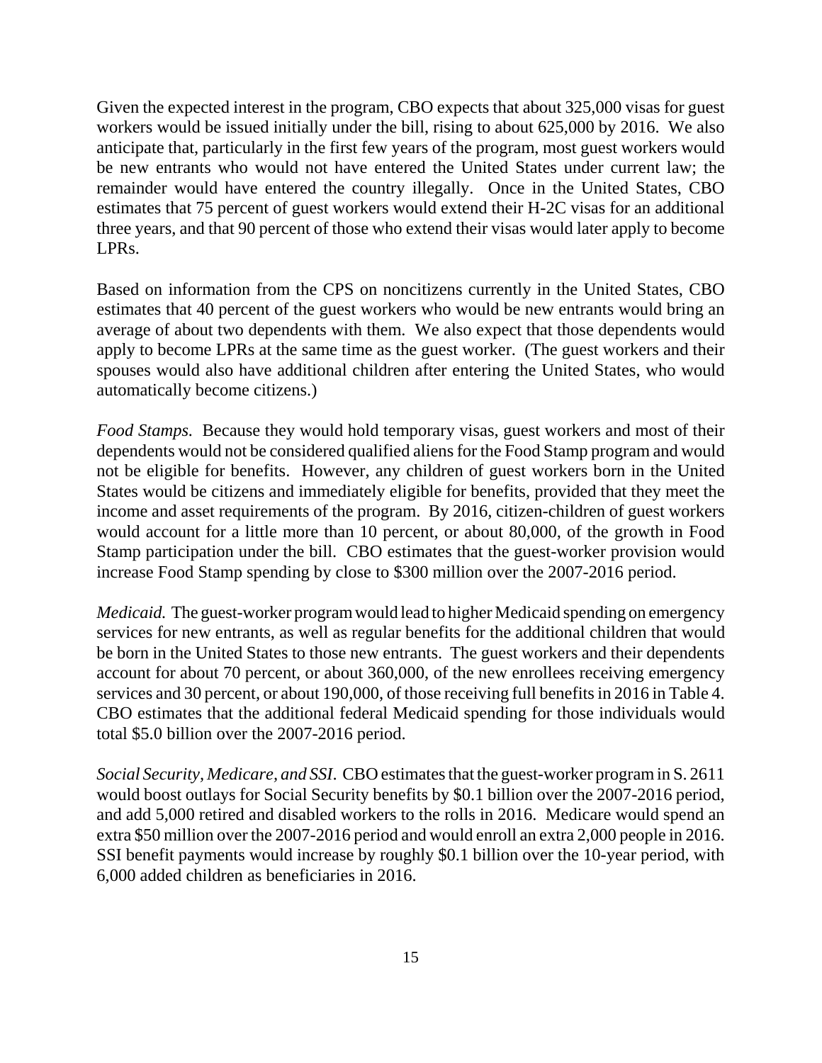Given the expected interest in the program, CBO expects that about 325,000 visas for guest workers would be issued initially under the bill, rising to about 625,000 by 2016. We also anticipate that, particularly in the first few years of the program, most guest workers would be new entrants who would not have entered the United States under current law; the remainder would have entered the country illegally. Once in the United States, CBO estimates that 75 percent of guest workers would extend their H-2C visas for an additional three years, and that 90 percent of those who extend their visas would later apply to become LPRs.

Based on information from the CPS on noncitizens currently in the United States, CBO estimates that 40 percent of the guest workers who would be new entrants would bring an average of about two dependents with them. We also expect that those dependents would apply to become LPRs at the same time as the guest worker. (The guest workers and their spouses would also have additional children after entering the United States, who would automatically become citizens.)

*Food Stamps.* Because they would hold temporary visas, guest workers and most of their dependents would not be considered qualified aliens for the Food Stamp program and would not be eligible for benefits. However, any children of guest workers born in the United States would be citizens and immediately eligible for benefits, provided that they meet the income and asset requirements of the program. By 2016, citizen-children of guest workers would account for a little more than 10 percent, or about 80,000, of the growth in Food Stamp participation under the bill. CBO estimates that the guest-worker provision would increase Food Stamp spending by close to $300 million over the 2007-2016 period.

*Medicaid.* The guest-worker program would lead to higher Medicaid spending on emergency services for new entrants, as well as regular benefits for the additional children that would be born in the United States to those new entrants. The guest workers and their dependents account for about 70 percent, or about 360,000, of the new enrollees receiving emergency services and 30 percent, or about 190,000, of those receiving full benefits in 2016 in Table 4. CBO estimates that the additional federal Medicaid spending for those individuals would total $5.0 billion over the 2007-2016 period.

*Social Security, Medicare, and SSI.* CBO estimates that the guest-worker program in S. 2611 would boost outlays for Social Security benefits by $0.1 billion over the 2007-2016 period, and add 5,000 retired and disabled workers to the rolls in 2016. Medicare would spend an extra $50 million over the 2007-2016 period and would enroll an extra 2,000 people in 2016. SSI benefit payments would increase by roughly $0.1 billion over the 10-year period, with 6,000 added children as beneficiaries in 2016.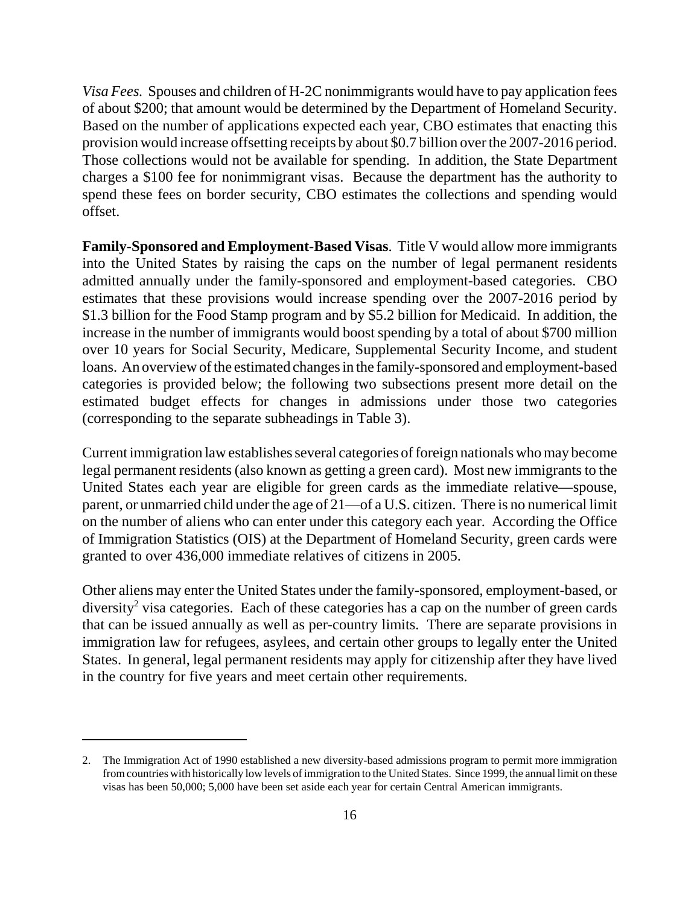*Visa Fees.* Spouses and children of H-2C nonimmigrants would have to pay application fees of about $200; that amount would be determined by the Department of Homeland Security. Based on the number of applications expected each year, CBO estimates that enacting this provision would increase offsetting receipts by about $0.7 billion over the 2007-2016 period. Those collections would not be available for spending. In addition, the State Department charges a $100 fee for nonimmigrant visas. Because the department has the authority to spend these fees on border security, CBO estimates the collections and spending would offset.

**Family-Sponsored and Employment-Based Visas**. Title V would allow more immigrants into the United States by raising the caps on the number of legal permanent residents admitted annually under the family-sponsored and employment-based categories. CBO estimates that these provisions would increase spending over the 2007-2016 period by $1.3 billion for the Food Stamp program and by $5.2 billion for Medicaid. In addition, the increase in the number of immigrants would boost spending by a total of about $700 million over 10 years for Social Security, Medicare, Supplemental Security Income, and student loans. An overview of the estimated changes in the family-sponsored and employment-based categories is provided below; the following two subsections present more detail on the estimated budget effects for changes in admissions under those two categories (corresponding to the separate subheadings in Table 3).

Current immigration law establishes several categories of foreign nationals who may become legal permanent residents (also known as getting a green card). Most new immigrants to the United States each year are eligible for green cards as the immediate relative—spouse, parent, or unmarried child under the age of 21—of a U.S. citizen. There is no numerical limit on the number of aliens who can enter under this category each year. According the Office of Immigration Statistics (OIS) at the Department of Homeland Security, green cards were granted to over 436,000 immediate relatives of citizens in 2005.

Other aliens may enter the United States under the family-sponsored, employment-based, or diversity[2] visa categories. Each of these categories has a cap on the number of green cards that can be issued annually as well as per-country limits. There are separate provisions in immigration law for refugees, asylees, and certain other groups to legally enter the United States. In general, legal permanent residents may apply for citizenship after they have lived in the country for five years and meet certain other requirements.

---

2. The Immigration Act of 1990 established a new diversity-based admissions program to permit more immigration from countries with historically low levels of immigration to the United States. Since 1999, the annual limit on these visas has been 50,000; 5,000 have been set aside each year for certain Central American immigrants.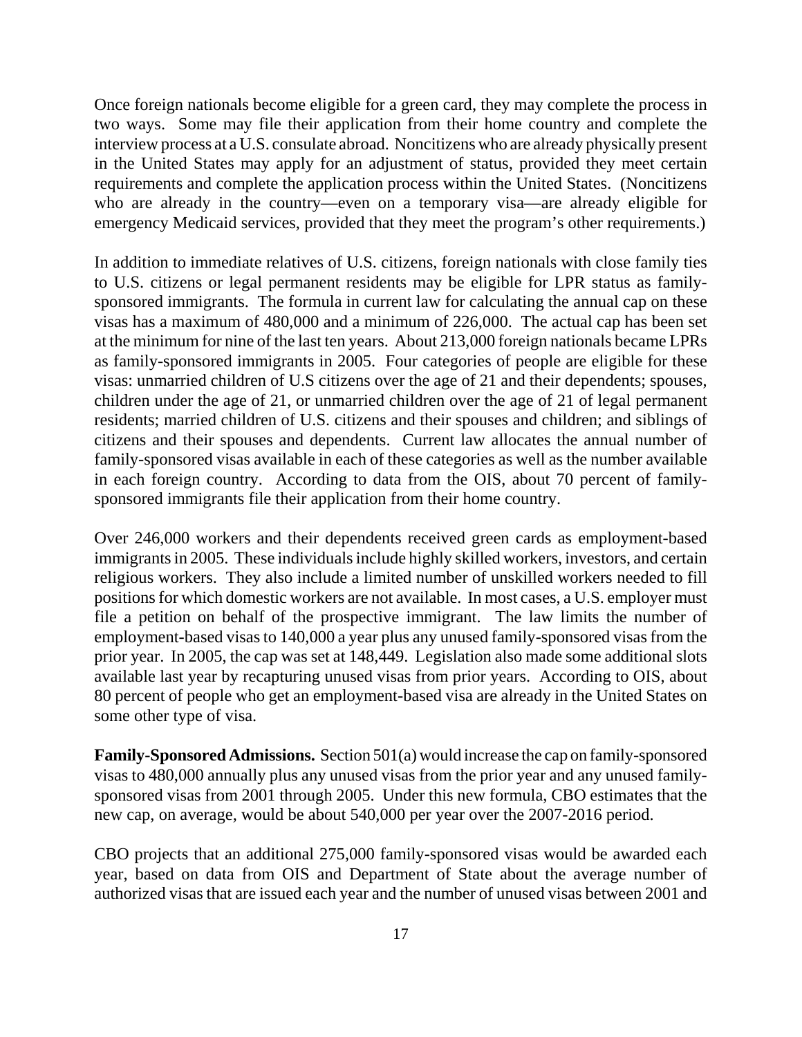Once foreign nationals become eligible for a green card, they may complete the process in two ways. Some may file their application from their home country and complete the interview process at a U.S. consulate abroad. Noncitizens who are already physically present in the United States may apply for an adjustment of status, provided they meet certain requirements and complete the application process within the United States. (Noncitizens who are already in the country—even on a temporary visa—are already eligible for emergency Medicaid services, provided that they meet the program's other requirements.)

In addition to immediate relatives of U.S. citizens, foreign nationals with close family ties to U.S. citizens or legal permanent residents may be eligible for LPR status as family-sponsored immigrants. The formula in current law for calculating the annual cap on these visas has a maximum of 480,000 and a minimum of 226,000. The actual cap has been set at the minimum for nine of the last ten years. About 213,000 foreign nationals became LPRs as family-sponsored immigrants in 2005. Four categories of people are eligible for these visas: unmarried children of U.S citizens over the age of 21 and their dependents; spouses, children under the age of 21, or unmarried children over the age of 21 of legal permanent residents; married children of U.S. citizens and their spouses and children; and siblings of citizens and their spouses and dependents. Current law allocates the annual number of family-sponsored visas available in each of these categories as well as the number available in each foreign country. According to data from the OIS, about 70 percent of family-sponsored immigrants file their application from their home country.

Over 246,000 workers and their dependents received green cards as employment-based immigrants in 2005. These individuals include highly skilled workers, investors, and certain religious workers. They also include a limited number of unskilled workers needed to fill positions for which domestic workers are not available. In most cases, a U.S. employer must file a petition on behalf of the prospective immigrant. The law limits the number of employment-based visas to 140,000 a year plus any unused family-sponsored visas from the prior year. In 2005, the cap was set at 148,449. Legislation also made some additional slots available last year by recapturing unused visas from prior years. According to OIS, about 80 percent of people who get an employment-based visa are already in the United States on some other type of visa.

**Family-Sponsored Admissions.** Section 501(a) would increase the cap on family-sponsored visas to 480,000 annually plus any unused visas from the prior year and any unused family-sponsored visas from 2001 through 2005. Under this new formula, CBO estimates that the new cap, on average, would be about 540,000 per year over the 2007-2016 period.

CBO projects that an additional 275,000 family-sponsored visas would be awarded each year, based on data from OIS and Department of State about the average number of authorized visas that are issued each year and the number of unused visas between 2001 and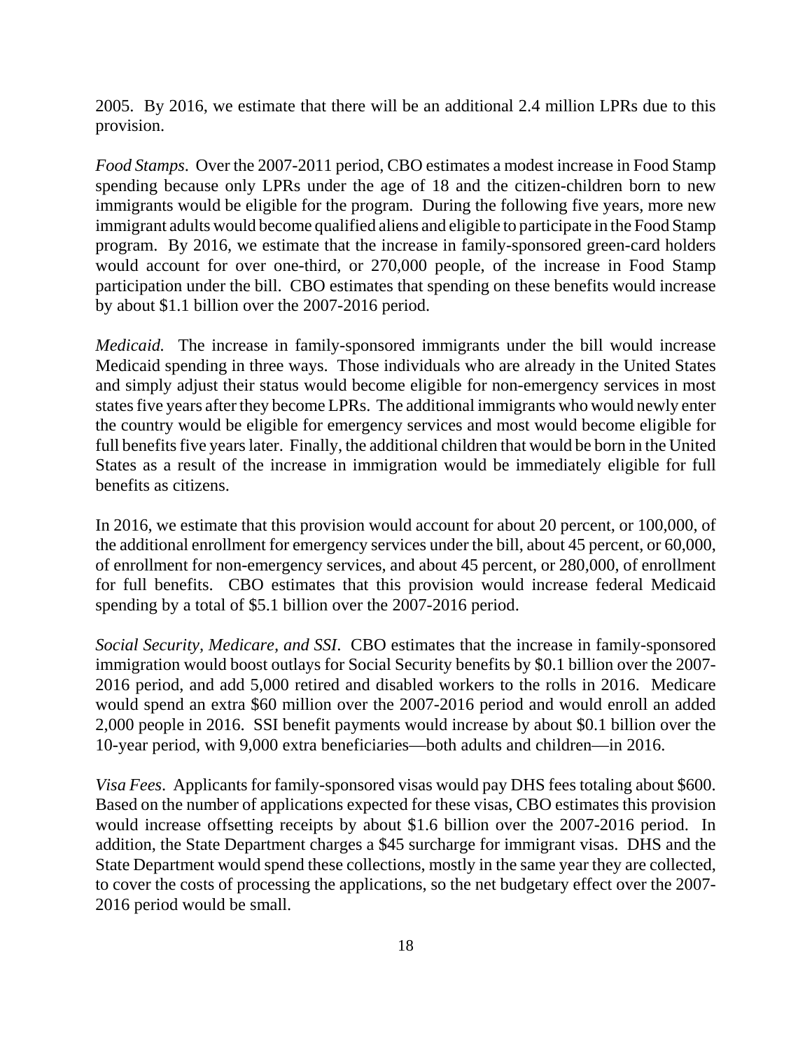2005. By 2016, we estimate that there will be an additional 2.4 million LPRs due to this provision.

*Food Stamps*. Over the 2007-2011 period, CBO estimates a modest increase in Food Stamp spending because only LPRs under the age of 18 and the citizen-children born to new immigrants would be eligible for the program. During the following five years, more new immigrant adults would become qualified aliens and eligible to participate in the Food Stamp program. By 2016, we estimate that the increase in family-sponsored green-card holders would account for over one-third, or 270,000 people, of the increase in Food Stamp participation under the bill. CBO estimates that spending on these benefits would increase by about $1.1 billion over the 2007-2016 period.

*Medicaid.* The increase in family-sponsored immigrants under the bill would increase Medicaid spending in three ways. Those individuals who are already in the United States and simply adjust their status would become eligible for non-emergency services in most states five years after they become LPRs. The additional immigrants who would newly enter the country would be eligible for emergency services and most would become eligible for full benefits five years later. Finally, the additional children that would be born in the United States as a result of the increase in immigration would be immediately eligible for full benefits as citizens.

In 2016, we estimate that this provision would account for about 20 percent, or 100,000, of the additional enrollment for emergency services under the bill, about 45 percent, or 60,000, of enrollment for non-emergency services, and about 45 percent, or 280,000, of enrollment for full benefits. CBO estimates that this provision would increase federal Medicaid spending by a total of $5.1 billion over the 2007-2016 period.

*Social Security, Medicare, and SSI*. CBO estimates that the increase in family-sponsored immigration would boost outlays for Social Security benefits by $0.1 billion over the 2007-2016 period, and add 5,000 retired and disabled workers to the rolls in 2016. Medicare would spend an extra $60 million over the 2007-2016 period and would enroll an added 2,000 people in 2016. SSI benefit payments would increase by about $0.1 billion over the 10-year period, with 9,000 extra beneficiaries—both adults and children—in 2016.

*Visa Fees*. Applicants for family-sponsored visas would pay DHS fees totaling about $600. Based on the number of applications expected for these visas, CBO estimates this provision would increase offsetting receipts by about $1.6 billion over the 2007-2016 period. In addition, the State Department charges a $45 surcharge for immigrant visas. DHS and the State Department would spend these collections, mostly in the same year they are collected, to cover the costs of processing the applications, so the net budgetary effect over the 2007-2016 period would be small.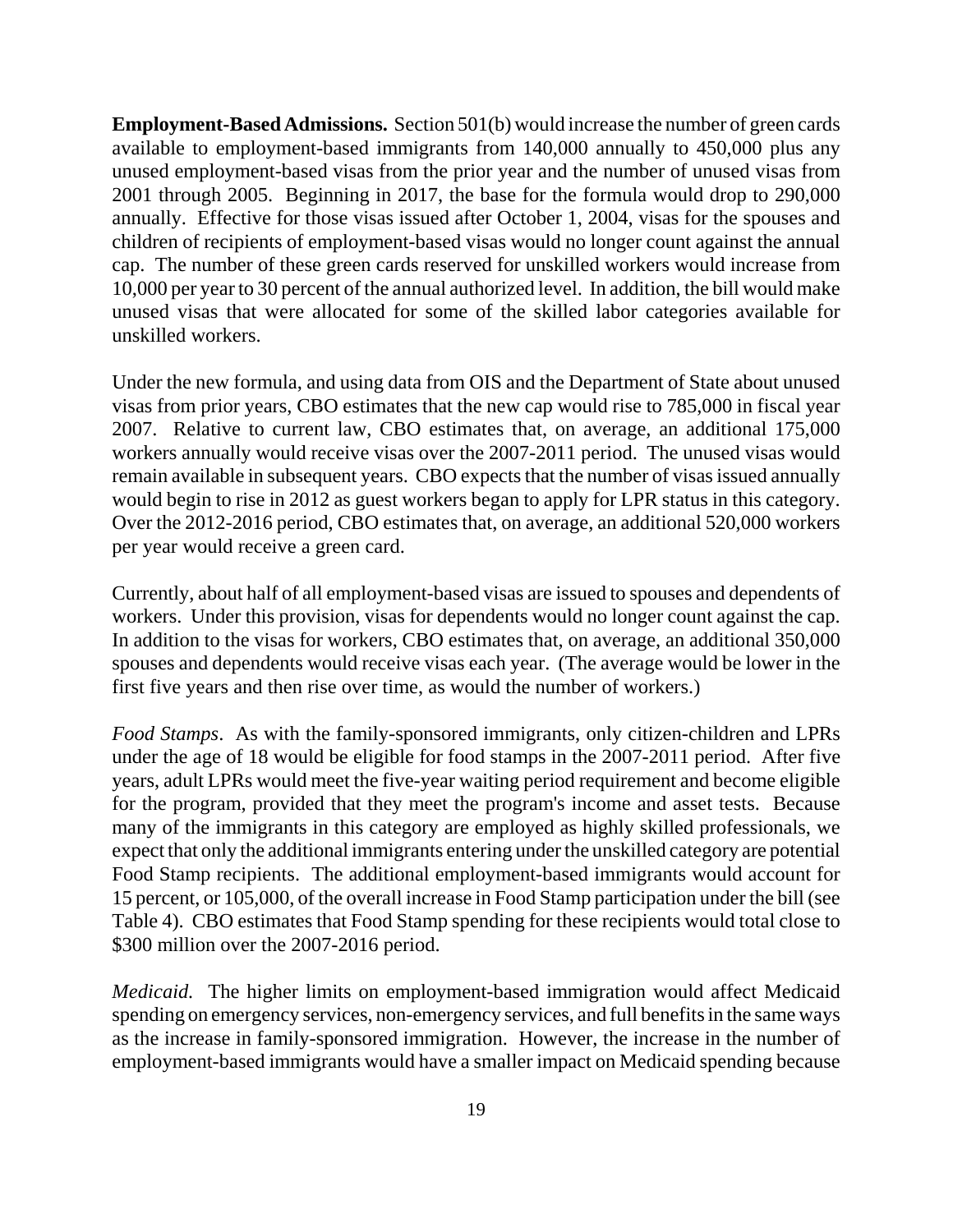**Employment-Based Admissions.** Section 501(b) would increase the number of green cards available to employment-based immigrants from 140,000 annually to 450,000 plus any unused employment-based visas from the prior year and the number of unused visas from 2001 through 2005. Beginning in 2017, the base for the formula would drop to 290,000 annually. Effective for those visas issued after October 1, 2004, visas for the spouses and children of recipients of employment-based visas would no longer count against the annual cap. The number of these green cards reserved for unskilled workers would increase from 10,000 per year to 30 percent of the annual authorized level. In addition, the bill would make unused visas that were allocated for some of the skilled labor categories available for unskilled workers.

Under the new formula, and using data from OIS and the Department of State about unused visas from prior years, CBO estimates that the new cap would rise to 785,000 in fiscal year 2007. Relative to current law, CBO estimates that, on average, an additional 175,000 workers annually would receive visas over the 2007-2011 period. The unused visas would remain available in subsequent years. CBO expects that the number of visas issued annually would begin to rise in 2012 as guest workers began to apply for LPR status in this category. Over the 2012-2016 period, CBO estimates that, on average, an additional 520,000 workers per year would receive a green card.

Currently, about half of all employment-based visas are issued to spouses and dependents of workers. Under this provision, visas for dependents would no longer count against the cap. In addition to the visas for workers, CBO estimates that, on average, an additional 350,000 spouses and dependents would receive visas each year. (The average would be lower in the first five years and then rise over time, as would the number of workers.)

*Food Stamps*. As with the family-sponsored immigrants, only citizen-children and LPRs under the age of 18 would be eligible for food stamps in the 2007-2011 period. After five years, adult LPRs would meet the five-year waiting period requirement and become eligible for the program, provided that they meet the program's income and asset tests. Because many of the immigrants in this category are employed as highly skilled professionals, we expect that only the additional immigrants entering under the unskilled category are potential Food Stamp recipients. The additional employment-based immigrants would account for 15 percent, or 105,000, of the overall increase in Food Stamp participation under the bill (see Table 4). CBO estimates that Food Stamp spending for these recipients would total close to $300 million over the 2007-2016 period.

*Medicaid.* The higher limits on employment-based immigration would affect Medicaid spending on emergency services, non-emergency services, and full benefits in the same ways as the increase in family-sponsored immigration. However, the increase in the number of employment-based immigrants would have a smaller impact on Medicaid spending because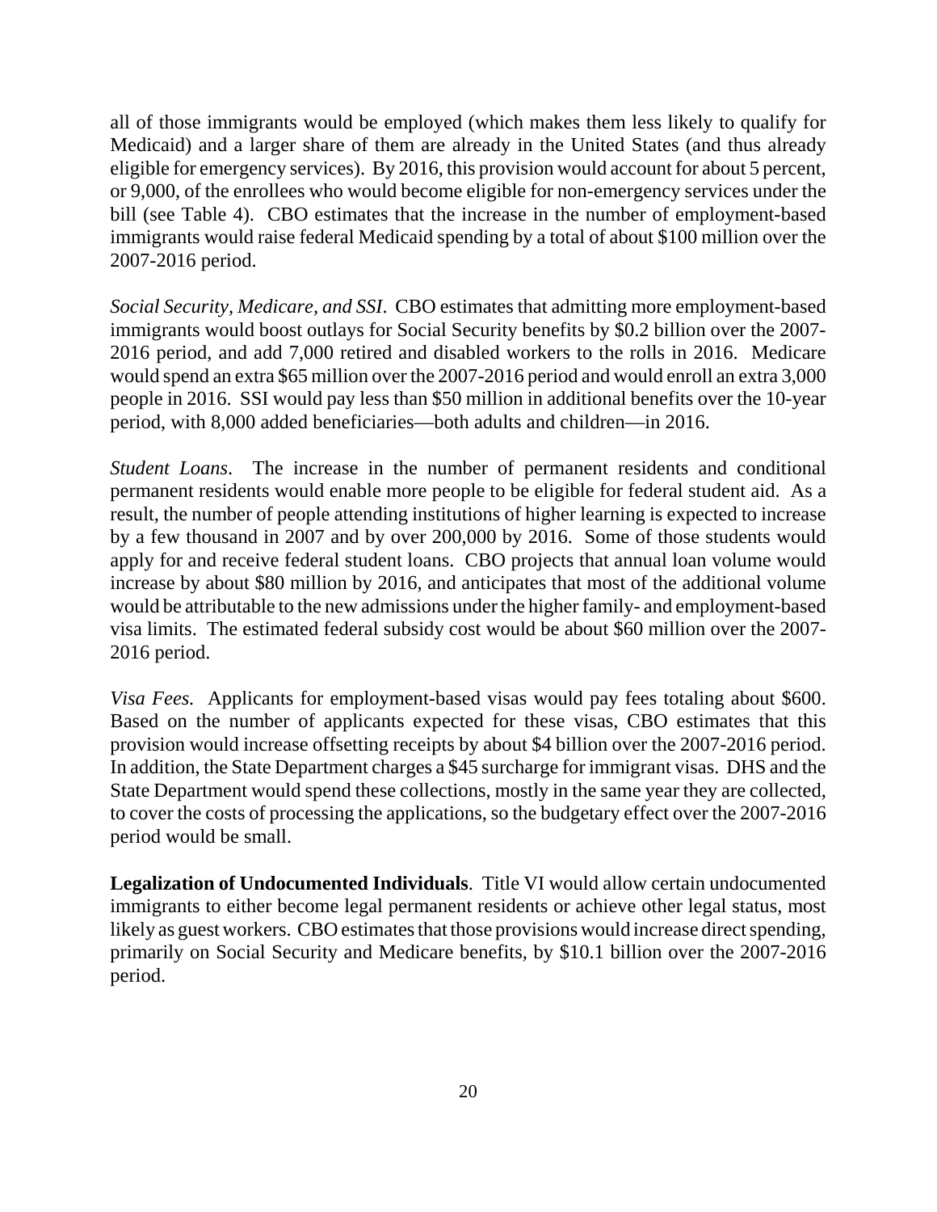all of those immigrants would be employed (which makes them less likely to qualify for Medicaid) and a larger share of them are already in the United States (and thus already eligible for emergency services). By 2016, this provision would account for about 5 percent, or 9,000, of the enrollees who would become eligible for non-emergency services under the bill (see Table 4). CBO estimates that the increase in the number of employment-based immigrants would raise federal Medicaid spending by a total of about $100 million over the 2007-2016 period.

*Social Security, Medicare, and SSI*. CBO estimates that admitting more employment-based immigrants would boost outlays for Social Security benefits by $0.2 billion over the 2007-2016 period, and add 7,000 retired and disabled workers to the rolls in 2016. Medicare would spend an extra $65 million over the 2007-2016 period and would enroll an extra 3,000 people in 2016. SSI would pay less than $50 million in additional benefits over the 10-year period, with 8,000 added beneficiaries—both adults and children—in 2016.

*Student Loans*. The increase in the number of permanent residents and conditional permanent residents would enable more people to be eligible for federal student aid. As a result, the number of people attending institutions of higher learning is expected to increase by a few thousand in 2007 and by over 200,000 by 2016. Some of those students would apply for and receive federal student loans. CBO projects that annual loan volume would increase by about $80 million by 2016, and anticipates that most of the additional volume would be attributable to the new admissions under the higher family- and employment-based visa limits. The estimated federal subsidy cost would be about $60 million over the 2007-2016 period.

*Visa Fees.* Applicants for employment-based visas would pay fees totaling about $600. Based on the number of applicants expected for these visas, CBO estimates that this provision would increase offsetting receipts by about $4 billion over the 2007-2016 period. In addition, the State Department charges a $45 surcharge for immigrant visas. DHS and the State Department would spend these collections, mostly in the same year they are collected, to cover the costs of processing the applications, so the budgetary effect over the 2007-2016 period would be small.

**Legalization of Undocumented Individuals**. Title VI would allow certain undocumented immigrants to either become legal permanent residents or achieve other legal status, most likely as guest workers. CBO estimates that those provisions would increase direct spending, primarily on Social Security and Medicare benefits, by $10.1 billion over the 2007-2016 period.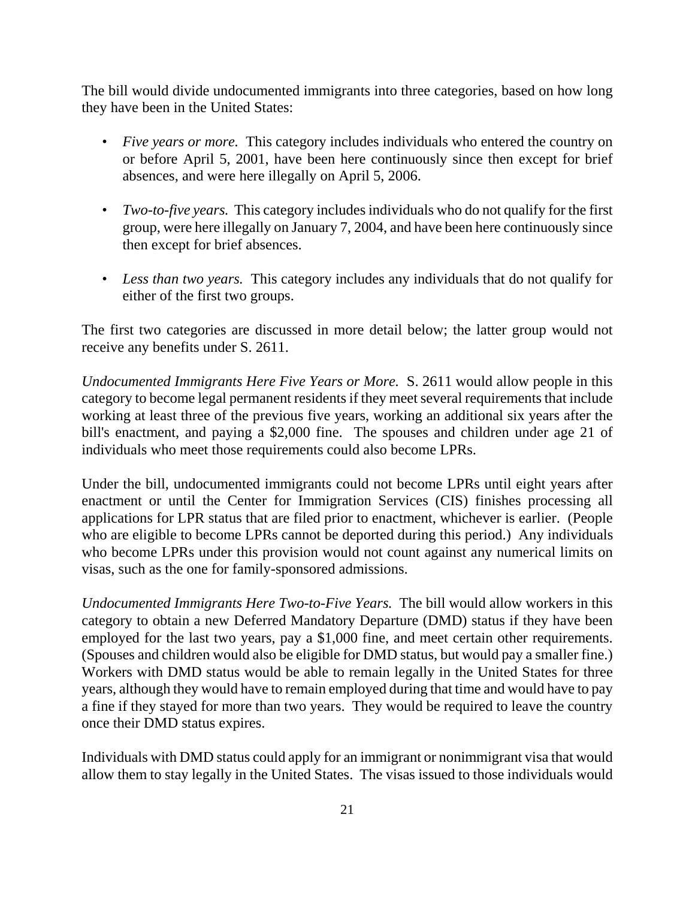The bill would divide undocumented immigrants into three categories, based on how long they have been in the United States:

- *Five years or more.* This category includes individuals who entered the country on or before April 5, 2001, have been here continuously since then except for brief absences, and were here illegally on April 5, 2006.
- *Two-to-five years.* This category includes individuals who do not qualify for the first group, were here illegally on January 7, 2004, and have been here continuously since then except for brief absences.
- *Less than two years.* This category includes any individuals that do not qualify for either of the first two groups.

The first two categories are discussed in more detail below; the latter group would not receive any benefits under S. 2611.

*Undocumented Immigrants Here Five Years or More.* S. 2611 would allow people in this category to become legal permanent residents if they meet several requirements that include working at least three of the previous five years, working an additional six years after the bill's enactment, and paying a $2,000 fine. The spouses and children under age 21 of individuals who meet those requirements could also become LPRs.

Under the bill, undocumented immigrants could not become LPRs until eight years after enactment or until the Center for Immigration Services (CIS) finishes processing all applications for LPR status that are filed prior to enactment, whichever is earlier. (People who are eligible to become LPRs cannot be deported during this period.) Any individuals who become LPRs under this provision would not count against any numerical limits on visas, such as the one for family-sponsored admissions.

*Undocumented Immigrants Here Two-to-Five Years.* The bill would allow workers in this category to obtain a new Deferred Mandatory Departure (DMD) status if they have been employed for the last two years, pay a $1,000 fine, and meet certain other requirements. (Spouses and children would also be eligible for DMD status, but would pay a smaller fine.) Workers with DMD status would be able to remain legally in the United States for three years, although they would have to remain employed during that time and would have to pay a fine if they stayed for more than two years. They would be required to leave the country once their DMD status expires.

Individuals with DMD status could apply for an immigrant or nonimmigrant visa that would allow them to stay legally in the United States. The visas issued to those individuals would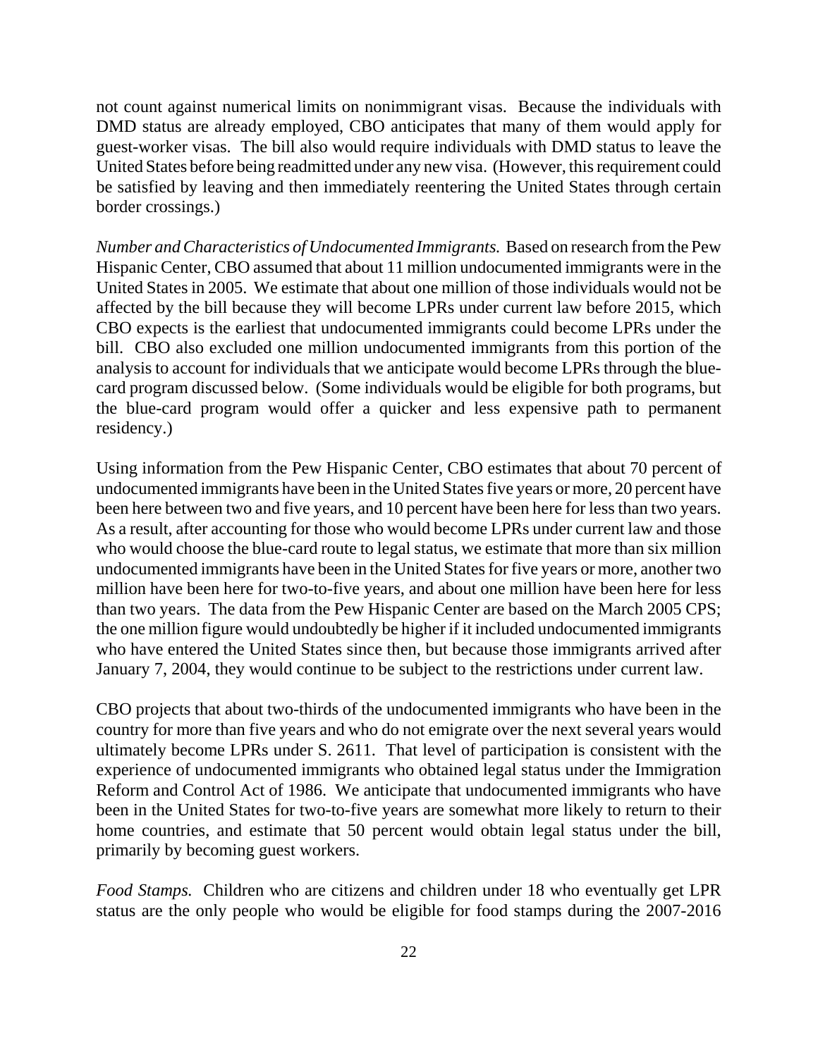not count against numerical limits on nonimmigrant visas. Because the individuals with DMD status are already employed, CBO anticipates that many of them would apply for guest-worker visas. The bill also would require individuals with DMD status to leave the United States before being readmitted under any new visa. (However, this requirement could be satisfied by leaving and then immediately reentering the United States through certain border crossings.)

*Number and Characteristics of Undocumented Immigrants.* Based on research from the Pew Hispanic Center, CBO assumed that about 11 million undocumented immigrants were in the United States in 2005. We estimate that about one million of those individuals would not be affected by the bill because they will become LPRs under current law before 2015, which CBO expects is the earliest that undocumented immigrants could become LPRs under the bill. CBO also excluded one million undocumented immigrants from this portion of the analysis to account for individuals that we anticipate would become LPRs through the blue-card program discussed below. (Some individuals would be eligible for both programs, but the blue-card program would offer a quicker and less expensive path to permanent residency.)

Using information from the Pew Hispanic Center, CBO estimates that about 70 percent of undocumented immigrants have been in the United States five years or more, 20 percent have been here between two and five years, and 10 percent have been here for less than two years. As a result, after accounting for those who would become LPRs under current law and those who would choose the blue-card route to legal status, we estimate that more than six million undocumented immigrants have been in the United States for five years or more, another two million have been here for two-to-five years, and about one million have been here for less than two years. The data from the Pew Hispanic Center are based on the March 2005 CPS; the one million figure would undoubtedly be higher if it included undocumented immigrants who have entered the United States since then, but because those immigrants arrived after January 7, 2004, they would continue to be subject to the restrictions under current law.

CBO projects that about two-thirds of the undocumented immigrants who have been in the country for more than five years and who do not emigrate over the next several years would ultimately become LPRs under S. 2611. That level of participation is consistent with the experience of undocumented immigrants who obtained legal status under the Immigration Reform and Control Act of 1986. We anticipate that undocumented immigrants who have been in the United States for two-to-five years are somewhat more likely to return to their home countries, and estimate that 50 percent would obtain legal status under the bill, primarily by becoming guest workers.

*Food Stamps.* Children who are citizens and children under 18 who eventually get LPR status are the only people who would be eligible for food stamps during the 2007-2016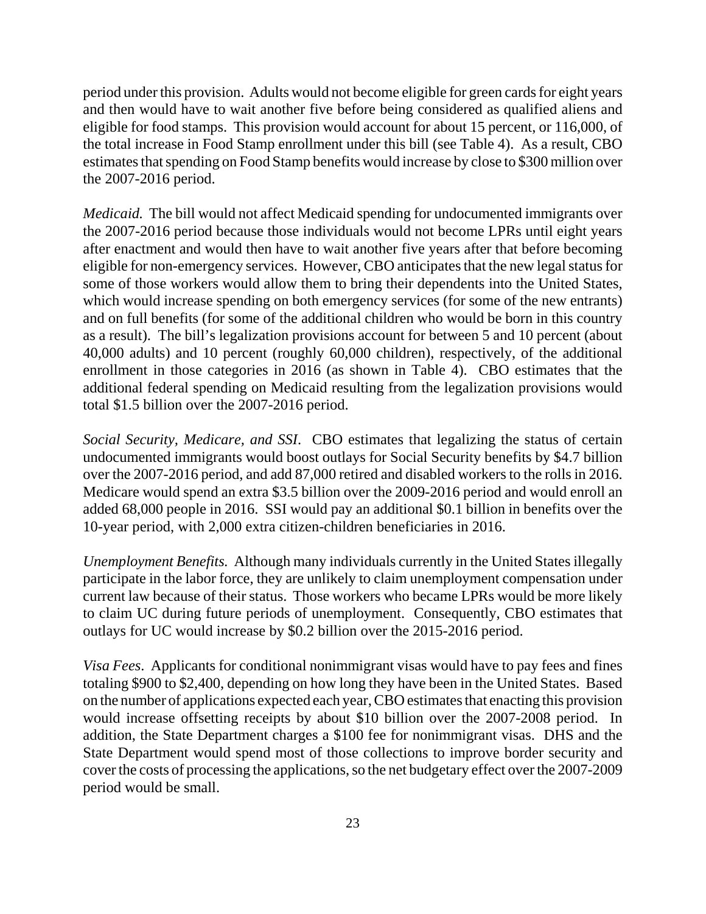period under this provision. Adults would not become eligible for green cards for eight years and then would have to wait another five before being considered as qualified aliens and eligible for food stamps. This provision would account for about 15 percent, or 116,000, of the total increase in Food Stamp enrollment under this bill (see Table 4). As a result, CBO estimates that spending on Food Stamp benefits would increase by close to $300 million over the 2007-2016 period.

*Medicaid.* The bill would not affect Medicaid spending for undocumented immigrants over the 2007-2016 period because those individuals would not become LPRs until eight years after enactment and would then have to wait another five years after that before becoming eligible for non-emergency services. However, CBO anticipates that the new legal status for some of those workers would allow them to bring their dependents into the United States, which would increase spending on both emergency services (for some of the new entrants) and on full benefits (for some of the additional children who would be born in this country as a result). The bill's legalization provisions account for between 5 and 10 percent (about 40,000 adults) and 10 percent (roughly 60,000 children), respectively, of the additional enrollment in those categories in 2016 (as shown in Table 4). CBO estimates that the additional federal spending on Medicaid resulting from the legalization provisions would total $1.5 billion over the 2007-2016 period.

*Social Security, Medicare, and SSI.* CBO estimates that legalizing the status of certain undocumented immigrants would boost outlays for Social Security benefits by $4.7 billion over the 2007-2016 period, and add 87,000 retired and disabled workers to the rolls in 2016. Medicare would spend an extra $3.5 billion over the 2009-2016 period and would enroll an added 68,000 people in 2016. SSI would pay an additional $0.1 billion in benefits over the 10-year period, with 2,000 extra citizen-children beneficiaries in 2016.

*Unemployment Benefits.* Although many individuals currently in the United States illegally participate in the labor force, they are unlikely to claim unemployment compensation under current law because of their status. Those workers who became LPRs would be more likely to claim UC during future periods of unemployment. Consequently, CBO estimates that outlays for UC would increase by $0.2 billion over the 2015-2016 period.

*Visa Fees*. Applicants for conditional nonimmigrant visas would have to pay fees and fines totaling $900 to $2,400, depending on how long they have been in the United States. Based on the number of applications expected each year, CBO estimates that enacting this provision would increase offsetting receipts by about $10 billion over the 2007-2008 period. In addition, the State Department charges a $100 fee for nonimmigrant visas. DHS and the State Department would spend most of those collections to improve border security and cover the costs of processing the applications, so the net budgetary effect over the 2007-2009 period would be small.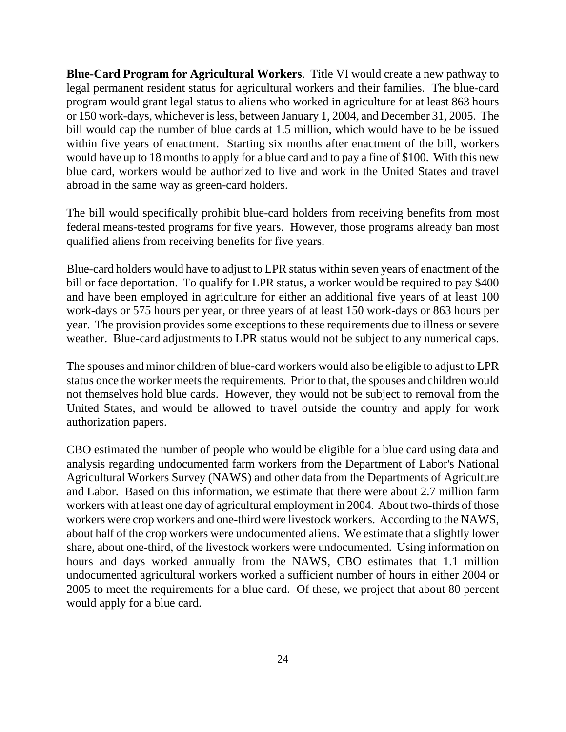**Blue-Card Program for Agricultural Workers**. Title VI would create a new pathway to legal permanent resident status for agricultural workers and their families. The blue-card program would grant legal status to aliens who worked in agriculture for at least 863 hours or 150 work-days, whichever is less, between January 1, 2004, and December 31, 2005. The bill would cap the number of blue cards at 1.5 million, which would have to be be issued within five years of enactment. Starting six months after enactment of the bill, workers would have up to 18 months to apply for a blue card and to pay a fine of $100. With this new blue card, workers would be authorized to live and work in the United States and travel abroad in the same way as green-card holders.

The bill would specifically prohibit blue-card holders from receiving benefits from most federal means-tested programs for five years. However, those programs already ban most qualified aliens from receiving benefits for five years.

Blue-card holders would have to adjust to LPR status within seven years of enactment of the bill or face deportation. To qualify for LPR status, a worker would be required to pay $400 and have been employed in agriculture for either an additional five years of at least 100 work-days or 575 hours per year, or three years of at least 150 work-days or 863 hours per year. The provision provides some exceptions to these requirements due to illness or severe weather. Blue-card adjustments to LPR status would not be subject to any numerical caps.

The spouses and minor children of blue-card workers would also be eligible to adjust to LPR status once the worker meets the requirements. Prior to that, the spouses and children would not themselves hold blue cards. However, they would not be subject to removal from the United States, and would be allowed to travel outside the country and apply for work authorization papers.

CBO estimated the number of people who would be eligible for a blue card using data and analysis regarding undocumented farm workers from the Department of Labor's National Agricultural Workers Survey (NAWS) and other data from the Departments of Agriculture and Labor. Based on this information, we estimate that there were about 2.7 million farm workers with at least one day of agricultural employment in 2004. About two-thirds of those workers were crop workers and one-third were livestock workers. According to the NAWS, about half of the crop workers were undocumented aliens. We estimate that a slightly lower share, about one-third, of the livestock workers were undocumented. Using information on hours and days worked annually from the NAWS, CBO estimates that 1.1 million undocumented agricultural workers worked a sufficient number of hours in either 2004 or 2005 to meet the requirements for a blue card. Of these, we project that about 80 percent would apply for a blue card.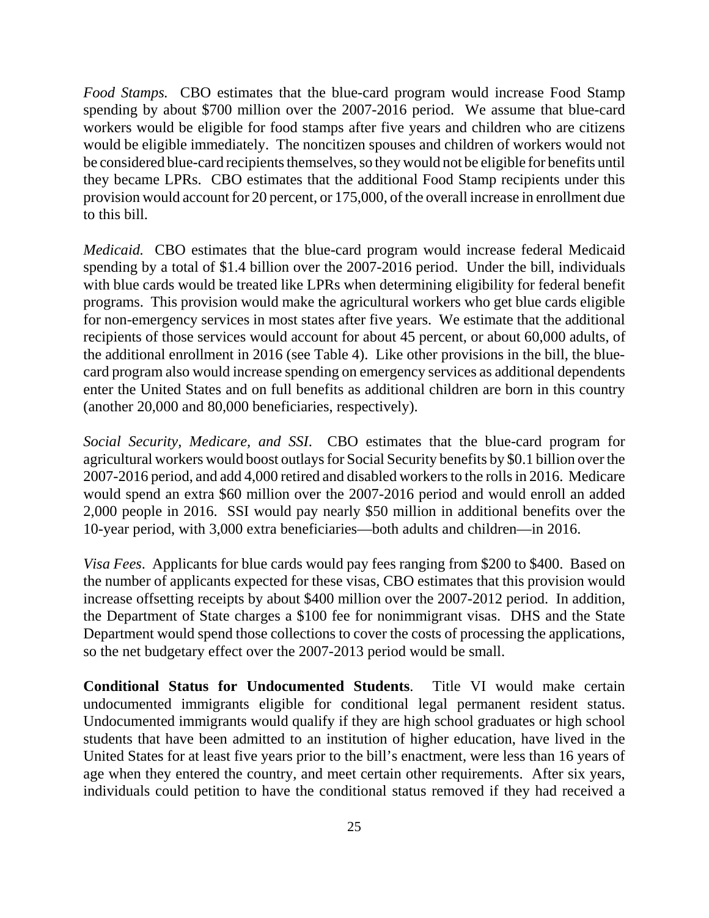*Food Stamps.* CBO estimates that the blue-card program would increase Food Stamp spending by about $700 million over the 2007-2016 period. We assume that blue-card workers would be eligible for food stamps after five years and children who are citizens would be eligible immediately. The noncitizen spouses and children of workers would not be considered blue-card recipients themselves, so they would not be eligible for benefits until they became LPRs. CBO estimates that the additional Food Stamp recipients under this provision would account for 20 percent, or 175,000, of the overall increase in enrollment due to this bill.

*Medicaid.* CBO estimates that the blue-card program would increase federal Medicaid spending by a total of $1.4 billion over the 2007-2016 period. Under the bill, individuals with blue cards would be treated like LPRs when determining eligibility for federal benefit programs. This provision would make the agricultural workers who get blue cards eligible for non-emergency services in most states after five years. We estimate that the additional recipients of those services would account for about 45 percent, or about 60,000 adults, of the additional enrollment in 2016 (see Table 4). Like other provisions in the bill, the blue-card program also would increase spending on emergency services as additional dependents enter the United States and on full benefits as additional children are born in this country (another 20,000 and 80,000 beneficiaries, respectively).

*Social Security, Medicare, and SSI*. CBO estimates that the blue-card program for agricultural workers would boost outlays for Social Security benefits by $0.1 billion over the 2007-2016 period, and add 4,000 retired and disabled workers to the rolls in 2016. Medicare would spend an extra $60 million over the 2007-2016 period and would enroll an added 2,000 people in 2016. SSI would pay nearly $50 million in additional benefits over the 10-year period, with 3,000 extra beneficiaries—both adults and children—in 2016.

*Visa Fees*. Applicants for blue cards would pay fees ranging from $200 to $400. Based on the number of applicants expected for these visas, CBO estimates that this provision would increase offsetting receipts by about $400 million over the 2007-2012 period. In addition, the Department of State charges a $100 fee for nonimmigrant visas. DHS and the State Department would spend those collections to cover the costs of processing the applications, so the net budgetary effect over the 2007-2013 period would be small.

**Conditional Status for Undocumented Students**. Title VI would make certain undocumented immigrants eligible for conditional legal permanent resident status. Undocumented immigrants would qualify if they are high school graduates or high school students that have been admitted to an institution of higher education, have lived in the United States for at least five years prior to the bill's enactment, were less than 16 years of age when they entered the country, and meet certain other requirements. After six years, individuals could petition to have the conditional status removed if they had received a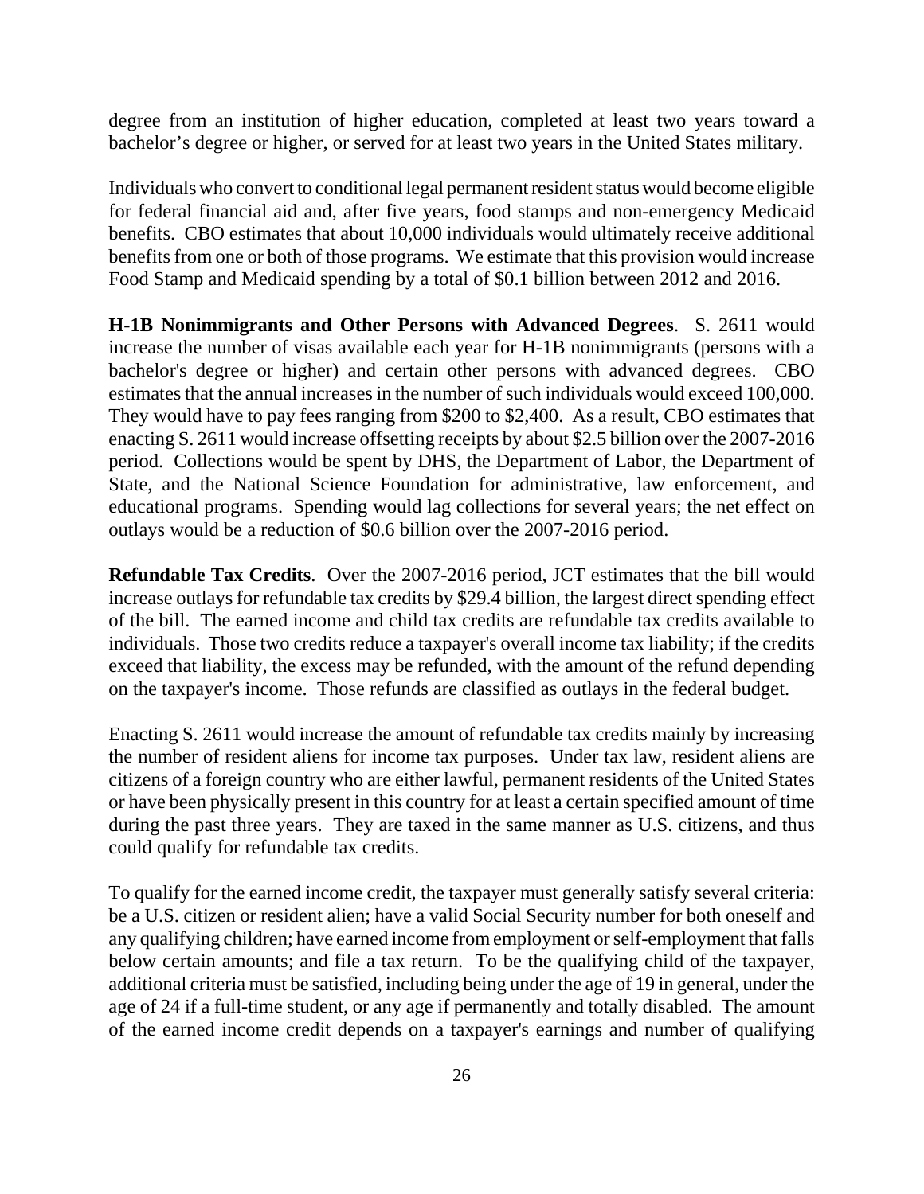degree from an institution of higher education, completed at least two years toward a bachelor's degree or higher, or served for at least two years in the United States military.

Individuals who convert to conditional legal permanent resident status would become eligible for federal financial aid and, after five years, food stamps and non-emergency Medicaid benefits. CBO estimates that about 10,000 individuals would ultimately receive additional benefits from one or both of those programs. We estimate that this provision would increase Food Stamp and Medicaid spending by a total of $0.1 billion between 2012 and 2016.

**H-1B Nonimmigrants and Other Persons with Advanced Degrees**. S. 2611 would increase the number of visas available each year for H-1B nonimmigrants (persons with a bachelor's degree or higher) and certain other persons with advanced degrees. CBO estimates that the annual increases in the number of such individuals would exceed 100,000. They would have to pay fees ranging from $200 to $2,400. As a result, CBO estimates that enacting S. 2611 would increase offsetting receipts by about $2.5 billion over the 2007-2016 period. Collections would be spent by DHS, the Department of Labor, the Department of State, and the National Science Foundation for administrative, law enforcement, and educational programs. Spending would lag collections for several years; the net effect on outlays would be a reduction of $0.6 billion over the 2007-2016 period.

**Refundable Tax Credits**. Over the 2007-2016 period, JCT estimates that the bill would increase outlays for refundable tax credits by $29.4 billion, the largest direct spending effect of the bill. The earned income and child tax credits are refundable tax credits available to individuals. Those two credits reduce a taxpayer's overall income tax liability; if the credits exceed that liability, the excess may be refunded, with the amount of the refund depending on the taxpayer's income. Those refunds are classified as outlays in the federal budget.

Enacting S. 2611 would increase the amount of refundable tax credits mainly by increasing the number of resident aliens for income tax purposes. Under tax law, resident aliens are citizens of a foreign country who are either lawful, permanent residents of the United States or have been physically present in this country for at least a certain specified amount of time during the past three years. They are taxed in the same manner as U.S. citizens, and thus could qualify for refundable tax credits.

To qualify for the earned income credit, the taxpayer must generally satisfy several criteria: be a U.S. citizen or resident alien; have a valid Social Security number for both oneself and any qualifying children; have earned income from employment or self-employment that falls below certain amounts; and file a tax return. To be the qualifying child of the taxpayer, additional criteria must be satisfied, including being under the age of 19 in general, under the age of 24 if a full-time student, or any age if permanently and totally disabled. The amount of the earned income credit depends on a taxpayer's earnings and number of qualifying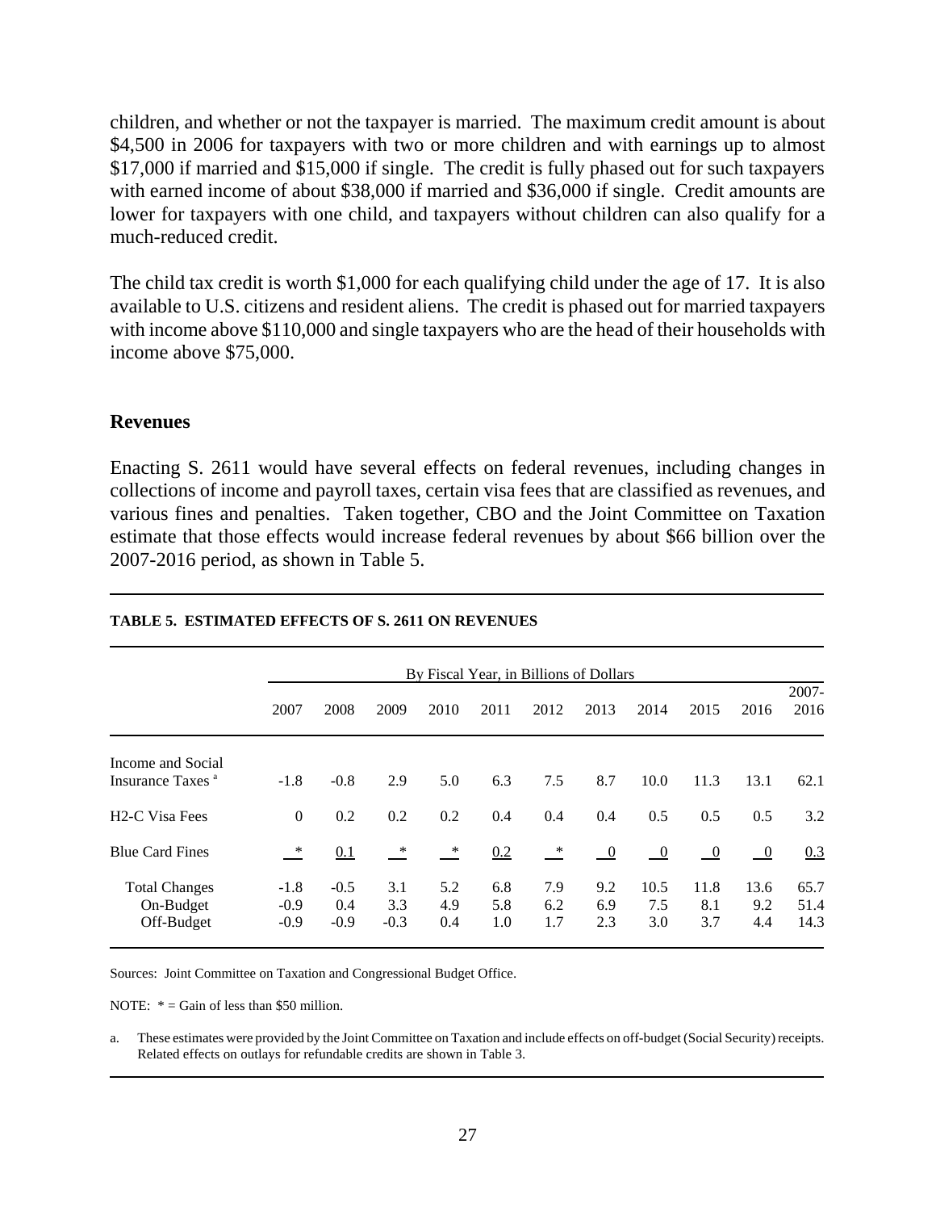children, and whether or not the taxpayer is married. The maximum credit amount is about \$4,500 in 2006 for taxpayers with two or more children and with earnings up to almost \$17,000 if married and \$15,000 if single. The credit is fully phased out for such taxpayers with earned income of about \$38,000 if married and \$36,000 if single. Credit amounts are lower for taxpayers with one child, and taxpayers without children can also qualify for a much-reduced credit.

The child tax credit is worth \$1,000 for each qualifying child under the age of 17. It is also available to U.S. citizens and resident aliens. The credit is phased out for married taxpayers with income above \$110,000 and single taxpayers who are the head of their households with income above \$75,000.

### Revenues

Enacting S. 2611 would have several effects on federal revenues, including changes in collections of income and payroll taxes, certain visa fees that are classified as revenues, and various fines and penalties. Taken together, CBO and the Joint Committee on Taxation estimate that those effects would increase federal revenues by about \$66 billion over the 2007-2016 period, as shown in Table 5.

**TABLE 5. ESTIMATED EFFECTS OF S. 2611 ON REVENUES**

| | By Fiscal Year, in Billions of Dollars | | | | | | | | | | |
|---|---|---|---|---|---|---|---|---|---|---|---|
| | 2007 | 2008 | 2009 | 2010 | 2011 | 2012 | 2013 | 2014 | 2015 | 2016 | 2007-2016 |
| Income and Social Insurance Taxes [a] | -1.8 | -0.8 | 2.9 | 5.0 | 6.3 | 7.5 | 8.7 | 10.0 | 11.3 | 13.1 | 62.1 |
| H2-C Visa Fees | 0 | 0.2 | 0.2 | 0.2 | 0.4 | 0.4 | 0.4 | 0.5 | 0.5 | 0.5 | 3.2 |
| Blue Card Fines | * | 0.1 | * | * | 0.2 | * | 0 | 0 | 0 | 0 | 0.3 |
| Total Changes | -1.8 | -0.5 | 3.1 | 5.2 | 6.8 | 7.9 | 9.2 | 10.5 | 11.8 | 13.6 | 65.7 |
| On-Budget | -0.9 | 0.4 | 3.3 | 4.9 | 5.8 | 6.2 | 6.9 | 7.5 | 8.1 | 9.2 | 51.4 |
| Off-Budget | -0.9 | -0.9 | -0.3 | 0.4 | 1.0 | 1.7 | 2.3 | 3.0 | 3.7 | 4.4 | 14.3 |

Sources: Joint Committee on Taxation and Congressional Budget Office.

NOTE: * = Gain of less than \$50 million.

a. These estimates were provided by the Joint Committee on Taxation and include effects on off-budget (Social Security) receipts. Related effects on outlays for refundable credits are shown in Table 3.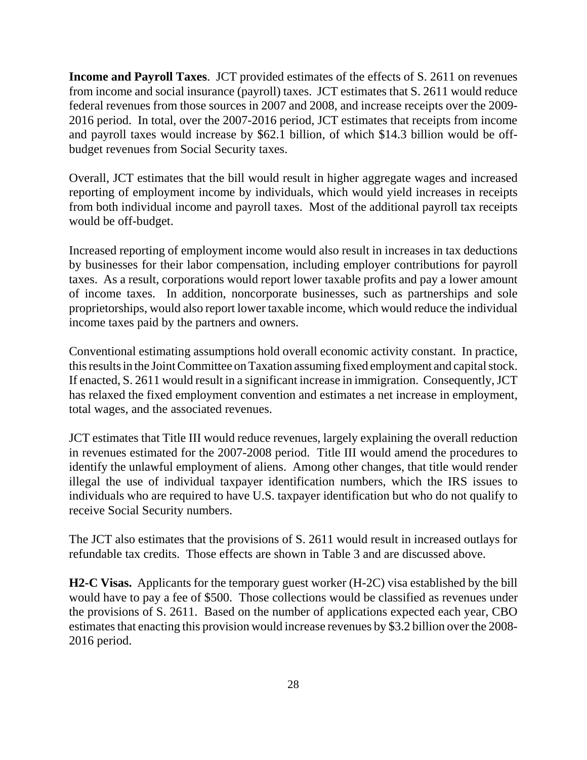**Income and Payroll Taxes**. JCT provided estimates of the effects of S. 2611 on revenues from income and social insurance (payroll) taxes. JCT estimates that S. 2611 would reduce federal revenues from those sources in 2007 and 2008, and increase receipts over the 2009-2016 period. In total, over the 2007-2016 period, JCT estimates that receipts from income and payroll taxes would increase by $62.1 billion, of which $14.3 billion would be off-budget revenues from Social Security taxes.

Overall, JCT estimates that the bill would result in higher aggregate wages and increased reporting of employment income by individuals, which would yield increases in receipts from both individual income and payroll taxes. Most of the additional payroll tax receipts would be off-budget.

Increased reporting of employment income would also result in increases in tax deductions by businesses for their labor compensation, including employer contributions for payroll taxes. As a result, corporations would report lower taxable profits and pay a lower amount of income taxes. In addition, noncorporate businesses, such as partnerships and sole proprietorships, would also report lower taxable income, which would reduce the individual income taxes paid by the partners and owners.

Conventional estimating assumptions hold overall economic activity constant. In practice, this results in the Joint Committee on Taxation assuming fixed employment and capital stock. If enacted, S. 2611 would result in a significant increase in immigration. Consequently, JCT has relaxed the fixed employment convention and estimates a net increase in employment, total wages, and the associated revenues.

JCT estimates that Title III would reduce revenues, largely explaining the overall reduction in revenues estimated for the 2007-2008 period. Title III would amend the procedures to identify the unlawful employment of aliens. Among other changes, that title would render illegal the use of individual taxpayer identification numbers, which the IRS issues to individuals who are required to have U.S. taxpayer identification but who do not qualify to receive Social Security numbers.

The JCT also estimates that the provisions of S. 2611 would result in increased outlays for refundable tax credits. Those effects are shown in Table 3 and are discussed above.

**H2-C Visas.** Applicants for the temporary guest worker (H-2C) visa established by the bill would have to pay a fee of $500. Those collections would be classified as revenues under the provisions of S. 2611. Based on the number of applications expected each year, CBO estimates that enacting this provision would increase revenues by $3.2 billion over the 2008-2016 period.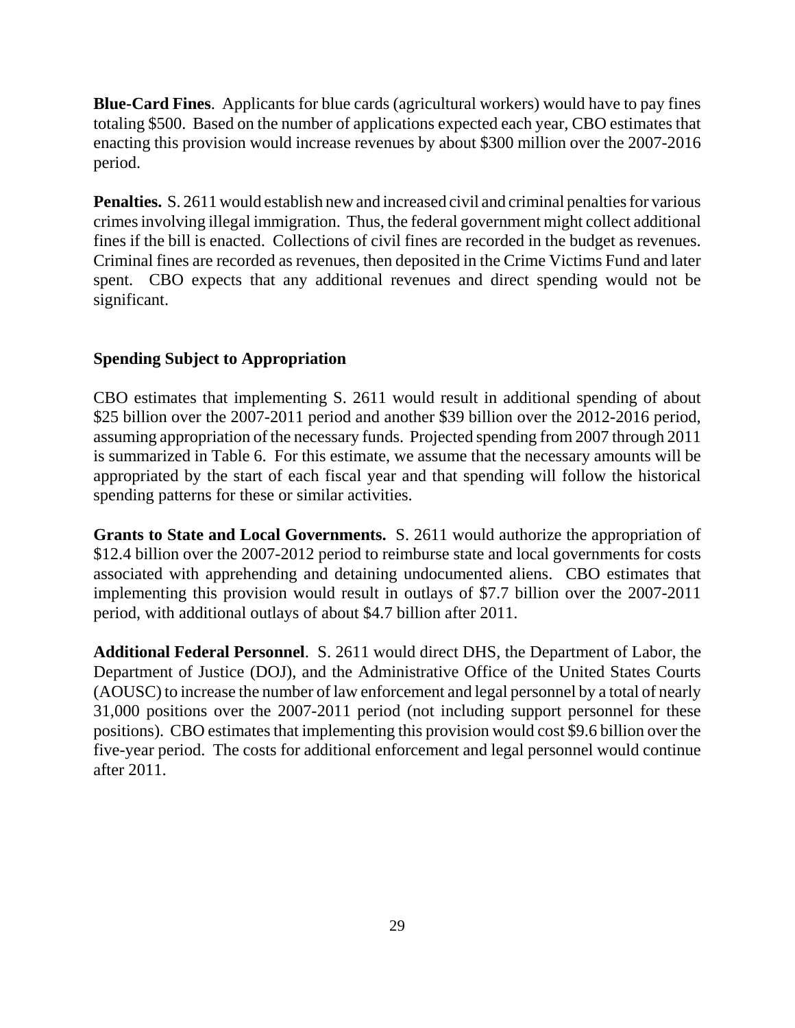**Blue-Card Fines**. Applicants for blue cards (agricultural workers) would have to pay fines totaling $500. Based on the number of applications expected each year, CBO estimates that enacting this provision would increase revenues by about $300 million over the 2007-2016 period.

**Penalties.** S. 2611 would establish new and increased civil and criminal penalties for various crimes involving illegal immigration. Thus, the federal government might collect additional fines if the bill is enacted. Collections of civil fines are recorded in the budget as revenues. Criminal fines are recorded as revenues, then deposited in the Crime Victims Fund and later spent. CBO expects that any additional revenues and direct spending would not be significant.

### Spending Subject to Appropriation

CBO estimates that implementing S. 2611 would result in additional spending of about $25 billion over the 2007-2011 period and another $39 billion over the 2012-2016 period, assuming appropriation of the necessary funds. Projected spending from 2007 through 2011 is summarized in Table 6. For this estimate, we assume that the necessary amounts will be appropriated by the start of each fiscal year and that spending will follow the historical spending patterns for these or similar activities.

**Grants to State and Local Governments.** S. 2611 would authorize the appropriation of $12.4 billion over the 2007-2012 period to reimburse state and local governments for costs associated with apprehending and detaining undocumented aliens. CBO estimates that implementing this provision would result in outlays of $7.7 billion over the 2007-2011 period, with additional outlays of about $4.7 billion after 2011.

**Additional Federal Personnel**. S. 2611 would direct DHS, the Department of Labor, the Department of Justice (DOJ), and the Administrative Office of the United States Courts (AOUSC) to increase the number of law enforcement and legal personnel by a total of nearly 31,000 positions over the 2007-2011 period (not including support personnel for these positions). CBO estimates that implementing this provision would cost $9.6 billion over the five-year period. The costs for additional enforcement and legal personnel would continue after 2011.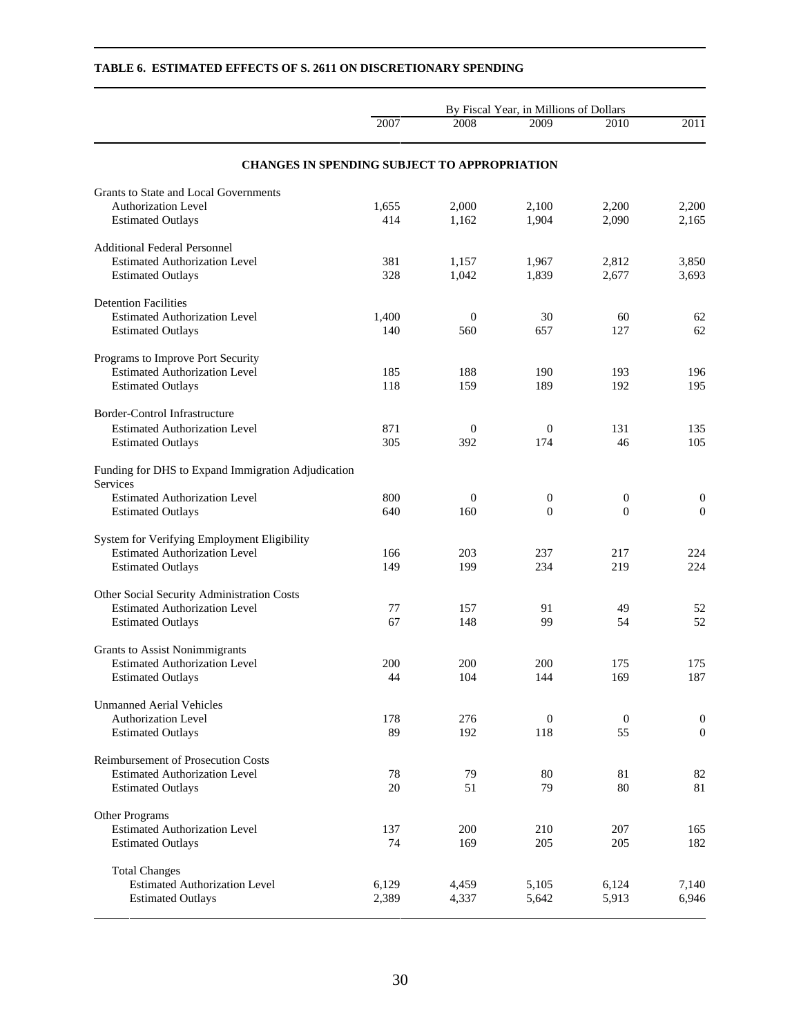**TABLE 6. ESTIMATED EFFECTS OF S. 2611 ON DISCRETIONARY SPENDING**

| | By Fiscal Year, in Millions of Dollars | | | | |
|---|---|---|---|---|---|
| | 2007 | 2008 | 2009 | 2010 | 2011 |
| **CHANGES IN SPENDING SUBJECT TO APPROPRIATION** | | | | | |
| Grants to State and Local Governments | | | | | |
| Authorization Level | 1,655 | 2,000 | 2,100 | 2,200 | 2,200 |
| Estimated Outlays | 414 | 1,162 | 1,904 | 2,090 | 2,165 |
| Additional Federal Personnel | | | | | |
| Estimated Authorization Level | 381 | 1,157 | 1,967 | 2,812 | 3,850 |
| Estimated Outlays | 328 | 1,042 | 1,839 | 2,677 | 3,693 |
| Detention Facilities | | | | | |
| Estimated Authorization Level | 1,400 | 0 | 30 | 60 | 62 |
| Estimated Outlays | 140 | 560 | 657 | 127 | 62 |
| Programs to Improve Port Security | | | | | |
| Estimated Authorization Level | 185 | 188 | 190 | 193 | 196 |
| Estimated Outlays | 118 | 159 | 189 | 192 | 195 |
| Border-Control Infrastructure | | | | | |
| Estimated Authorization Level | 871 | 0 | 0 | 131 | 135 |
| Estimated Outlays | 305 | 392 | 174 | 46 | 105 |
| Funding for DHS to Expand Immigration Adjudication Services | | | | | |
| Estimated Authorization Level | 800 | 0 | 0 | 0 | 0 |
| Estimated Outlays | 640 | 160 | 0 | 0 | 0 |
| System for Verifying Employment Eligibility | | | | | |
| Estimated Authorization Level | 166 | 203 | 237 | 217 | 224 |
| Estimated Outlays | 149 | 199 | 234 | 219 | 224 |
| Other Social Security Administration Costs | | | | | |
| Estimated Authorization Level | 77 | 157 | 91 | 49 | 52 |
| Estimated Outlays | 67 | 148 | 99 | 54 | 52 |
| Grants to Assist Nonimmigrants | | | | | |
| Estimated Authorization Level | 200 | 200 | 200 | 175 | 175 |
| Estimated Outlays | 44 | 104 | 144 | 169 | 187 |
| Unmanned Aerial Vehicles | | | | | |
| Authorization Level | 178 | 276 | 0 | 0 | 0 |
| Estimated Outlays | 89 | 192 | 118 | 55 | 0 |
| Reimbursement of Prosecution Costs | | | | | |
| Estimated Authorization Level | 78 | 79 | 80 | 81 | 82 |
| Estimated Outlays | 20 | 51 | 79 | 80 | 81 |
| Other Programs | | | | | |
| Estimated Authorization Level | 137 | 200 | 210 | 207 | 165 |
| Estimated Outlays | 74 | 169 | 205 | 205 | 182 |
| Total Changes | | | | | |
| Estimated Authorization Level | 6,129 | 4,459 | 5,105 | 6,124 | 7,140 |
| Estimated Outlays | 2,389 | 4,337 | 5,642 | 5,913 | 6,946 |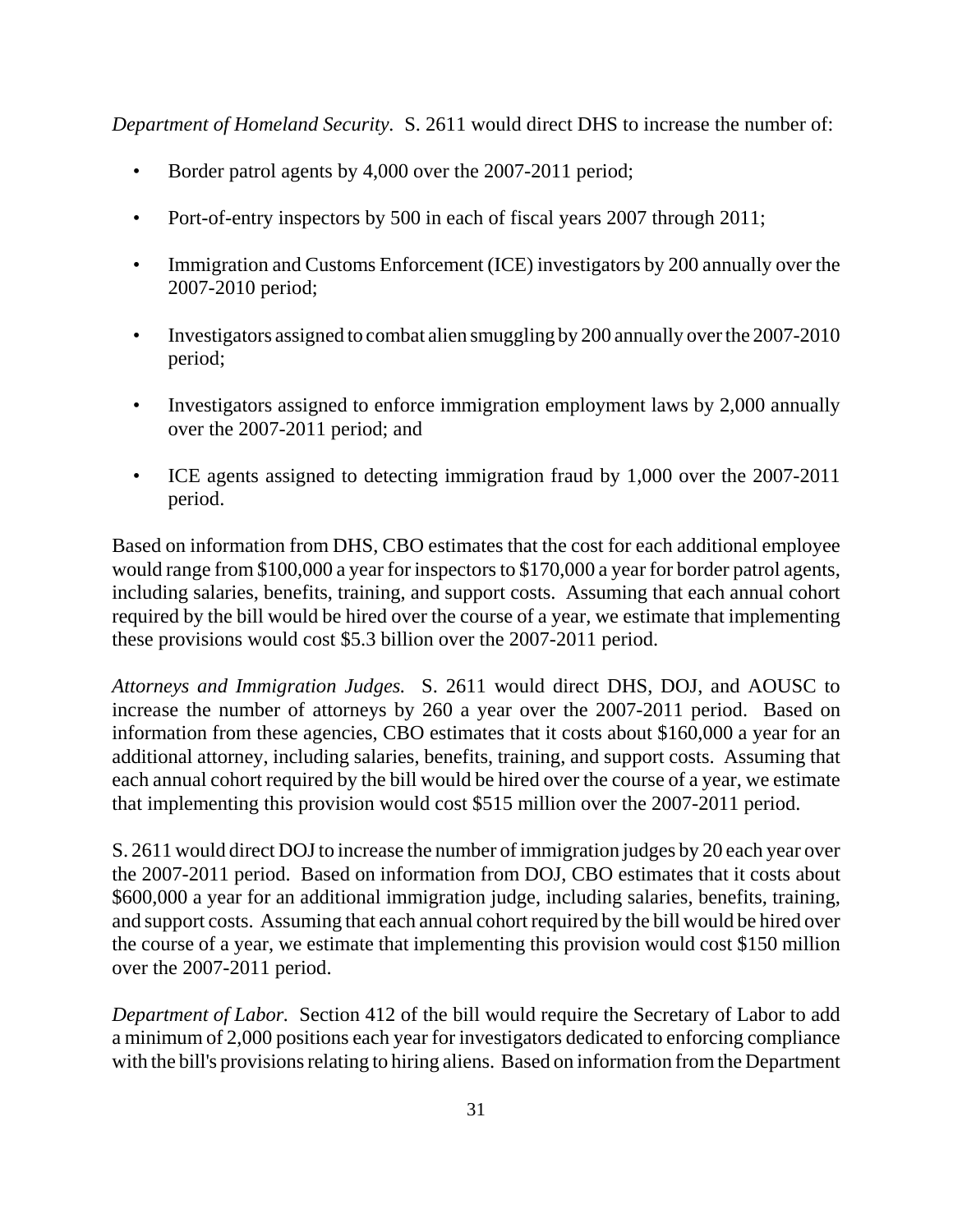*Department of Homeland Security.* S. 2611 would direct DHS to increase the number of:

- Border patrol agents by 4,000 over the 2007-2011 period;
- Port-of-entry inspectors by 500 in each of fiscal years 2007 through 2011;
- Immigration and Customs Enforcement (ICE) investigators by 200 annually over the 2007-2010 period;
- Investigators assigned to combat alien smuggling by 200 annually over the 2007-2010 period;
- Investigators assigned to enforce immigration employment laws by 2,000 annually over the 2007-2011 period; and
- ICE agents assigned to detecting immigration fraud by 1,000 over the 2007-2011 period.

Based on information from DHS, CBO estimates that the cost for each additional employee would range from $100,000 a year for inspectors to $170,000 a year for border patrol agents, including salaries, benefits, training, and support costs. Assuming that each annual cohort required by the bill would be hired over the course of a year, we estimate that implementing these provisions would cost $5.3 billion over the 2007-2011 period.

*Attorneys and Immigration Judges.* S. 2611 would direct DHS, DOJ, and AOUSC to increase the number of attorneys by 260 a year over the 2007-2011 period. Based on information from these agencies, CBO estimates that it costs about $160,000 a year for an additional attorney, including salaries, benefits, training, and support costs. Assuming that each annual cohort required by the bill would be hired over the course of a year, we estimate that implementing this provision would cost $515 million over the 2007-2011 period.

S. 2611 would direct DOJ to increase the number of immigration judges by 20 each year over the 2007-2011 period. Based on information from DOJ, CBO estimates that it costs about $600,000 a year for an additional immigration judge, including salaries, benefits, training, and support costs. Assuming that each annual cohort required by the bill would be hired over the course of a year, we estimate that implementing this provision would cost $150 million over the 2007-2011 period.

*Department of Labor.* Section 412 of the bill would require the Secretary of Labor to add a minimum of 2,000 positions each year for investigators dedicated to enforcing compliance with the bill's provisions relating to hiring aliens. Based on information from the Department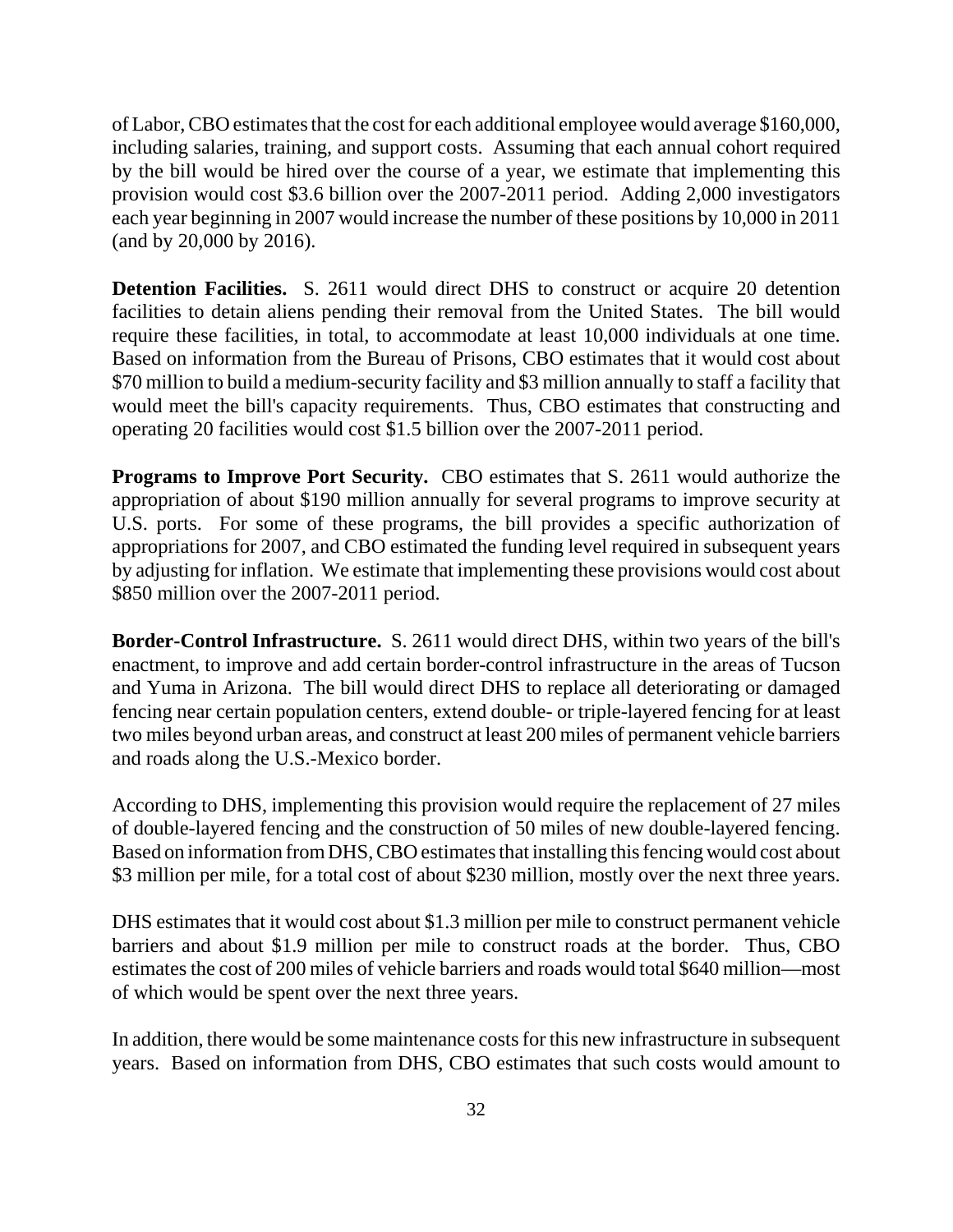of Labor, CBO estimates that the cost for each additional employee would average $160,000, including salaries, training, and support costs. Assuming that each annual cohort required by the bill would be hired over the course of a year, we estimate that implementing this provision would cost $3.6 billion over the 2007-2011 period. Adding 2,000 investigators each year beginning in 2007 would increase the number of these positions by 10,000 in 2011 (and by 20,000 by 2016).

**Detention Facilities.** S. 2611 would direct DHS to construct or acquire 20 detention facilities to detain aliens pending their removal from the United States. The bill would require these facilities, in total, to accommodate at least 10,000 individuals at one time. Based on information from the Bureau of Prisons, CBO estimates that it would cost about $70 million to build a medium-security facility and $3 million annually to staff a facility that would meet the bill's capacity requirements. Thus, CBO estimates that constructing and operating 20 facilities would cost $1.5 billion over the 2007-2011 period.

**Programs to Improve Port Security.** CBO estimates that S. 2611 would authorize the appropriation of about $190 million annually for several programs to improve security at U.S. ports. For some of these programs, the bill provides a specific authorization of appropriations for 2007, and CBO estimated the funding level required in subsequent years by adjusting for inflation. We estimate that implementing these provisions would cost about $850 million over the 2007-2011 period.

**Border-Control Infrastructure.** S. 2611 would direct DHS, within two years of the bill's enactment, to improve and add certain border-control infrastructure in the areas of Tucson and Yuma in Arizona. The bill would direct DHS to replace all deteriorating or damaged fencing near certain population centers, extend double- or triple-layered fencing for at least two miles beyond urban areas, and construct at least 200 miles of permanent vehicle barriers and roads along the U.S.-Mexico border.

According to DHS, implementing this provision would require the replacement of 27 miles of double-layered fencing and the construction of 50 miles of new double-layered fencing. Based on information from DHS, CBO estimates that installing this fencing would cost about $3 million per mile, for a total cost of about $230 million, mostly over the next three years.

DHS estimates that it would cost about $1.3 million per mile to construct permanent vehicle barriers and about $1.9 million per mile to construct roads at the border. Thus, CBO estimates the cost of 200 miles of vehicle barriers and roads would total $640 million—most of which would be spent over the next three years.

In addition, there would be some maintenance costs for this new infrastructure in subsequent years. Based on information from DHS, CBO estimates that such costs would amount to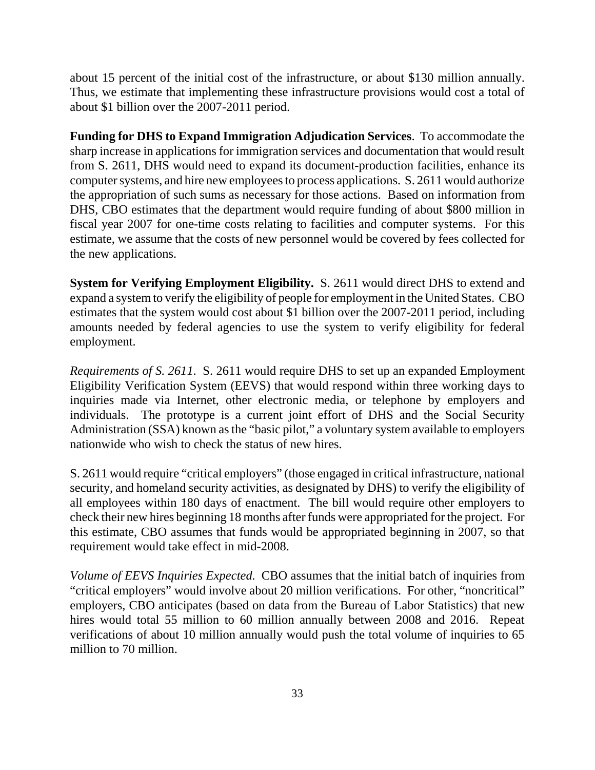about 15 percent of the initial cost of the infrastructure, or about $130 million annually. Thus, we estimate that implementing these infrastructure provisions would cost a total of about $1 billion over the 2007-2011 period.

**Funding for DHS to Expand Immigration Adjudication Services**. To accommodate the sharp increase in applications for immigration services and documentation that would result from S. 2611, DHS would need to expand its document-production facilities, enhance its computer systems, and hire new employees to process applications. S. 2611 would authorize the appropriation of such sums as necessary for those actions. Based on information from DHS, CBO estimates that the department would require funding of about $800 million in fiscal year 2007 for one-time costs relating to facilities and computer systems. For this estimate, we assume that the costs of new personnel would be covered by fees collected for the new applications.

**System for Verifying Employment Eligibility.** S. 2611 would direct DHS to extend and expand a system to verify the eligibility of people for employment in the United States. CBO estimates that the system would cost about $1 billion over the 2007-2011 period, including amounts needed by federal agencies to use the system to verify eligibility for federal employment.

*Requirements of S. 2611.* S. 2611 would require DHS to set up an expanded Employment Eligibility Verification System (EEVS) that would respond within three working days to inquiries made via Internet, other electronic media, or telephone by employers and individuals. The prototype is a current joint effort of DHS and the Social Security Administration (SSA) known as the "basic pilot," a voluntary system available to employers nationwide who wish to check the status of new hires.

S. 2611 would require "critical employers" (those engaged in critical infrastructure, national security, and homeland security activities, as designated by DHS) to verify the eligibility of all employees within 180 days of enactment. The bill would require other employers to check their new hires beginning 18 months after funds were appropriated for the project. For this estimate, CBO assumes that funds would be appropriated beginning in 2007, so that requirement would take effect in mid-2008.

*Volume of EEVS Inquiries Expected.* CBO assumes that the initial batch of inquiries from "critical employers" would involve about 20 million verifications. For other, "noncritical" employers, CBO anticipates (based on data from the Bureau of Labor Statistics) that new hires would total 55 million to 60 million annually between 2008 and 2016. Repeat verifications of about 10 million annually would push the total volume of inquiries to 65 million to 70 million.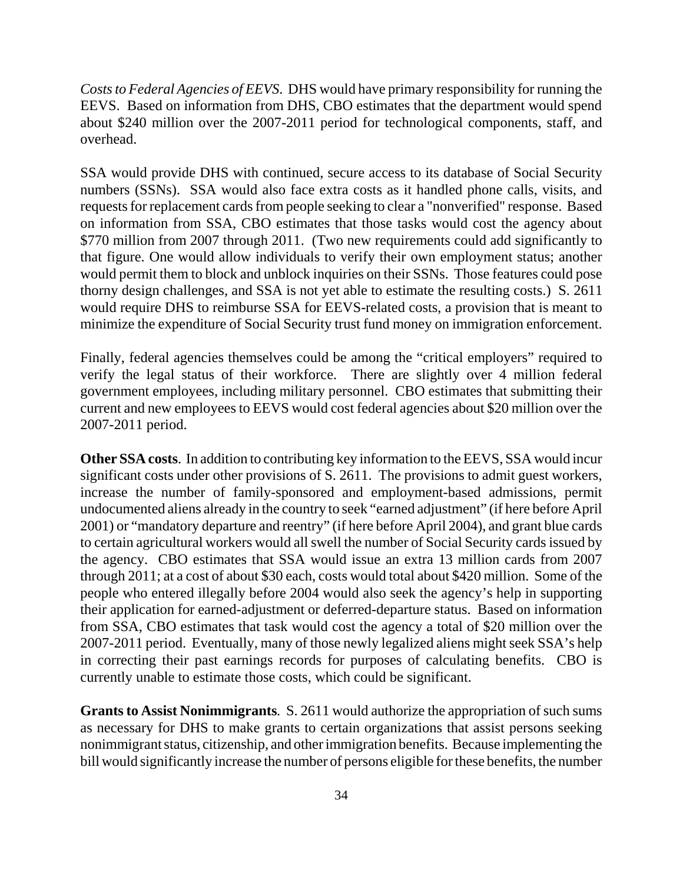*Costs to Federal Agencies of EEVS*. DHS would have primary responsibility for running the EEVS. Based on information from DHS, CBO estimates that the department would spend about $240 million over the 2007-2011 period for technological components, staff, and overhead.

SSA would provide DHS with continued, secure access to its database of Social Security numbers (SSNs). SSA would also face extra costs as it handled phone calls, visits, and requests for replacement cards from people seeking to clear a "nonverified" response. Based on information from SSA, CBO estimates that those tasks would cost the agency about $770 million from 2007 through 2011. (Two new requirements could add significantly to that figure. One would allow individuals to verify their own employment status; another would permit them to block and unblock inquiries on their SSNs. Those features could pose thorny design challenges, and SSA is not yet able to estimate the resulting costs.) S. 2611 would require DHS to reimburse SSA for EEVS-related costs, a provision that is meant to minimize the expenditure of Social Security trust fund money on immigration enforcement.

Finally, federal agencies themselves could be among the "critical employers" required to verify the legal status of their workforce. There are slightly over 4 million federal government employees, including military personnel. CBO estimates that submitting their current and new employees to EEVS would cost federal agencies about $20 million over the 2007-2011 period.

**Other SSA costs**. In addition to contributing key information to the EEVS, SSA would incur significant costs under other provisions of S. 2611. The provisions to admit guest workers, increase the number of family-sponsored and employment-based admissions, permit undocumented aliens already in the country to seek "earned adjustment" (if here before April 2001) or "mandatory departure and reentry" (if here before April 2004), and grant blue cards to certain agricultural workers would all swell the number of Social Security cards issued by the agency. CBO estimates that SSA would issue an extra 13 million cards from 2007 through 2011; at a cost of about $30 each, costs would total about $420 million. Some of the people who entered illegally before 2004 would also seek the agency's help in supporting their application for earned-adjustment or deferred-departure status. Based on information from SSA, CBO estimates that task would cost the agency a total of $20 million over the 2007-2011 period. Eventually, many of those newly legalized aliens might seek SSA's help in correcting their past earnings records for purposes of calculating benefits. CBO is currently unable to estimate those costs, which could be significant.

**Grants to Assist Nonimmigrants**. S. 2611 would authorize the appropriation of such sums as necessary for DHS to make grants to certain organizations that assist persons seeking nonimmigrant status, citizenship, and other immigration benefits. Because implementing the bill would significantly increase the number of persons eligible for these benefits, the number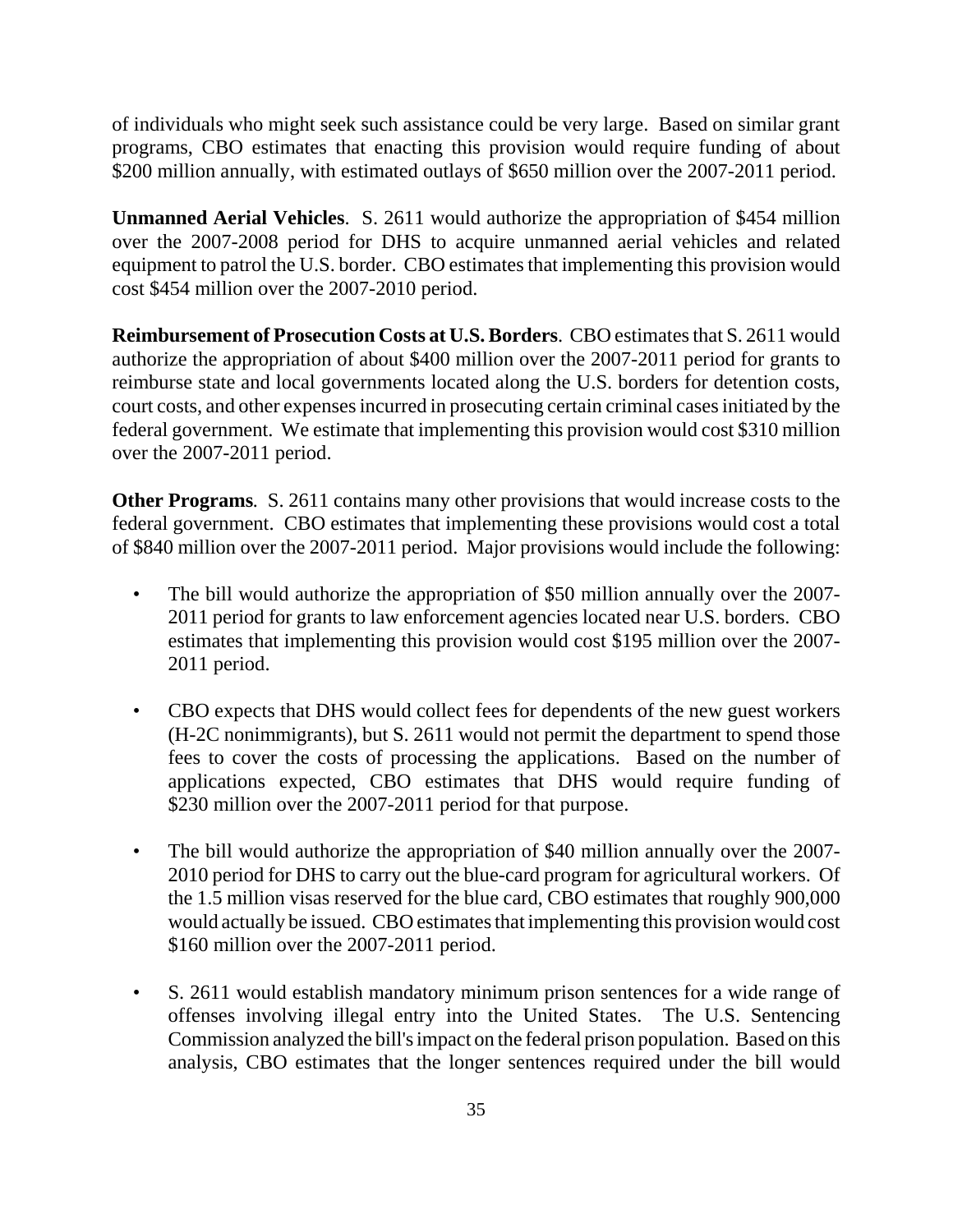of individuals who might seek such assistance could be very large. Based on similar grant programs, CBO estimates that enacting this provision would require funding of about $200 million annually, with estimated outlays of $650 million over the 2007-2011 period.

**Unmanned Aerial Vehicles**. S. 2611 would authorize the appropriation of $454 million over the 2007-2008 period for DHS to acquire unmanned aerial vehicles and related equipment to patrol the U.S. border. CBO estimates that implementing this provision would cost $454 million over the 2007-2010 period.

**Reimbursement of Prosecution Costs at U.S. Borders**. CBO estimates that S. 2611 would authorize the appropriation of about $400 million over the 2007-2011 period for grants to reimburse state and local governments located along the U.S. borders for detention costs, court costs, and other expenses incurred in prosecuting certain criminal cases initiated by the federal government. We estimate that implementing this provision would cost $310 million over the 2007-2011 period.

**Other Programs**. S. 2611 contains many other provisions that would increase costs to the federal government. CBO estimates that implementing these provisions would cost a total of $840 million over the 2007-2011 period. Major provisions would include the following:

- The bill would authorize the appropriation of $50 million annually over the 2007-2011 period for grants to law enforcement agencies located near U.S. borders. CBO estimates that implementing this provision would cost $195 million over the 2007-2011 period.

- CBO expects that DHS would collect fees for dependents of the new guest workers (H-2C nonimmigrants), but S. 2611 would not permit the department to spend those fees to cover the costs of processing the applications. Based on the number of applications expected, CBO estimates that DHS would require funding of $230 million over the 2007-2011 period for that purpose.

- The bill would authorize the appropriation of $40 million annually over the 2007-2010 period for DHS to carry out the blue-card program for agricultural workers. Of the 1.5 million visas reserved for the blue card, CBO estimates that roughly 900,000 would actually be issued. CBO estimates that implementing this provision would cost $160 million over the 2007-2011 period.

- S. 2611 would establish mandatory minimum prison sentences for a wide range of offenses involving illegal entry into the United States. The U.S. Sentencing Commission analyzed the bill's impact on the federal prison population. Based on this analysis, CBO estimates that the longer sentences required under the bill would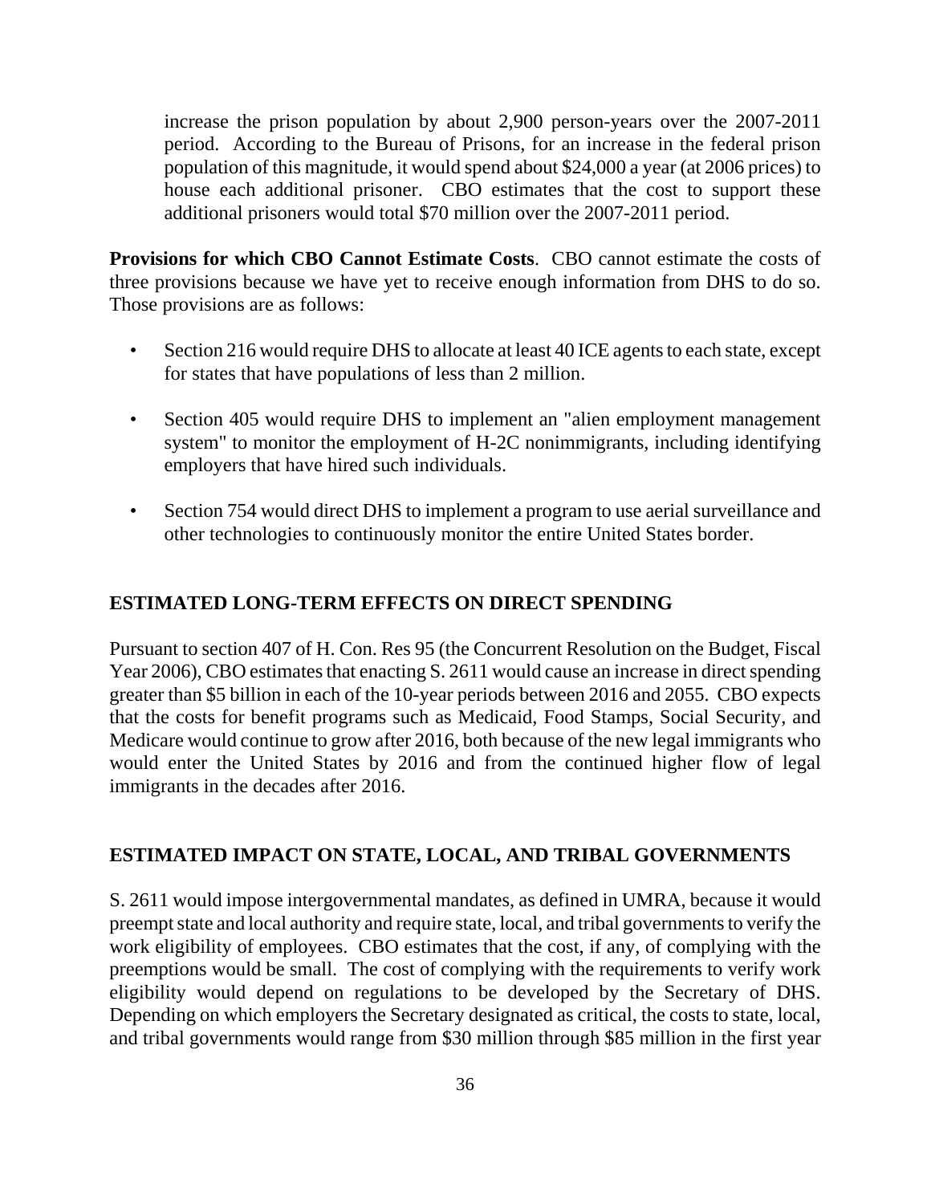increase the prison population by about 2,900 person-years over the 2007-2011 period. According to the Bureau of Prisons, for an increase in the federal prison population of this magnitude, it would spend about $24,000 a year (at 2006 prices) to house each additional prisoner. CBO estimates that the cost to support these additional prisoners would total $70 million over the 2007-2011 period.

**Provisions for which CBO Cannot Estimate Costs**. CBO cannot estimate the costs of three provisions because we have yet to receive enough information from DHS to do so. Those provisions are as follows:

- Section 216 would require DHS to allocate at least 40 ICE agents to each state, except for states that have populations of less than 2 million.
- Section 405 would require DHS to implement an "alien employment management system" to monitor the employment of H-2C nonimmigrants, including identifying employers that have hired such individuals.
- Section 754 would direct DHS to implement a program to use aerial surveillance and other technologies to continuously monitor the entire United States border.

## ESTIMATED LONG-TERM EFFECTS ON DIRECT SPENDING

Pursuant to section 407 of H. Con. Res 95 (the Concurrent Resolution on the Budget, Fiscal Year 2006), CBO estimates that enacting S. 2611 would cause an increase in direct spending greater than $5 billion in each of the 10-year periods between 2016 and 2055. CBO expects that the costs for benefit programs such as Medicaid, Food Stamps, Social Security, and Medicare would continue to grow after 2016, both because of the new legal immigrants who would enter the United States by 2016 and from the continued higher flow of legal immigrants in the decades after 2016.

## ESTIMATED IMPACT ON STATE, LOCAL, AND TRIBAL GOVERNMENTS

S. 2611 would impose intergovernmental mandates, as defined in UMRA, because it would preempt state and local authority and require state, local, and tribal governments to verify the work eligibility of employees. CBO estimates that the cost, if any, of complying with the preemptions would be small. The cost of complying with the requirements to verify work eligibility would depend on regulations to be developed by the Secretary of DHS. Depending on which employers the Secretary designated as critical, the costs to state, local, and tribal governments would range from $30 million through $85 million in the first year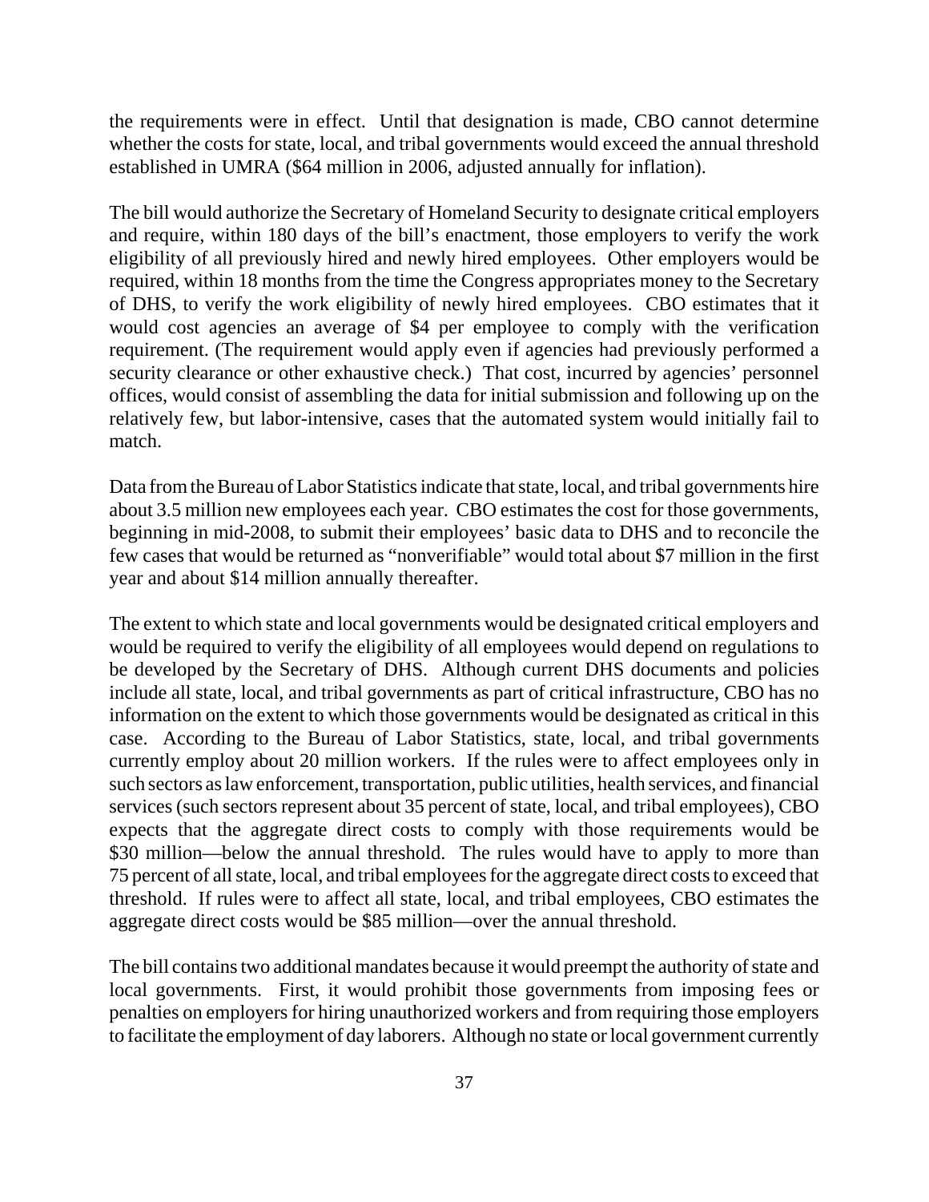the requirements were in effect. Until that designation is made, CBO cannot determine whether the costs for state, local, and tribal governments would exceed the annual threshold established in UMRA ($64 million in 2006, adjusted annually for inflation).

The bill would authorize the Secretary of Homeland Security to designate critical employers and require, within 180 days of the bill's enactment, those employers to verify the work eligibility of all previously hired and newly hired employees. Other employers would be required, within 18 months from the time the Congress appropriates money to the Secretary of DHS, to verify the work eligibility of newly hired employees. CBO estimates that it would cost agencies an average of $4 per employee to comply with the verification requirement. (The requirement would apply even if agencies had previously performed a security clearance or other exhaustive check.) That cost, incurred by agencies' personnel offices, would consist of assembling the data for initial submission and following up on the relatively few, but labor-intensive, cases that the automated system would initially fail to match.

Data from the Bureau of Labor Statistics indicate that state, local, and tribal governments hire about 3.5 million new employees each year. CBO estimates the cost for those governments, beginning in mid-2008, to submit their employees' basic data to DHS and to reconcile the few cases that would be returned as "nonverifiable" would total about $7 million in the first year and about $14 million annually thereafter.

The extent to which state and local governments would be designated critical employers and would be required to verify the eligibility of all employees would depend on regulations to be developed by the Secretary of DHS. Although current DHS documents and policies include all state, local, and tribal governments as part of critical infrastructure, CBO has no information on the extent to which those governments would be designated as critical in this case. According to the Bureau of Labor Statistics, state, local, and tribal governments currently employ about 20 million workers. If the rules were to affect employees only in such sectors as law enforcement, transportation, public utilities, health services, and financial services (such sectors represent about 35 percent of state, local, and tribal employees), CBO expects that the aggregate direct costs to comply with those requirements would be $30 million—below the annual threshold. The rules would have to apply to more than 75 percent of all state, local, and tribal employees for the aggregate direct costs to exceed that threshold. If rules were to affect all state, local, and tribal employees, CBO estimates the aggregate direct costs would be $85 million—over the annual threshold.

The bill contains two additional mandates because it would preempt the authority of state and local governments. First, it would prohibit those governments from imposing fees or penalties on employers for hiring unauthorized workers and from requiring those employers to facilitate the employment of day laborers. Although no state or local government currently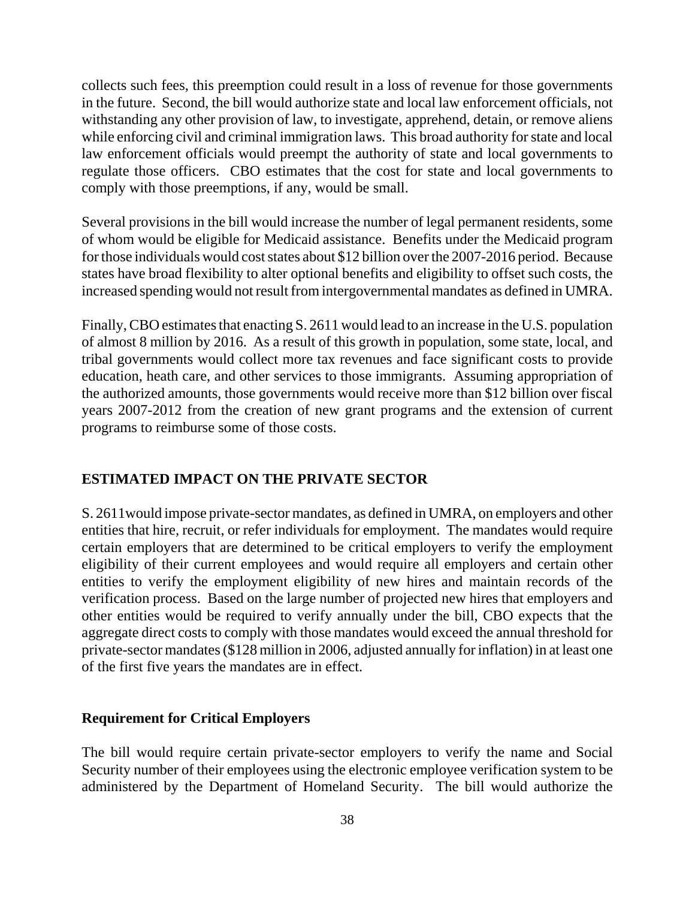collects such fees, this preemption could result in a loss of revenue for those governments in the future. Second, the bill would authorize state and local law enforcement officials, not withstanding any other provision of law, to investigate, apprehend, detain, or remove aliens while enforcing civil and criminal immigration laws. This broad authority for state and local law enforcement officials would preempt the authority of state and local governments to regulate those officers. CBO estimates that the cost for state and local governments to comply with those preemptions, if any, would be small.

Several provisions in the bill would increase the number of legal permanent residents, some of whom would be eligible for Medicaid assistance. Benefits under the Medicaid program for those individuals would cost states about $12 billion over the 2007-2016 period. Because states have broad flexibility to alter optional benefits and eligibility to offset such costs, the increased spending would not result from intergovernmental mandates as defined in UMRA.

Finally, CBO estimates that enacting S. 2611 would lead to an increase in the U.S. population of almost 8 million by 2016. As a result of this growth in population, some state, local, and tribal governments would collect more tax revenues and face significant costs to provide education, heath care, and other services to those immigrants. Assuming appropriation of the authorized amounts, those governments would receive more than $12 billion over fiscal years 2007-2012 from the creation of new grant programs and the extension of current programs to reimburse some of those costs.

## ESTIMATED IMPACT ON THE PRIVATE SECTOR

S. 2611would impose private-sector mandates, as defined in UMRA, on employers and other entities that hire, recruit, or refer individuals for employment. The mandates would require certain employers that are determined to be critical employers to verify the employment eligibility of their current employees and would require all employers and certain other entities to verify the employment eligibility of new hires and maintain records of the verification process. Based on the large number of projected new hires that employers and other entities would be required to verify annually under the bill, CBO expects that the aggregate direct costs to comply with those mandates would exceed the annual threshold for private-sector mandates ($128 million in 2006, adjusted annually for inflation) in at least one of the first five years the mandates are in effect.

### Requirement for Critical Employers

The bill would require certain private-sector employers to verify the name and Social Security number of their employees using the electronic employee verification system to be administered by the Department of Homeland Security. The bill would authorize the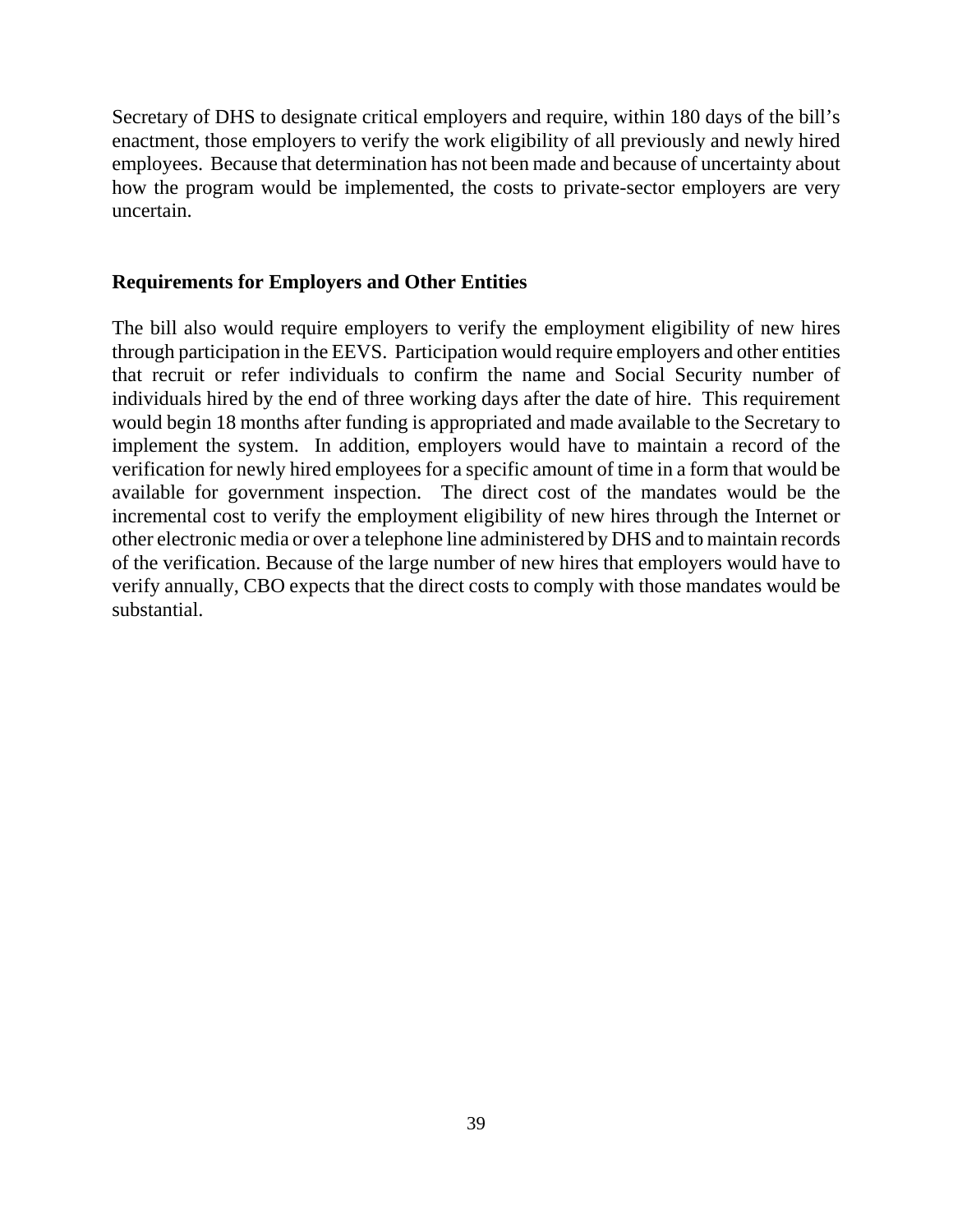Secretary of DHS to designate critical employers and require, within 180 days of the bill's enactment, those employers to verify the work eligibility of all previously and newly hired employees. Because that determination has not been made and because of uncertainty about how the program would be implemented, the costs to private-sector employers are very uncertain.

**Requirements for Employers and Other Entities**

The bill also would require employers to verify the employment eligibility of new hires through participation in the EEVS. Participation would require employers and other entities that recruit or refer individuals to confirm the name and Social Security number of individuals hired by the end of three working days after the date of hire. This requirement would begin 18 months after funding is appropriated and made available to the Secretary to implement the system. In addition, employers would have to maintain a record of the verification for newly hired employees for a specific amount of time in a form that would be available for government inspection. The direct cost of the mandates would be the incremental cost to verify the employment eligibility of new hires through the Internet or other electronic media or over a telephone line administered by DHS and to maintain records of the verification. Because of the large number of new hires that employers would have to verify annually, CBO expects that the direct costs to comply with those mandates would be substantial.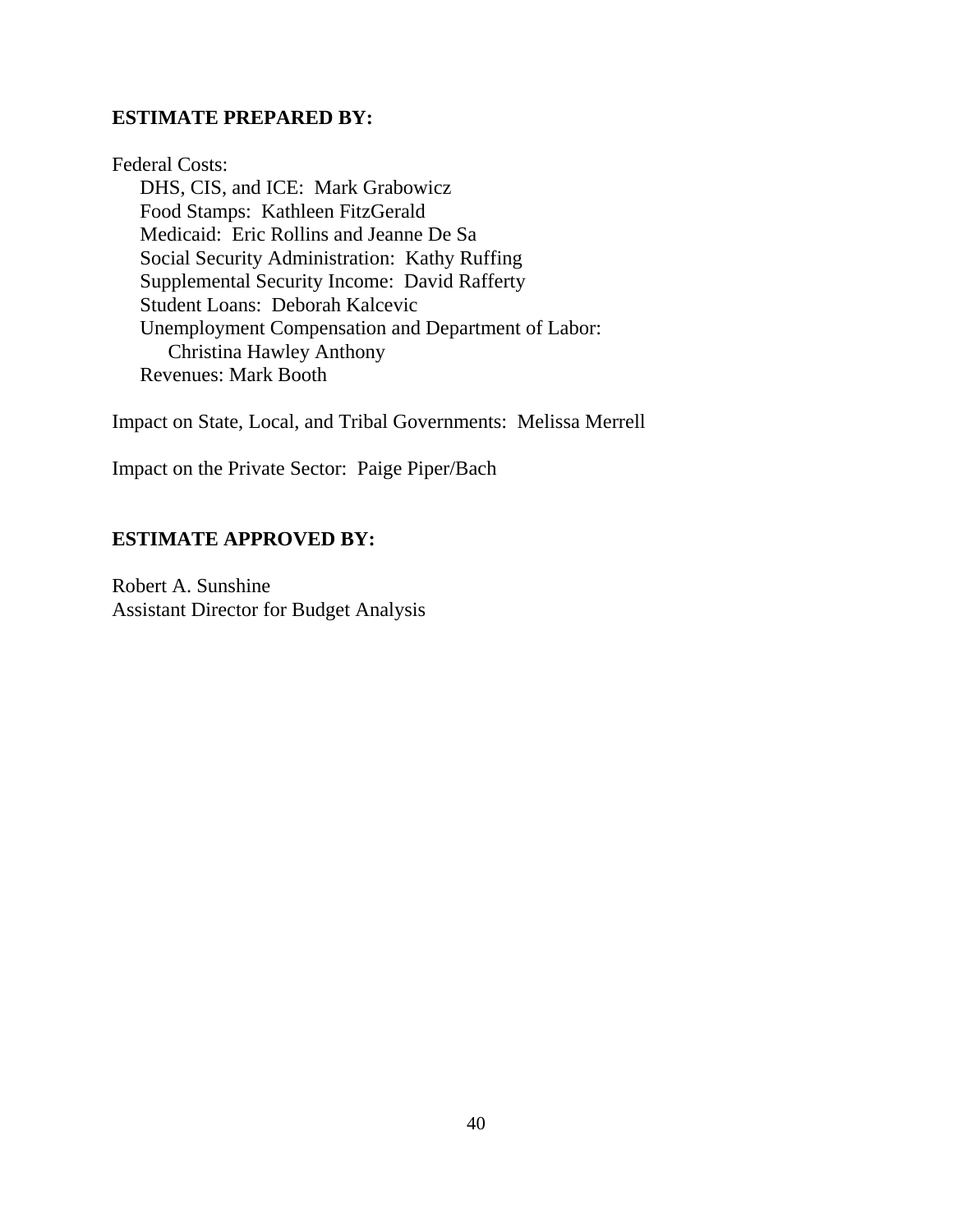**ESTIMATE PREPARED BY:**

Federal Costs:

- DHS, CIS, and ICE: Mark Grabowicz
- Food Stamps: Kathleen FitzGerald
- Medicaid: Eric Rollins and Jeanne De Sa
- Social Security Administration: Kathy Ruffing
- Supplemental Security Income: David Rafferty
- Student Loans: Deborah Kalcevic
- Unemployment Compensation and Department of Labor: Christina Hawley Anthony
- Revenues: Mark Booth

Impact on State, Local, and Tribal Governments: Melissa Merrell

Impact on the Private Sector: Paige Piper/Bach

**ESTIMATE APPROVED BY:**

Robert A. Sunshine
Assistant Director for Budget Analysis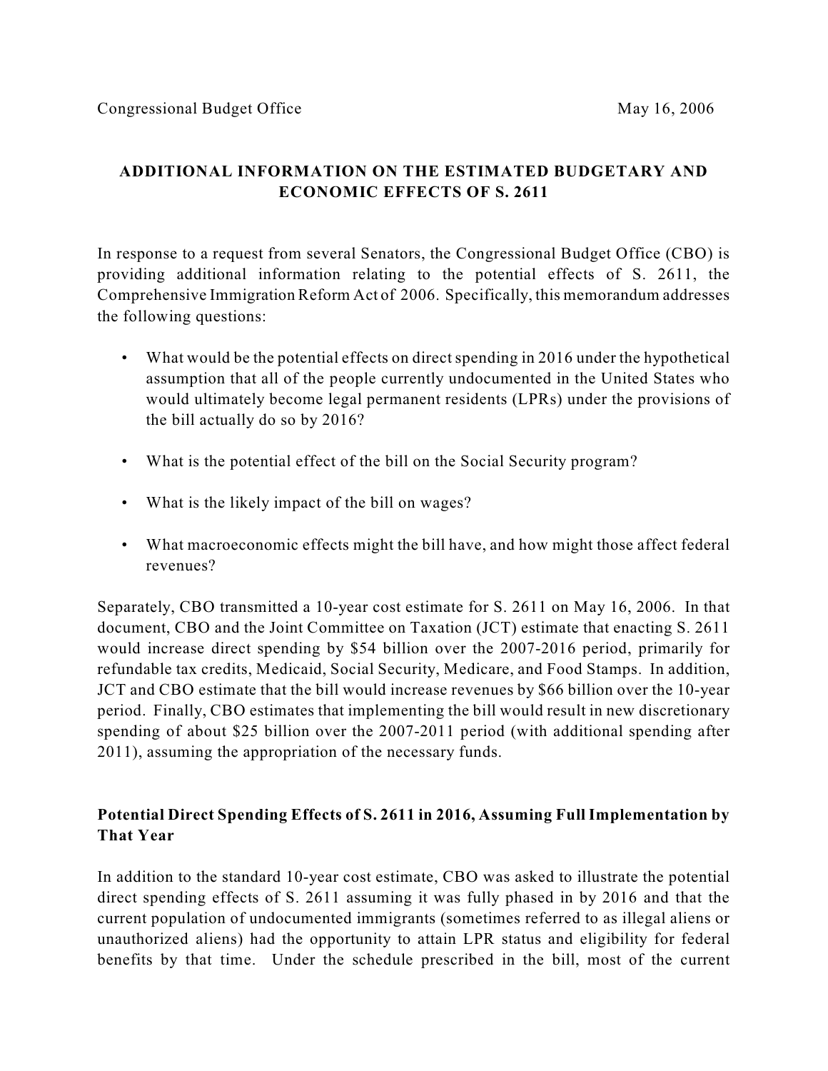Congressional Budget Office May 16, 2006

## ADDITIONAL INFORMATION ON THE ESTIMATED BUDGETARY AND ECONOMIC EFFECTS OF S. 2611

In response to a request from several Senators, the Congressional Budget Office (CBO) is providing additional information relating to the potential effects of S. 2611, the Comprehensive Immigration Reform Act of 2006. Specifically, this memorandum addresses the following questions:

- What would be the potential effects on direct spending in 2016 under the hypothetical assumption that all of the people currently undocumented in the United States who would ultimately become legal permanent residents (LPRs) under the provisions of the bill actually do so by 2016?
- What is the potential effect of the bill on the Social Security program?
- What is the likely impact of the bill on wages?
- What macroeconomic effects might the bill have, and how might those affect federal revenues?

Separately, CBO transmitted a 10-year cost estimate for S. 2611 on May 16, 2006. In that document, CBO and the Joint Committee on Taxation (JCT) estimate that enacting S. 2611 would increase direct spending by $54 billion over the 2007-2016 period, primarily for refundable tax credits, Medicaid, Social Security, Medicare, and Food Stamps. In addition, JCT and CBO estimate that the bill would increase revenues by $66 billion over the 10-year period. Finally, CBO estimates that implementing the bill would result in new discretionary spending of about $25 billion over the 2007-2011 period (with additional spending after 2011), assuming the appropriation of the necessary funds.

### Potential Direct Spending Effects of S. 2611 in 2016, Assuming Full Implementation by That Year

In addition to the standard 10-year cost estimate, CBO was asked to illustrate the potential direct spending effects of S. 2611 assuming it was fully phased in by 2016 and that the current population of undocumented immigrants (sometimes referred to as illegal aliens or unauthorized aliens) had the opportunity to attain LPR status and eligibility for federal benefits by that time. Under the schedule prescribed in the bill, most of the current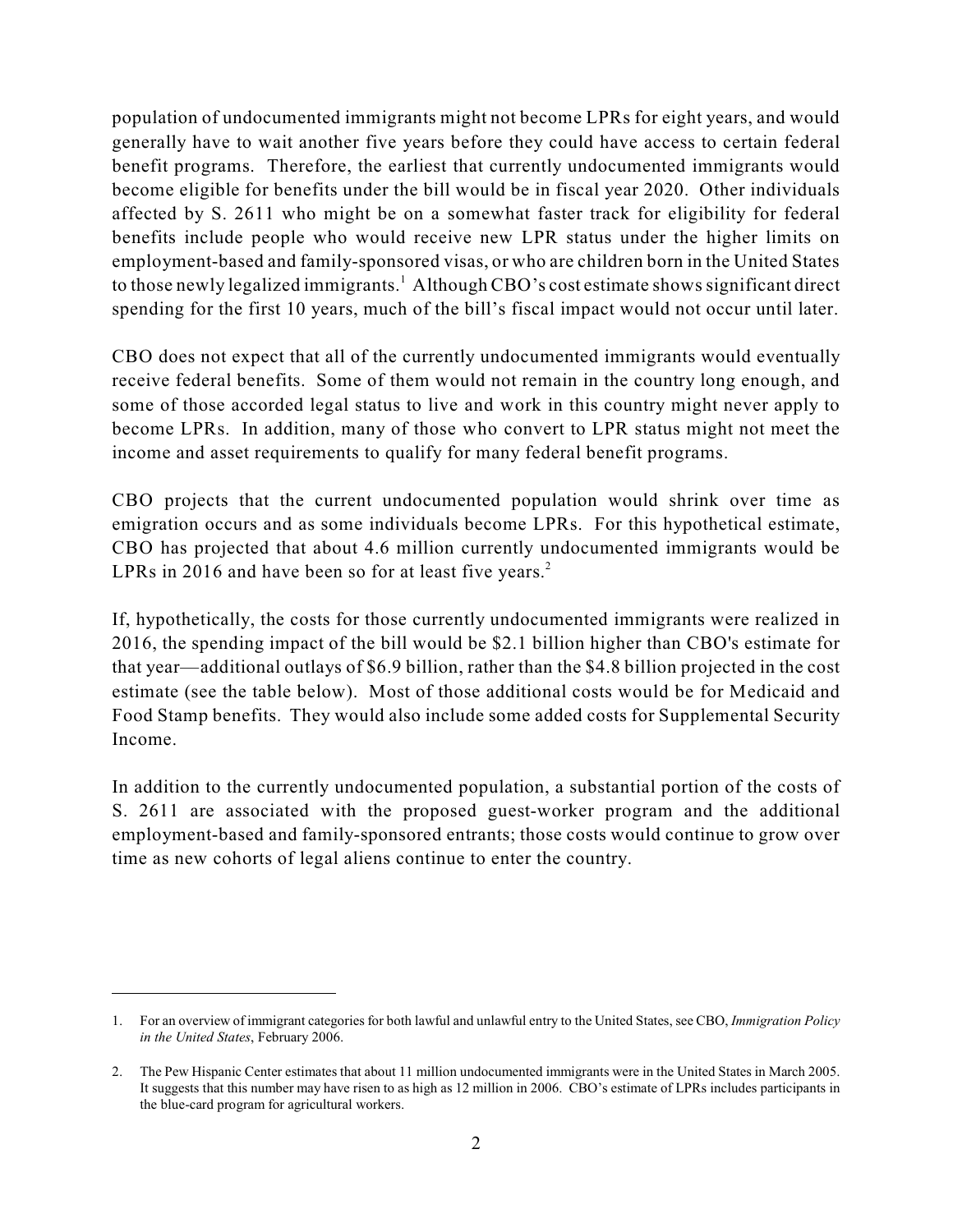population of undocumented immigrants might not become LPRs for eight years, and would generally have to wait another five years before they could have access to certain federal benefit programs. Therefore, the earliest that currently undocumented immigrants would become eligible for benefits under the bill would be in fiscal year 2020. Other individuals affected by S. 2611 who might be on a somewhat faster track for eligibility for federal benefits include people who would receive new LPR status under the higher limits on employment-based and family-sponsored visas, or who are children born in the United States to those newly legalized immigrants.[1] Although CBO's cost estimate shows significant direct spending for the first 10 years, much of the bill's fiscal impact would not occur until later.

CBO does not expect that all of the currently undocumented immigrants would eventually receive federal benefits. Some of them would not remain in the country long enough, and some of those accorded legal status to live and work in this country might never apply to become LPRs. In addition, many of those who convert to LPR status might not meet the income and asset requirements to qualify for many federal benefit programs.

CBO projects that the current undocumented population would shrink over time as emigration occurs and as some individuals become LPRs. For this hypothetical estimate, CBO has projected that about 4.6 million currently undocumented immigrants would be LPRs in 2016 and have been so for at least five years.[2]

If, hypothetically, the costs for those currently undocumented immigrants were realized in 2016, the spending impact of the bill would be $2.1 billion higher than CBO's estimate for that year—additional outlays of $6.9 billion, rather than the $4.8 billion projected in the cost estimate (see the table below). Most of those additional costs would be for Medicaid and Food Stamp benefits. They would also include some added costs for Supplemental Security Income.

In addition to the currently undocumented population, a substantial portion of the costs of S. 2611 are associated with the proposed guest-worker program and the additional employment-based and family-sponsored entrants; those costs would continue to grow over time as new cohorts of legal aliens continue to enter the country.

---

1. For an overview of immigrant categories for both lawful and unlawful entry to the United States, see CBO, *Immigration Policy in the United States*, February 2006.

2. The Pew Hispanic Center estimates that about 11 million undocumented immigrants were in the United States in March 2005. It suggests that this number may have risen to as high as 12 million in 2006. CBO's estimate of LPRs includes participants in the blue-card program for agricultural workers.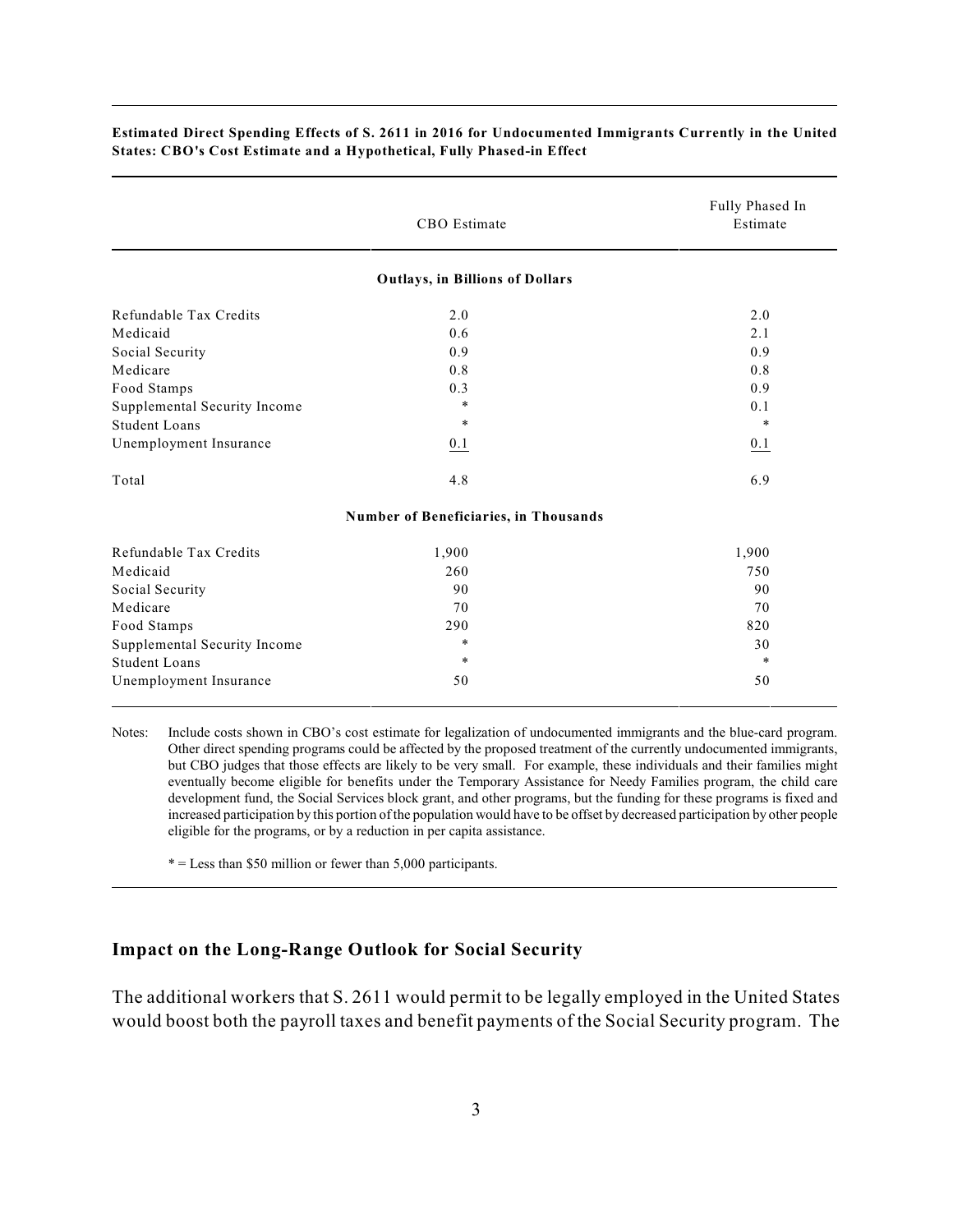**Estimated Direct Spending Effects of S. 2611 in 2016 for Undocumented Immigrants Currently in the United States: CBO's Cost Estimate and a Hypothetical, Fully Phased-in Effect**

| | CBO Estimate | Fully Phased In Estimate |
|---|---|---|
| | **Outlays, in Billions of Dollars** | |
| Refundable Tax Credits | 2.0 | 2.0 |
| Medicaid | 0.6 | 2.1 |
| Social Security | 0.9 | 0.9 |
| Medicare | 0.8 | 0.8 |
| Food Stamps | 0.3 | 0.9 |
| Supplemental Security Income | * | 0.1 |
| Student Loans | * | * |
| Unemployment Insurance | 0.1 | 0.1 |
| Total | 4.8 | 6.9 |
| | **Number of Beneficiaries, in Thousands** | |
| Refundable Tax Credits | 1,900 | 1,900 |
| Medicaid | 260 | 750 |
| Social Security | 90 | 90 |
| Medicare | 70 | 70 |
| Food Stamps | 290 | 820 |
| Supplemental Security Income | * | 30 |
| Student Loans | * | * |
| Unemployment Insurance | 50 | 50 |

Notes: Include costs shown in CBO's cost estimate for legalization of undocumented immigrants and the blue-card program. Other direct spending programs could be affected by the proposed treatment of the currently undocumented immigrants, but CBO judges that those effects are likely to be very small. For example, these individuals and their families might eventually become eligible for benefits under the Temporary Assistance for Needy Families program, the child care development fund, the Social Services block grant, and other programs, but the funding for these programs is fixed and increased participation by this portion of the population would have to be offset by decreased participation by other people eligible for the programs, or by a reduction in per capita assistance.

* = Less than $50 million or fewer than 5,000 participants.

## Impact on the Long-Range Outlook for Social Security

The additional workers that S. 2611 would permit to be legally employed in the United States would boost both the payroll taxes and benefit payments of the Social Security program. The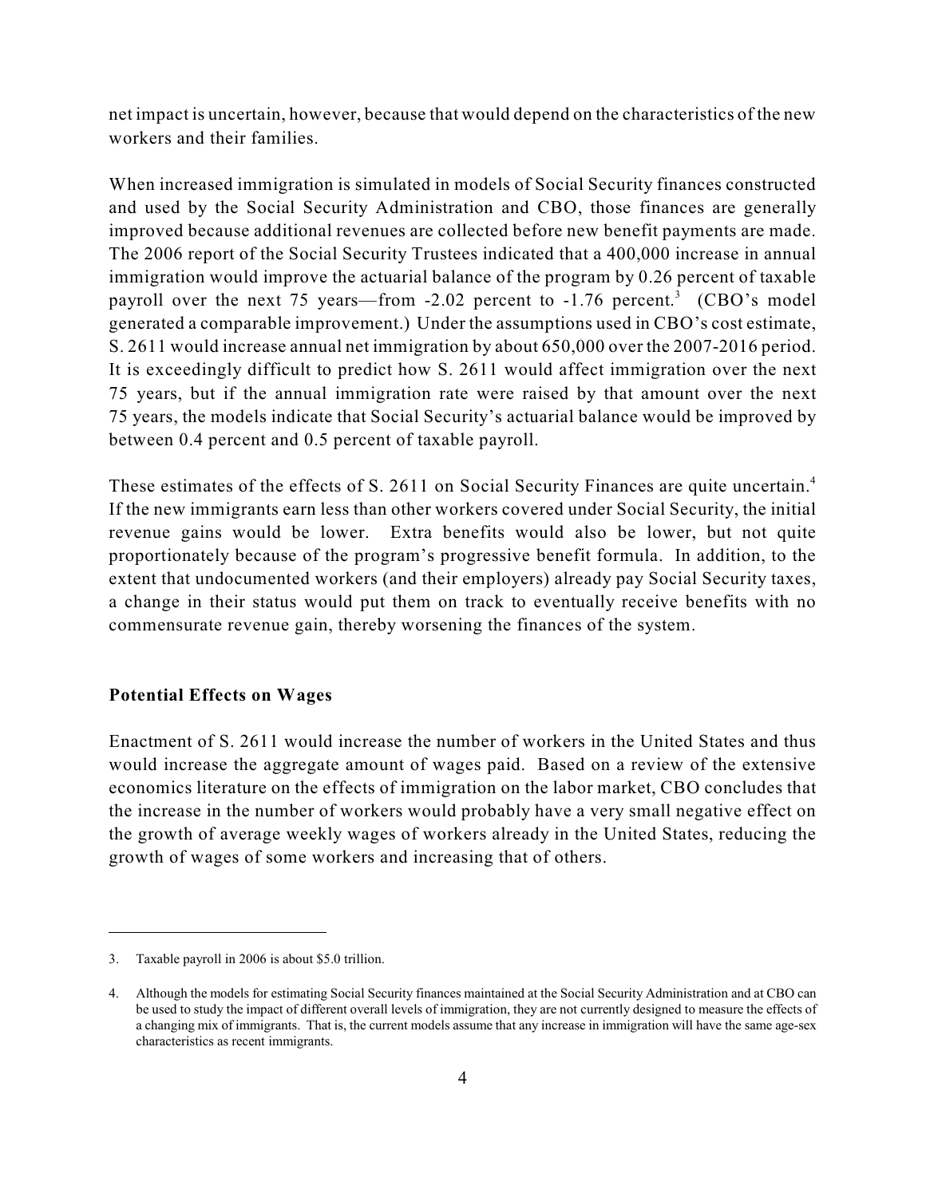net impact is uncertain, however, because that would depend on the characteristics of the new workers and their families.

When increased immigration is simulated in models of Social Security finances constructed and used by the Social Security Administration and CBO, those finances are generally improved because additional revenues are collected before new benefit payments are made. The 2006 report of the Social Security Trustees indicated that a 400,000 increase in annual immigration would improve the actuarial balance of the program by 0.26 percent of taxable payroll over the next 75 years—from -2.02 percent to -1.76 percent.[3] (CBO's model generated a comparable improvement.) Under the assumptions used in CBO's cost estimate, S. 2611 would increase annual net immigration by about 650,000 over the 2007-2016 period. It is exceedingly difficult to predict how S. 2611 would affect immigration over the next 75 years, but if the annual immigration rate were raised by that amount over the next 75 years, the models indicate that Social Security's actuarial balance would be improved by between 0.4 percent and 0.5 percent of taxable payroll.

These estimates of the effects of S. 2611 on Social Security Finances are quite uncertain.[4] If the new immigrants earn less than other workers covered under Social Security, the initial revenue gains would be lower. Extra benefits would also be lower, but not quite proportionately because of the program's progressive benefit formula. In addition, to the extent that undocumented workers (and their employers) already pay Social Security taxes, a change in their status would put them on track to eventually receive benefits with no commensurate revenue gain, thereby worsening the finances of the system.

**Potential Effects on Wages**

Enactment of S. 2611 would increase the number of workers in the United States and thus would increase the aggregate amount of wages paid. Based on a review of the extensive economics literature on the effects of immigration on the labor market, CBO concludes that the increase in the number of workers would probably have a very small negative effect on the growth of average weekly wages of workers already in the United States, reducing the growth of wages of some workers and increasing that of others.

---

3. Taxable payroll in 2006 is about $5.0 trillion.

4. Although the models for estimating Social Security finances maintained at the Social Security Administration and at CBO can be used to study the impact of different overall levels of immigration, they are not currently designed to measure the effects of a changing mix of immigrants. That is, the current models assume that any increase in immigration will have the same age-sex characteristics as recent immigrants.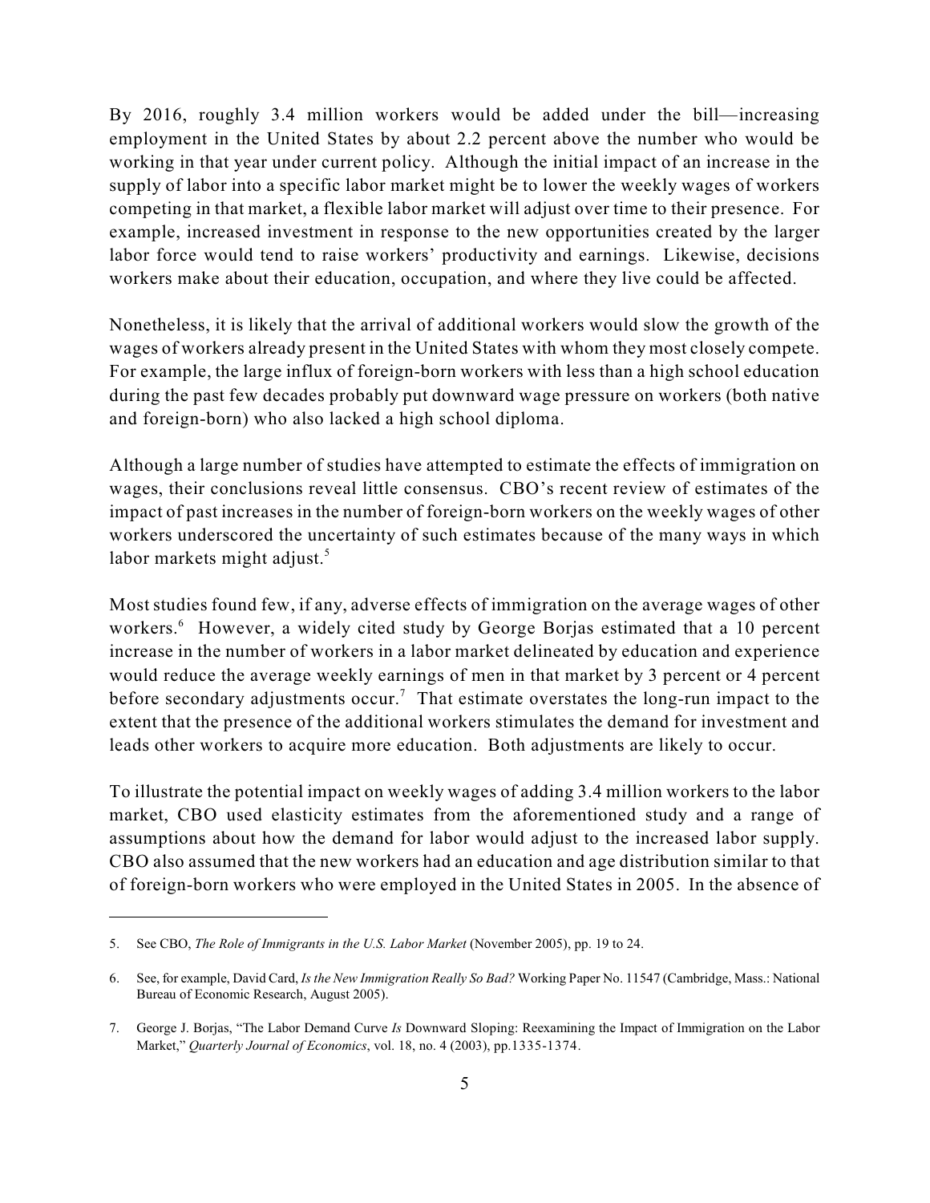By 2016, roughly 3.4 million workers would be added under the bill—increasing employment in the United States by about 2.2 percent above the number who would be working in that year under current policy. Although the initial impact of an increase in the supply of labor into a specific labor market might be to lower the weekly wages of workers competing in that market, a flexible labor market will adjust over time to their presence. For example, increased investment in response to the new opportunities created by the larger labor force would tend to raise workers' productivity and earnings. Likewise, decisions workers make about their education, occupation, and where they live could be affected.

Nonetheless, it is likely that the arrival of additional workers would slow the growth of the wages of workers already present in the United States with whom they most closely compete. For example, the large influx of foreign-born workers with less than a high school education during the past few decades probably put downward wage pressure on workers (both native and foreign-born) who also lacked a high school diploma.

Although a large number of studies have attempted to estimate the effects of immigration on wages, their conclusions reveal little consensus. CBO's recent review of estimates of the impact of past increases in the number of foreign-born workers on the weekly wages of other workers underscored the uncertainty of such estimates because of the many ways in which labor markets might adjust.[5]

Most studies found few, if any, adverse effects of immigration on the average wages of other workers.[6] However, a widely cited study by George Borjas estimated that a 10 percent increase in the number of workers in a labor market delineated by education and experience would reduce the average weekly earnings of men in that market by 3 percent or 4 percent before secondary adjustments occur.[7] That estimate overstates the long-run impact to the extent that the presence of the additional workers stimulates the demand for investment and leads other workers to acquire more education. Both adjustments are likely to occur.

To illustrate the potential impact on weekly wages of adding 3.4 million workers to the labor market, CBO used elasticity estimates from the aforementioned study and a range of assumptions about how the demand for labor would adjust to the increased labor supply. CBO also assumed that the new workers had an education and age distribution similar to that of foreign-born workers who were employed in the United States in 2005. In the absence of

---

5. See CBO, *The Role of Immigrants in the U.S. Labor Market* (November 2005), pp. 19 to 24.

6. See, for example, David Card, *Is the New Immigration Really So Bad?* Working Paper No. 11547 (Cambridge, Mass.: National Bureau of Economic Research, August 2005).

7. George J. Borjas, "The Labor Demand Curve *Is* Downward Sloping: Reexamining the Impact of Immigration on the Labor Market," *Quarterly Journal of Economics*, vol. 18, no. 4 (2003), pp.1335-1374.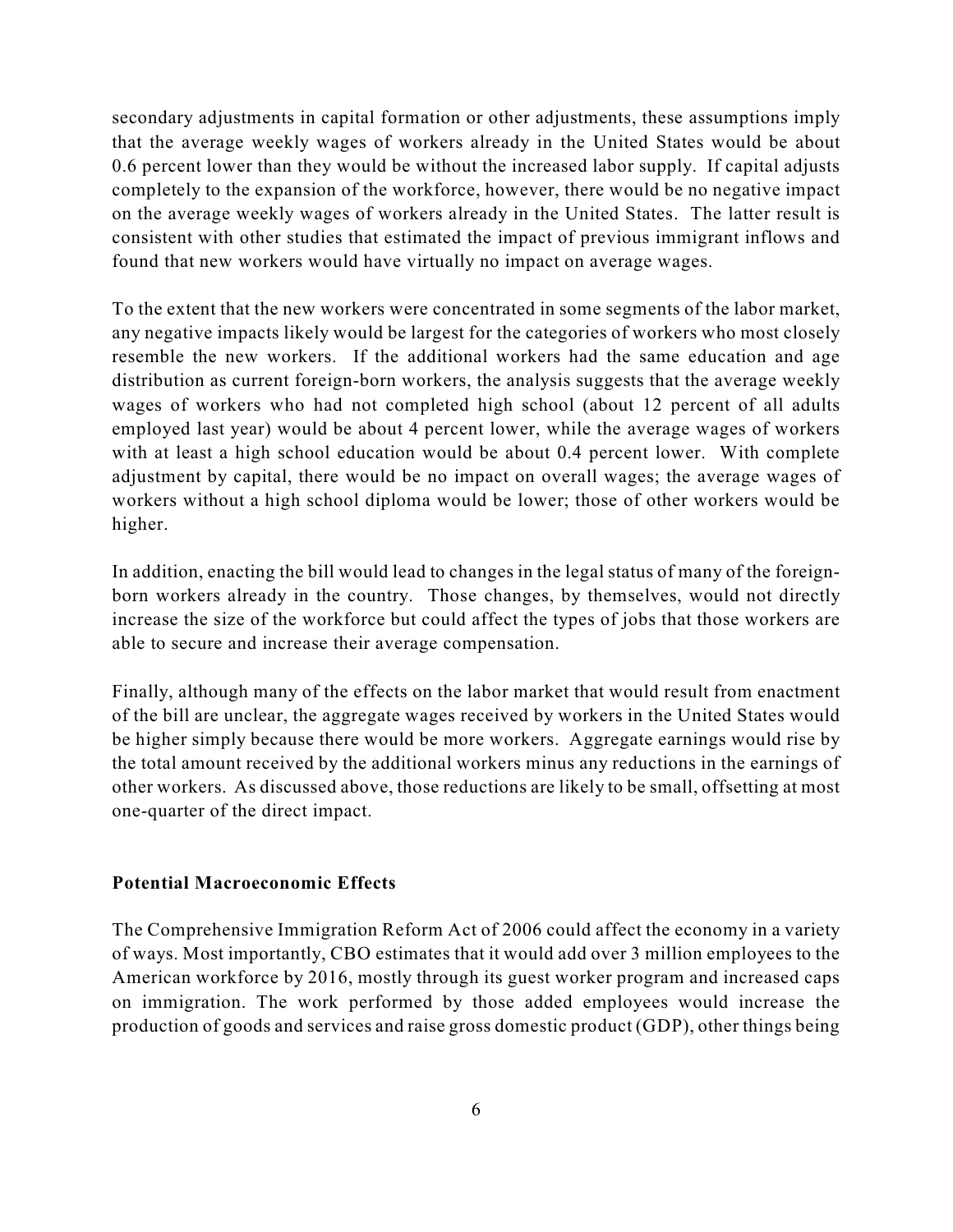secondary adjustments in capital formation or other adjustments, these assumptions imply that the average weekly wages of workers already in the United States would be about 0.6 percent lower than they would be without the increased labor supply. If capital adjusts completely to the expansion of the workforce, however, there would be no negative impact on the average weekly wages of workers already in the United States. The latter result is consistent with other studies that estimated the impact of previous immigrant inflows and found that new workers would have virtually no impact on average wages.

To the extent that the new workers were concentrated in some segments of the labor market, any negative impacts likely would be largest for the categories of workers who most closely resemble the new workers. If the additional workers had the same education and age distribution as current foreign-born workers, the analysis suggests that the average weekly wages of workers who had not completed high school (about 12 percent of all adults employed last year) would be about 4 percent lower, while the average wages of workers with at least a high school education would be about 0.4 percent lower. With complete adjustment by capital, there would be no impact on overall wages; the average wages of workers without a high school diploma would be lower; those of other workers would be higher.

In addition, enacting the bill would lead to changes in the legal status of many of the foreign-born workers already in the country. Those changes, by themselves, would not directly increase the size of the workforce but could affect the types of jobs that those workers are able to secure and increase their average compensation.

Finally, although many of the effects on the labor market that would result from enactment of the bill are unclear, the aggregate wages received by workers in the United States would be higher simply because there would be more workers. Aggregate earnings would rise by the total amount received by the additional workers minus any reductions in the earnings of other workers. As discussed above, those reductions are likely to be small, offsetting at most one-quarter of the direct impact.

**Potential Macroeconomic Effects**

The Comprehensive Immigration Reform Act of 2006 could affect the economy in a variety of ways. Most importantly, CBO estimates that it would add over 3 million employees to the American workforce by 2016, mostly through its guest worker program and increased caps on immigration. The work performed by those added employees would increase the production of goods and services and raise gross domestic product (GDP), other things being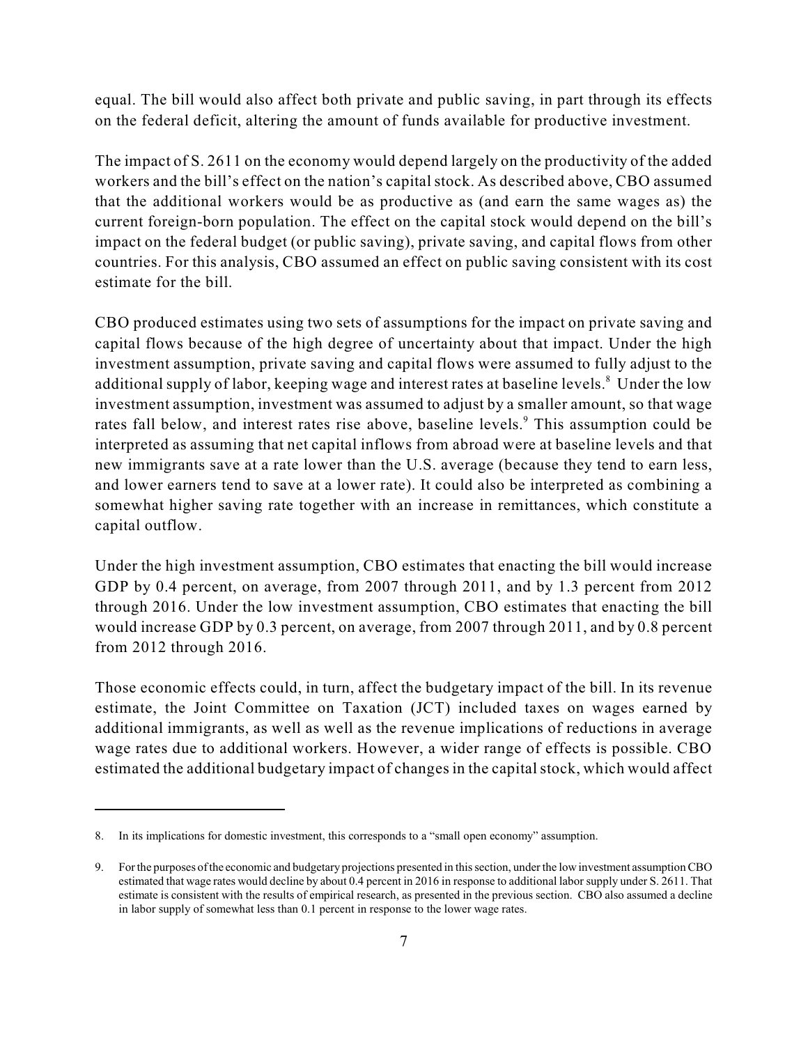equal. The bill would also affect both private and public saving, in part through its effects on the federal deficit, altering the amount of funds available for productive investment.

The impact of S. 2611 on the economy would depend largely on the productivity of the added workers and the bill's effect on the nation's capital stock. As described above, CBO assumed that the additional workers would be as productive as (and earn the same wages as) the current foreign-born population. The effect on the capital stock would depend on the bill's impact on the federal budget (or public saving), private saving, and capital flows from other countries. For this analysis, CBO assumed an effect on public saving consistent with its cost estimate for the bill.

CBO produced estimates using two sets of assumptions for the impact on private saving and capital flows because of the high degree of uncertainty about that impact. Under the high investment assumption, private saving and capital flows were assumed to fully adjust to the additional supply of labor, keeping wage and interest rates at baseline levels.[8] Under the low investment assumption, investment was assumed to adjust by a smaller amount, so that wage rates fall below, and interest rates rise above, baseline levels.[9] This assumption could be interpreted as assuming that net capital inflows from abroad were at baseline levels and that new immigrants save at a rate lower than the U.S. average (because they tend to earn less, and lower earners tend to save at a lower rate). It could also be interpreted as combining a somewhat higher saving rate together with an increase in remittances, which constitute a capital outflow.

Under the high investment assumption, CBO estimates that enacting the bill would increase GDP by 0.4 percent, on average, from 2007 through 2011, and by 1.3 percent from 2012 through 2016. Under the low investment assumption, CBO estimates that enacting the bill would increase GDP by 0.3 percent, on average, from 2007 through 2011, and by 0.8 percent from 2012 through 2016.

Those economic effects could, in turn, affect the budgetary impact of the bill. In its revenue estimate, the Joint Committee on Taxation (JCT) included taxes on wages earned by additional immigrants, as well as well as the revenue implications of reductions in average wage rates due to additional workers. However, a wider range of effects is possible. CBO estimated the additional budgetary impact of changes in the capital stock, which would affect

---

8. In its implications for domestic investment, this corresponds to a "small open economy" assumption.

9. For the purposes of the economic and budgetary projections presented in this section, under the low investment assumption CBO estimated that wage rates would decline by about 0.4 percent in 2016 in response to additional labor supply under S. 2611. That estimate is consistent with the results of empirical research, as presented in the previous section. CBO also assumed a decline in labor supply of somewhat less than 0.1 percent in response to the lower wage rates.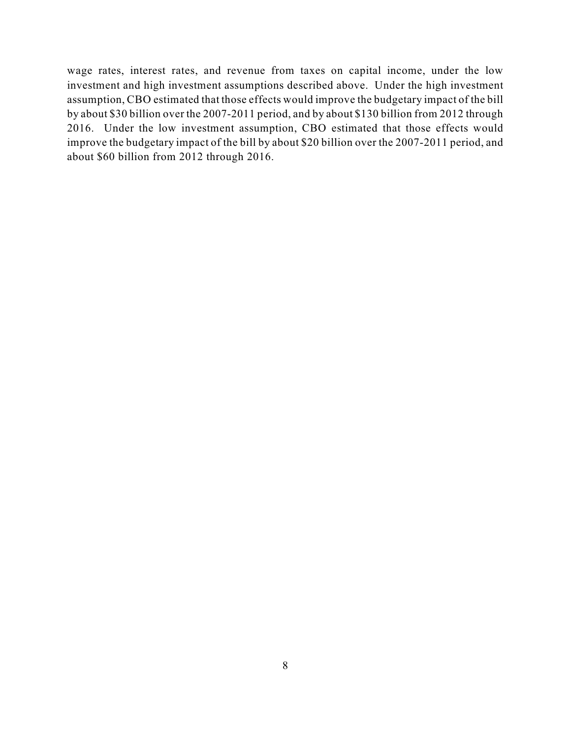wage rates, interest rates, and revenue from taxes on capital income, under the low investment and high investment assumptions described above. Under the high investment assumption, CBO estimated that those effects would improve the budgetary impact of the bill by about $30 billion over the 2007-2011 period, and by about $130 billion from 2012 through 2016. Under the low investment assumption, CBO estimated that those effects would improve the budgetary impact of the bill by about $20 billion over the 2007-2011 period, and about $60 billion from 2012 through 2016.